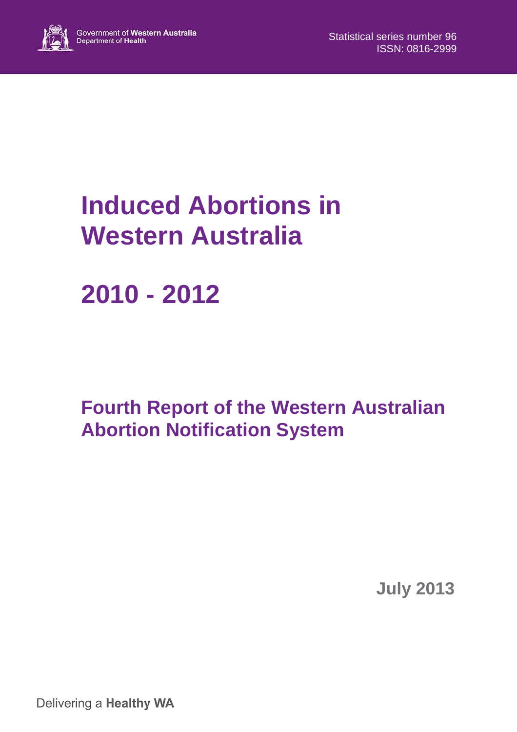Government of Western Australia
Department of Health

Statistical series number 96
ISSN: 0816-2999

# Induced Abortions in Western Australia

# 2010 - 2012

## Fourth Report of the Western Australian Abortion Notification System

July 2013

Delivering a **Healthy WA**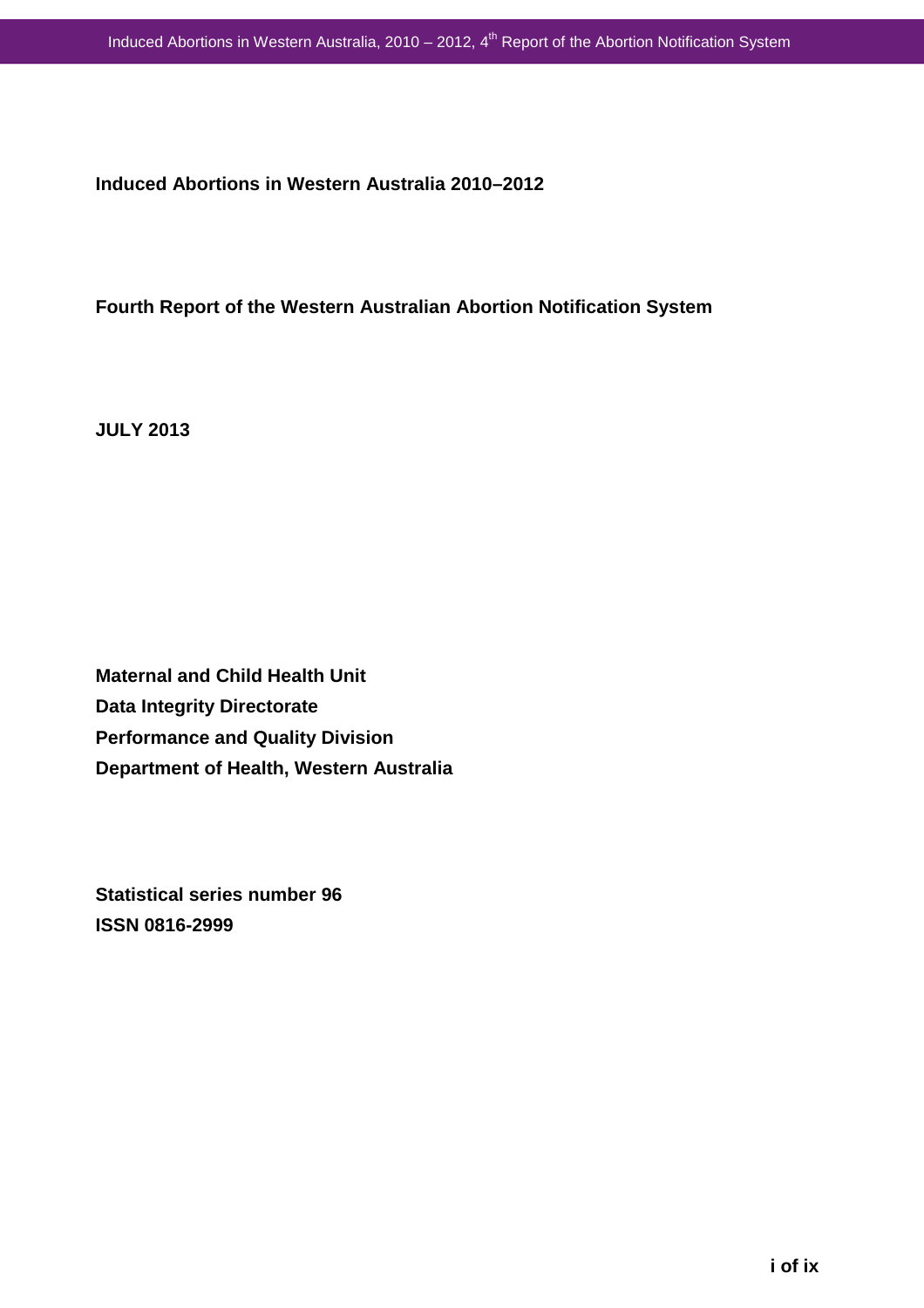**Induced Abortions in Western Australia 2010–2012**

**Fourth Report of the Western Australian Abortion Notification System**

**JULY 2013**

**Maternal and Child Health Unit**
**Data Integrity Directorate**
**Performance and Quality Division**
**Department of Health, Western Australia**

**Statistical series number 96**
**ISSN 0816-2999**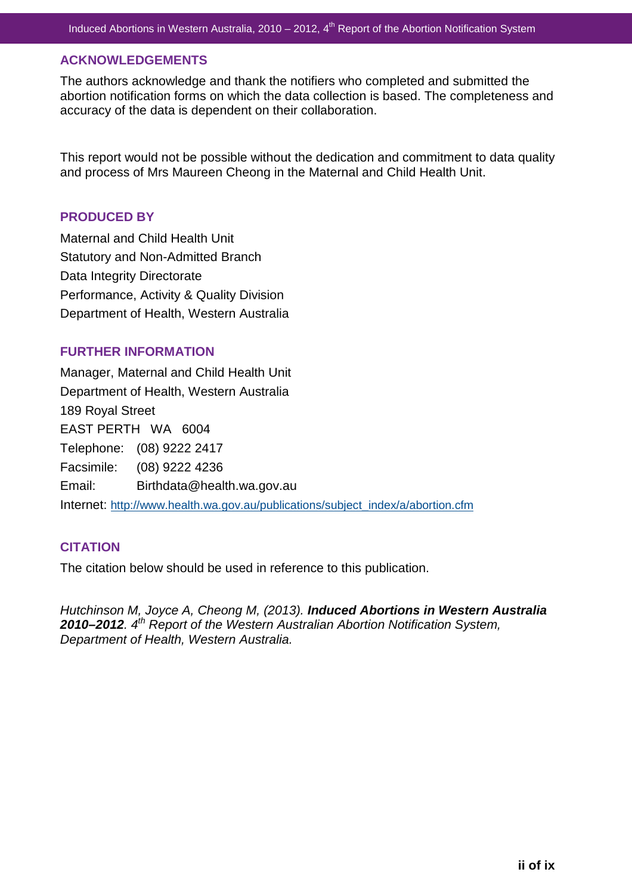## ACKNOWLEDGEMENTS

The authors acknowledge and thank the notifiers who completed and submitted the abortion notification forms on which the data collection is based. The completeness and accuracy of the data is dependent on their collaboration.

This report would not be possible without the dedication and commitment to data quality and process of Mrs Maureen Cheong in the Maternal and Child Health Unit.

## PRODUCED BY

Maternal and Child Health Unit
Statutory and Non-Admitted Branch
Data Integrity Directorate
Performance, Activity & Quality Division
Department of Health, Western Australia

## FURTHER INFORMATION

Manager, Maternal and Child Health Unit
Department of Health, Western Australia
189 Royal Street
EAST PERTH WA 6004
Telephone: (08) 9222 2417
Facsimile: (08) 9222 4236
Email: Birthdata@health.wa.gov.au
Internet: http://www.health.wa.gov.au/publications/subject_index/a/abortion.cfm

## CITATION

The citation below should be used in reference to this publication.

*Hutchinson M, Joyce A, Cheong M, (2013). **Induced Abortions in Western Australia 2010–2012**. 4th Report of the Western Australian Abortion Notification System, Department of Health, Western Australia.*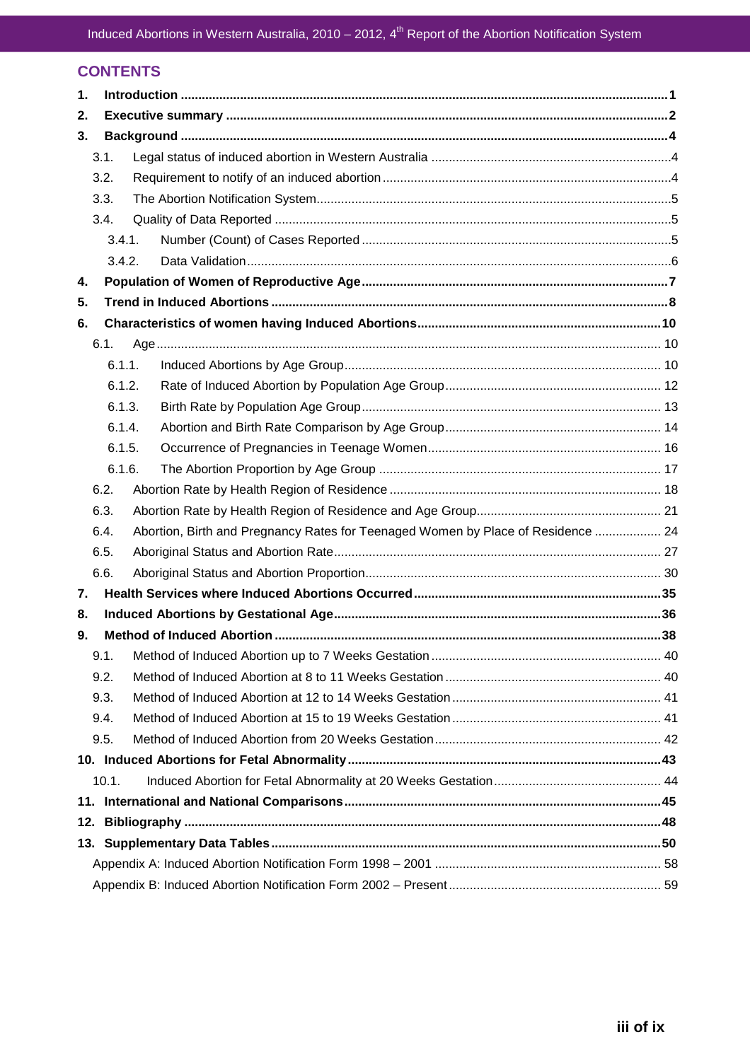## CONTENTS

1. **Introduction** ........................................................................................................................................1
2. **Executive summary** ..................................................................................................................2
3. **Background** ....................................................................................................................................4
   - 3.1. Legal status of induced abortion in Western Australia ..................................................4
   - 3.2. Requirement to notify of an induced abortion ..................................................................4
   - 3.3. The Abortion Notification System...........................................................................................5
   - 3.4. Quality of Data Reported ...........................................................................................................5
     - 3.4.1. Number (Count) of Cases Reported ...............................................................................5
     - 3.4.2. Data Validation......................................................................................................................6
4. **Population of Women of Reproductive Age**.........................................................................7
5. **Trend in Induced Abortions** ...........................................................................................................8
6. **Characteristics of women having Induced Abortions**..........................................................10
   - 6.1. Age...........................................................................................................................................10
     - 6.1.1. Induced Abortions by Age Group....................................................................................10
     - 6.1.2. Rate of Induced Abortion by Population Age Group......................................................12
     - 6.1.3. Birth Rate by Population Age Group..............................................................................13
     - 6.1.4. Abortion and Birth Rate Comparison by Age Group......................................................14
     - 6.1.5. Occurrence of Pregnancies in Teenage Women.............................................................16
     - 6.1.6. The Abortion Proportion by Age Group ..........................................................................17
   - 6.2. Abortion Rate by Health Region of Residence .....................................................................18
   - 6.3. Abortion Rate by Health Region of Residence and Age Group..........................................21
   - 6.4. Abortion, Birth and Pregnancy Rates for Teenaged Women by Place of Residence ...................24
   - 6.5. Aboriginal Status and Abortion Rate....................................................................................27
   - 6.6. Aboriginal Status and Abortion Proportion...........................................................................30
7. **Health Services where Induced Abortions Occurred**.................................................................35
8. **Induced Abortions by Gestational Age**.....................................................................................36
9. **Method of Induced Abortion** ......................................................................................................38
   - 9.1. Method of Induced Abortion up to 7 Weeks Gestation .........................................................40
   - 9.2. Method of Induced Abortion at 8 to 11 Weeks Gestation .....................................................40
   - 9.3. Method of Induced Abortion at 12 to 14 Weeks Gestation ...................................................41
   - 9.4. Method of Induced Abortion at 15 to 19 Weeks Gestation ...................................................41
   - 9.5. Method of Induced Abortion from 20 Weeks Gestation ........................................................42
10. **Induced Abortions for Fetal Abnormality**................................................................................43
    - 10.1. Induced Abortion for Fetal Abnormality at 20 Weeks Gestation.........................................44
11. **International and National Comparisons**.................................................................................45
12. **Bibliography** ...............................................................................................................................48
13. **Supplementary Data Tables**........................................................................................................50
    - Appendix A: Induced Abortion Notification Form 1998 – 2001 ....................................................58
    - Appendix B: Induced Abortion Notification Form 2002 – Present................................................59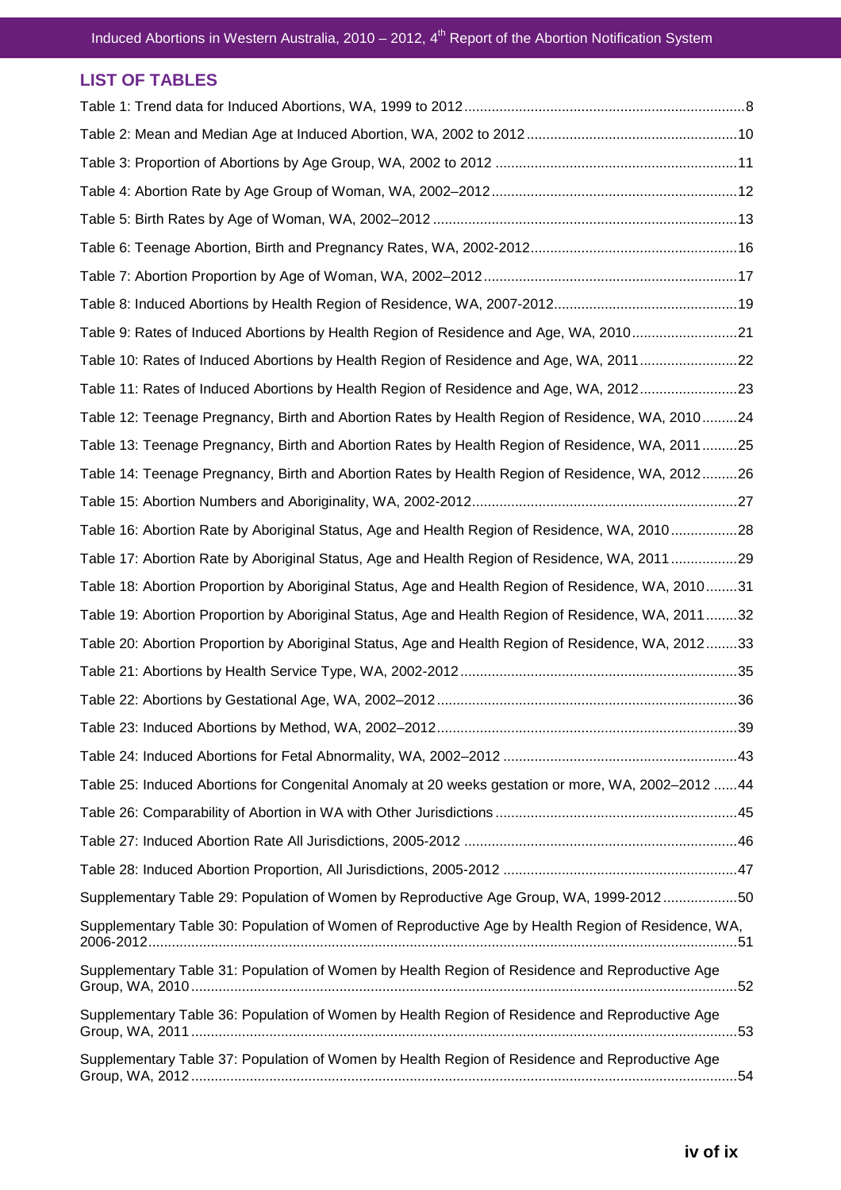## LIST OF TABLES

Table 1: Trend data for Induced Abortions, WA, 1999 to 2012 ....... 8

Table 2: Mean and Median Age at Induced Abortion, WA, 2002 to 2012 ....... 10

Table 3: Proportion of Abortions by Age Group, WA, 2002 to 2012 ....... 11

Table 4: Abortion Rate by Age Group of Woman, WA, 2002–2012 ....... 12

Table 5: Birth Rates by Age of Woman, WA, 2002–2012 ....... 13

Table 6: Teenage Abortion, Birth and Pregnancy Rates, WA, 2002-2012 ....... 16

Table 7: Abortion Proportion by Age of Woman, WA, 2002–2012 ....... 17

Table 8: Induced Abortions by Health Region of Residence, WA, 2007-2012 ....... 19

Table 9: Rates of Induced Abortions by Health Region of Residence and Age, WA, 2010 ....... 21

Table 10: Rates of Induced Abortions by Health Region of Residence and Age, WA, 2011 ....... 22

Table 11: Rates of Induced Abortions by Health Region of Residence and Age, WA, 2012 ....... 23

Table 12: Teenage Pregnancy, Birth and Abortion Rates by Health Region of Residence, WA, 2010 ....... 24

Table 13: Teenage Pregnancy, Birth and Abortion Rates by Health Region of Residence, WA, 2011 ....... 25

Table 14: Teenage Pregnancy, Birth and Abortion Rates by Health Region of Residence, WA, 2012 ....... 26

Table 15: Abortion Numbers and Aboriginality, WA, 2002-2012 ....... 27

Table 16: Abortion Rate by Aboriginal Status, Age and Health Region of Residence, WA, 2010 ....... 28

Table 17: Abortion Rate by Aboriginal Status, Age and Health Region of Residence, WA, 2011 ....... 29

Table 18: Abortion Proportion by Aboriginal Status, Age and Health Region of Residence, WA, 2010 ....... 31

Table 19: Abortion Proportion by Aboriginal Status, Age and Health Region of Residence, WA, 2011 ....... 32

Table 20: Abortion Proportion by Aboriginal Status, Age and Health Region of Residence, WA, 2012 ....... 33

Table 21: Abortions by Health Service Type, WA, 2002-2012 ....... 35

Table 22: Abortions by Gestational Age, WA, 2002–2012 ....... 36

Table 23: Induced Abortions by Method, WA, 2002–2012 ....... 39

Table 24: Induced Abortions for Fetal Abnormality, WA, 2002–2012 ....... 43

Table 25: Induced Abortions for Congenital Anomaly at 20 weeks gestation or more, WA, 2002–2012 ....... 44

Table 26: Comparability of Abortion in WA with Other Jurisdictions ....... 45

Table 27: Induced Abortion Rate All Jurisdictions, 2005-2012 ....... 46

Table 28: Induced Abortion Proportion, All Jurisdictions, 2005-2012 ....... 47

Supplementary Table 29: Population of Women by Reproductive Age Group, WA, 1999-2012 ....... 50

Supplementary Table 30: Population of Women of Reproductive Age by Health Region of Residence, WA, 2006-2012 ....... 51

Supplementary Table 31: Population of Women by Health Region of Residence and Reproductive Age Group, WA, 2010 ....... 52

Supplementary Table 36: Population of Women by Health Region of Residence and Reproductive Age Group, WA, 2011 ....... 53

Supplementary Table 37: Population of Women by Health Region of Residence and Reproductive Age Group, WA, 2012 ....... 54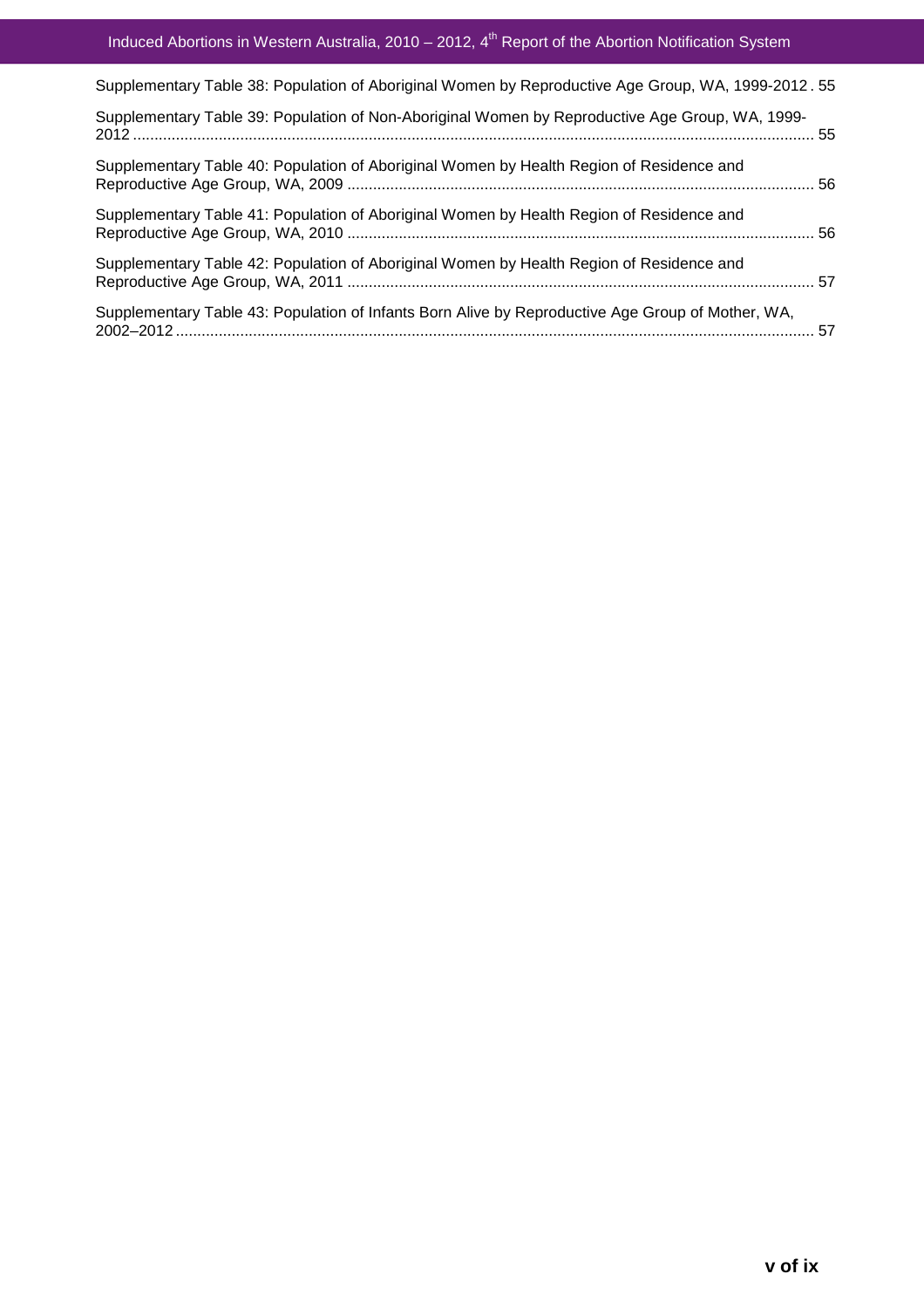Supplementary Table 38: Population of Aboriginal Women by Reproductive Age Group, WA, 1999-2012 . 55

Supplementary Table 39: Population of Non-Aboriginal Women by Reproductive Age Group, WA, 1999-2012 ..... 55

Supplementary Table 40: Population of Aboriginal Women by Health Region of Residence and Reproductive Age Group, WA, 2009 ..... 56

Supplementary Table 41: Population of Aboriginal Women by Health Region of Residence and Reproductive Age Group, WA, 2010 ..... 56

Supplementary Table 42: Population of Aboriginal Women by Health Region of Residence and Reproductive Age Group, WA, 2011 ..... 57

Supplementary Table 43: Population of Infants Born Alive by Reproductive Age Group of Mother, WA, 2002–2012 ..... 57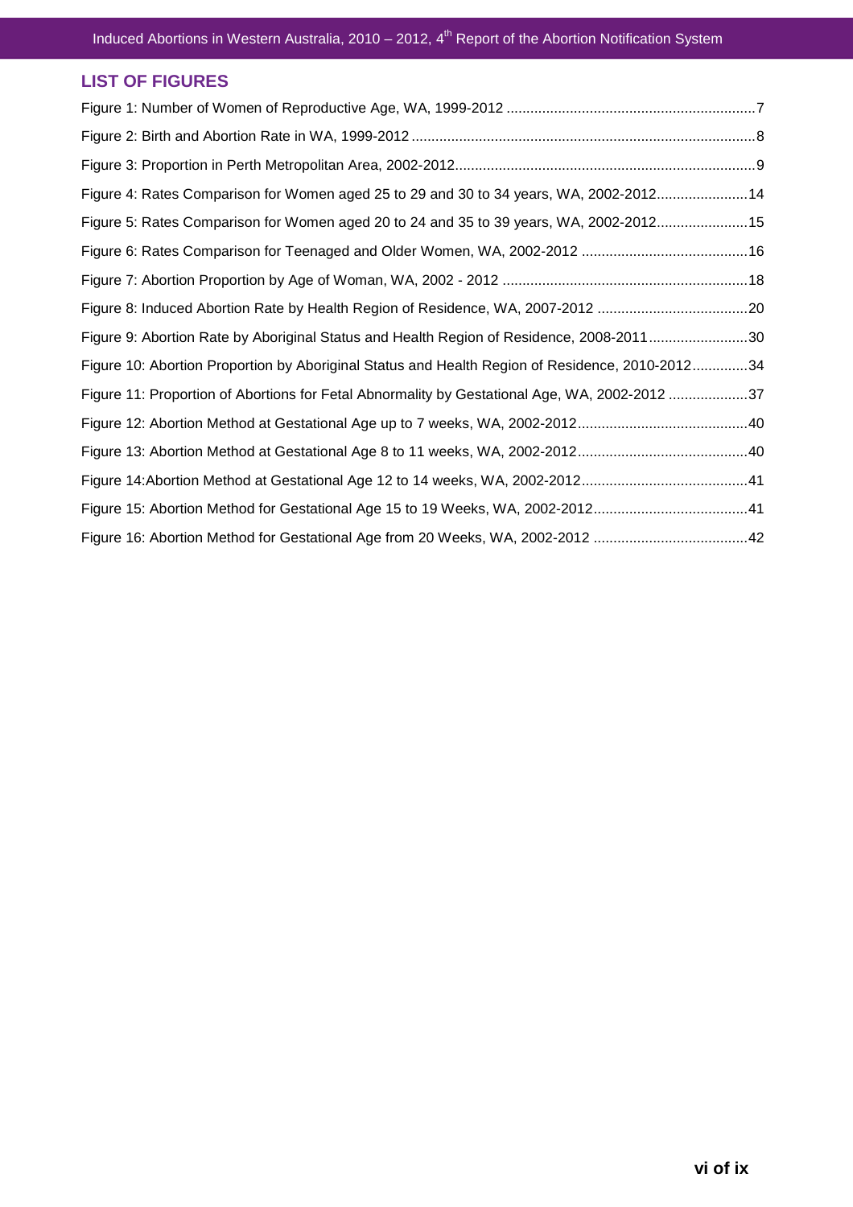## LIST OF FIGURES

Figure 1: Number of Women of Reproductive Age, WA, 1999-2012 ..............................................................7

Figure 2: Birth and Abortion Rate in WA, 1999-2012 ......................................................................................8

Figure 3: Proportion in Perth Metropolitan Area, 2002-2012...........................................................................9

Figure 4: Rates Comparison for Women aged 25 to 29 and 30 to 34 years, WA, 2002-2012.......................14

Figure 5: Rates Comparison for Women aged 20 to 24 and 35 to 39 years, WA, 2002-2012.......................15

Figure 6: Rates Comparison for Teenaged and Older Women, WA, 2002-2012 ..........................................16

Figure 7: Abortion Proportion by Age of Woman, WA, 2002 - 2012 .............................................................18

Figure 8: Induced Abortion Rate by Health Region of Residence, WA, 2007-2012 ......................................20

Figure 9: Abortion Rate by Aboriginal Status and Health Region of Residence, 2008-2011.........................30

Figure 10: Abortion Proportion by Aboriginal Status and Health Region of Residence, 2010-2012..............34

Figure 11: Proportion of Abortions for Fetal Abnormality by Gestational Age, WA, 2002-2012 ....................37

Figure 12: Abortion Method at Gestational Age up to 7 weeks, WA, 2002-2012...........................................40

Figure 13: Abortion Method at Gestational Age 8 to 11 weeks, WA, 2002-2012...........................................40

Figure 14:Abortion Method at Gestational Age 12 to 14 weeks, WA, 2002-2012..........................................41

Figure 15: Abortion Method for Gestational Age 15 to 19 Weeks, WA, 2002-2012.......................................41

Figure 16: Abortion Method for Gestational Age from 20 Weeks, WA, 2002-2012 .......................................42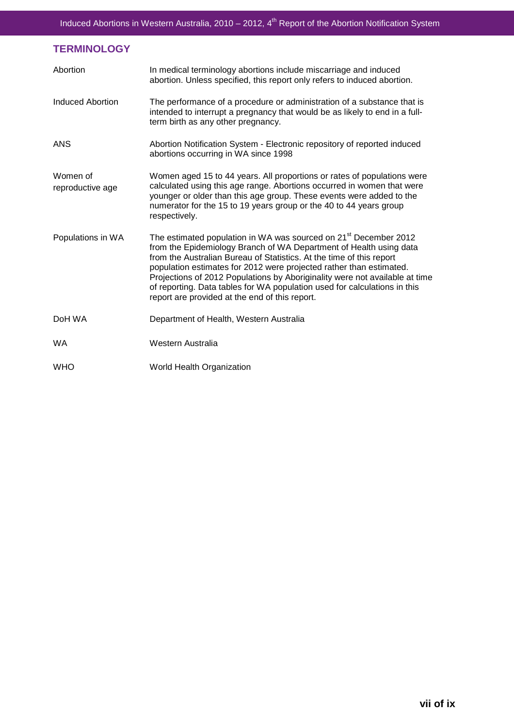## TERMINOLOGY

| | |
|---|---|
| Abortion | In medical terminology abortions include miscarriage and induced abortion. Unless specified, this report only refers to induced abortion. |
| Induced Abortion | The performance of a procedure or administration of a substance that is intended to interrupt a pregnancy that would be as likely to end in a full-term birth as any other pregnancy. |
| ANS | Abortion Notification System - Electronic repository of reported induced abortions occurring in WA since 1998 |
| Women of reproductive age | Women aged 15 to 44 years. All proportions or rates of populations were calculated using this age range. Abortions occurred in women that were younger or older than this age group. These events were added to the numerator for the 15 to 19 years group or the 40 to 44 years group respectively. |
| Populations in WA | The estimated population in WA was sourced on 21st December 2012 from the Epidemiology Branch of WA Department of Health using data from the Australian Bureau of Statistics. At the time of this report population estimates for 2012 were projected rather than estimated. Projections of 2012 Populations by Aboriginality were not available at time of reporting. Data tables for WA population used for calculations in this report are provided at the end of this report. |
| DoH WA | Department of Health, Western Australia |
| WA | Western Australia |
| WHO | World Health Organization |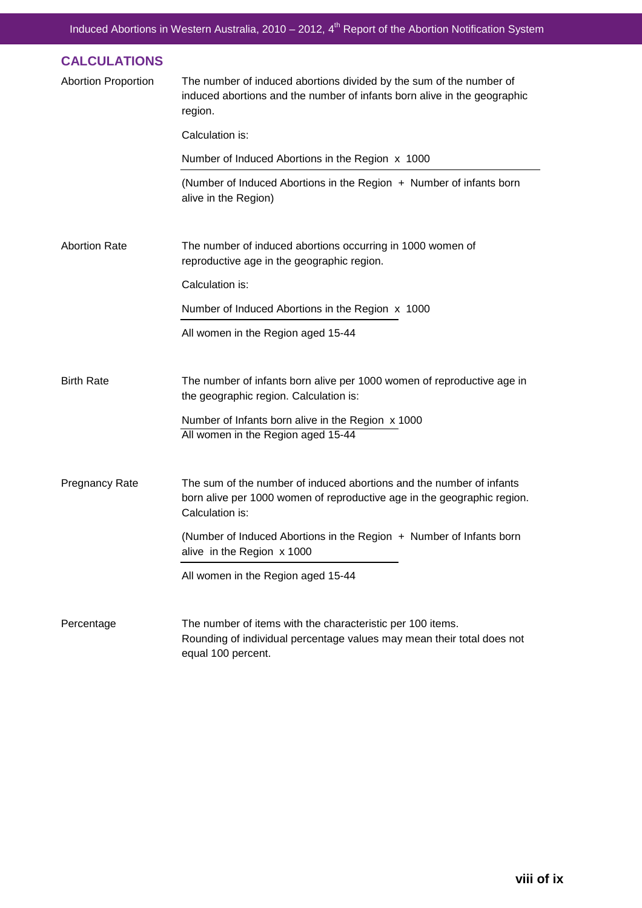## CALCULATIONS

**Abortion Proportion**

The number of induced abortions divided by the sum of the number of induced abortions and the number of infants born alive in the geographic region.

Calculation is:

$$\frac{\text{Number of Induced Abortions in the Region} \times 1000}{(\text{Number of Induced Abortions in the Region} + \text{Number of infants born alive in the Region})}$$

**Abortion Rate**

The number of induced abortions occurring in 1000 women of reproductive age in the geographic region.

Calculation is:

$$\frac{\text{Number of Induced Abortions in the Region} \times 1000}{\text{All women in the Region aged 15-44}}$$

**Birth Rate**

The number of infants born alive per 1000 women of reproductive age in the geographic region. Calculation is:

$$\frac{\text{Number of Infants born alive in the Region} \times 1000}{\text{All women in the Region aged 15-44}}$$

**Pregnancy Rate**

The sum of the number of induced abortions and the number of infants born alive per 1000 women of reproductive age in the geographic region. Calculation is:

$$\frac{(\text{Number of Induced Abortions in the Region} + \text{Number of Infants born alive in the Region} \times 1000}{\text{All women in the Region aged 15-44}}$$

**Percentage**

The number of items with the characteristic per 100 items.
Rounding of individual percentage values may mean their total does not equal 100 percent.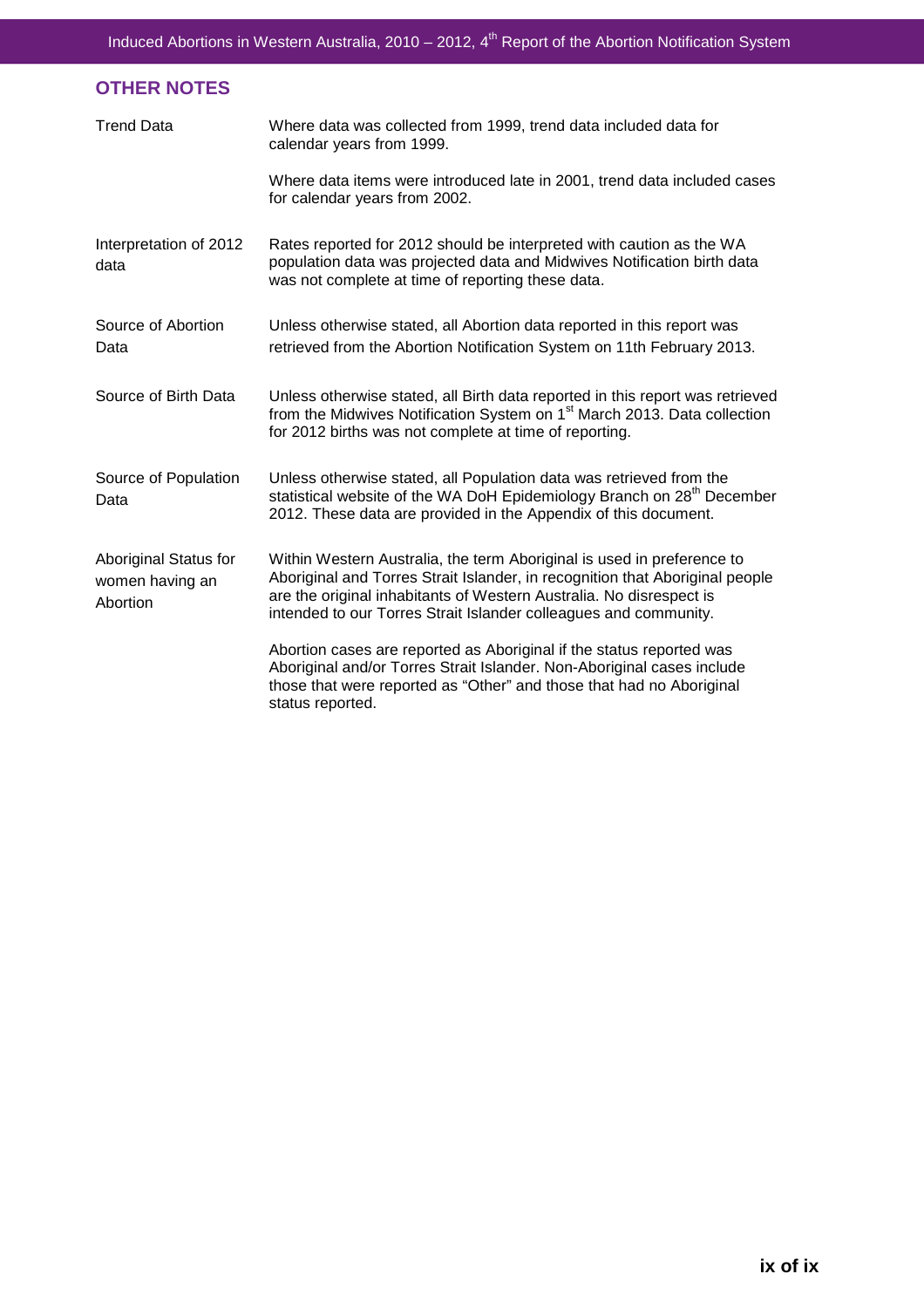## OTHER NOTES

| | |
|---|---|
| Trend Data | Where data was collected from 1999, trend data included data for calendar years from 1999.<br><br>Where data items were introduced late in 2001, trend data included cases for calendar years from 2002. |
| Interpretation of 2012 data | Rates reported for 2012 should be interpreted with caution as the WA population data was projected data and Midwives Notification birth data was not complete at time of reporting these data. |
| Source of Abortion Data | Unless otherwise stated, all Abortion data reported in this report was retrieved from the Abortion Notification System on 11th February 2013. |
| Source of Birth Data | Unless otherwise stated, all Birth data reported in this report was retrieved from the Midwives Notification System on 1st March 2013. Data collection for 2012 births was not complete at time of reporting. |
| Source of Population Data | Unless otherwise stated, all Population data was retrieved from the statistical website of the WA DoH Epidemiology Branch on 28th December 2012. These data are provided in the Appendix of this document. |
| Aboriginal Status for women having an Abortion | Within Western Australia, the term Aboriginal is used in preference to Aboriginal and Torres Strait Islander, in recognition that Aboriginal people are the original inhabitants of Western Australia. No disrespect is intended to our Torres Strait Islander colleagues and community.<br><br>Abortion cases are reported as Aboriginal if the status reported was Aboriginal and/or Torres Strait Islander. Non-Aboriginal cases include those that were reported as "Other" and those that had no Aboriginal status reported. |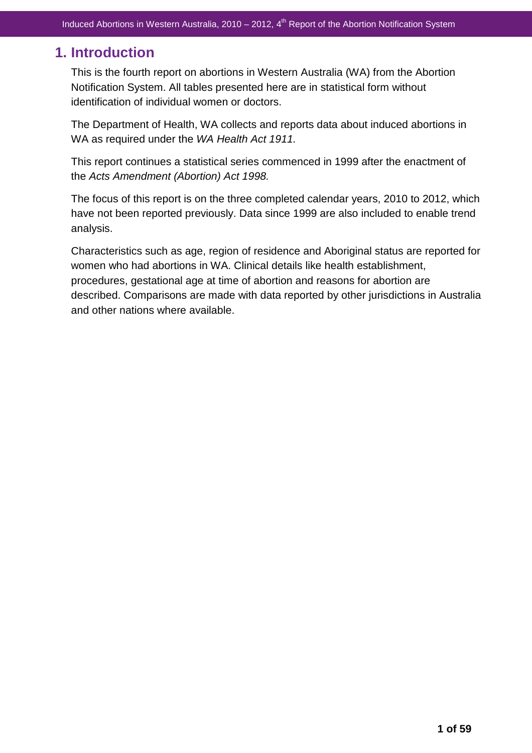# 1. Introduction

This is the fourth report on abortions in Western Australia (WA) from the Abortion Notification System. All tables presented here are in statistical form without identification of individual women or doctors.

The Department of Health, WA collects and reports data about induced abortions in WA as required under the *WA Health Act 1911*.

This report continues a statistical series commenced in 1999 after the enactment of the *Acts Amendment (Abortion) Act 1998*.

The focus of this report is on the three completed calendar years, 2010 to 2012, which have not been reported previously. Data since 1999 are also included to enable trend analysis.

Characteristics such as age, region of residence and Aboriginal status are reported for women who had abortions in WA. Clinical details like health establishment, procedures, gestational age at time of abortion and reasons for abortion are described. Comparisons are made with data reported by other jurisdictions in Australia and other nations where available.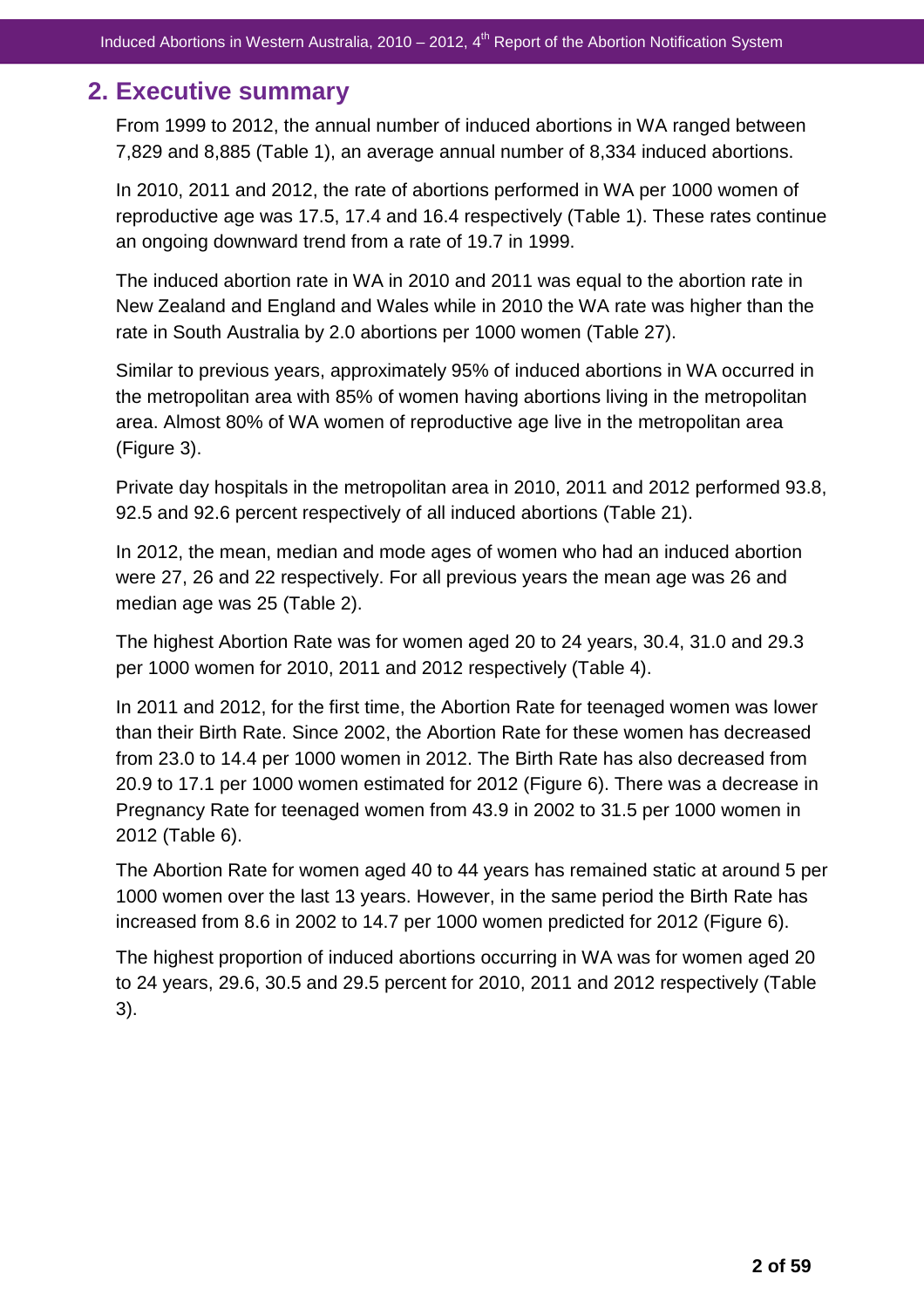## 2. Executive summary

From 1999 to 2012, the annual number of induced abortions in WA ranged between 7,829 and 8,885 (Table 1), an average annual number of 8,334 induced abortions.

In 2010, 2011 and 2012, the rate of abortions performed in WA per 1000 women of reproductive age was 17.5, 17.4 and 16.4 respectively (Table 1). These rates continue an ongoing downward trend from a rate of 19.7 in 1999.

The induced abortion rate in WA in 2010 and 2011 was equal to the abortion rate in New Zealand and England and Wales while in 2010 the WA rate was higher than the rate in South Australia by 2.0 abortions per 1000 women (Table 27).

Similar to previous years, approximately 95% of induced abortions in WA occurred in the metropolitan area with 85% of women having abortions living in the metropolitan area. Almost 80% of WA women of reproductive age live in the metropolitan area (Figure 3).

Private day hospitals in the metropolitan area in 2010, 2011 and 2012 performed 93.8, 92.5 and 92.6 percent respectively of all induced abortions (Table 21).

In 2012, the mean, median and mode ages of women who had an induced abortion were 27, 26 and 22 respectively. For all previous years the mean age was 26 and median age was 25 (Table 2).

The highest Abortion Rate was for women aged 20 to 24 years, 30.4, 31.0 and 29.3 per 1000 women for 2010, 2011 and 2012 respectively (Table 4).

In 2011 and 2012, for the first time, the Abortion Rate for teenaged women was lower than their Birth Rate. Since 2002, the Abortion Rate for these women has decreased from 23.0 to 14.4 per 1000 women in 2012. The Birth Rate has also decreased from 20.9 to 17.1 per 1000 women estimated for 2012 (Figure 6). There was a decrease in Pregnancy Rate for teenaged women from 43.9 in 2002 to 31.5 per 1000 women in 2012 (Table 6).

The Abortion Rate for women aged 40 to 44 years has remained static at around 5 per 1000 women over the last 13 years. However, in the same period the Birth Rate has increased from 8.6 in 2002 to 14.7 per 1000 women predicted for 2012 (Figure 6).

The highest proportion of induced abortions occurring in WA was for women aged 20 to 24 years, 29.6, 30.5 and 29.5 percent for 2010, 2011 and 2012 respectively (Table 3).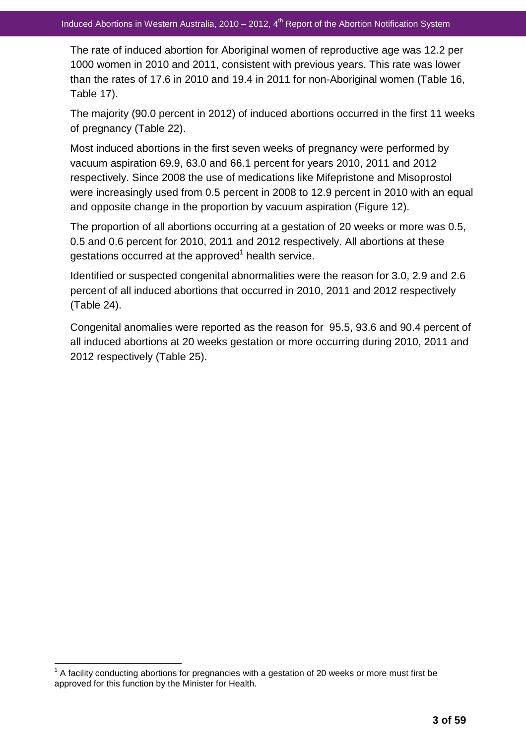The rate of induced abortion for Aboriginal women of reproductive age was 12.2 per 1000 women in 2010 and 2011, consistent with previous years. This rate was lower than the rates of 17.6 in 2010 and 19.4 in 2011 for non-Aboriginal women (Table 16, Table 17).

The majority (90.0 percent in 2012) of induced abortions occurred in the first 11 weeks of pregnancy (Table 22).

Most induced abortions in the first seven weeks of pregnancy were performed by vacuum aspiration 69.9, 63.0 and 66.1 percent for years 2010, 2011 and 2012 respectively. Since 2008 the use of medications like Mifepristone and Misoprostol were increasingly used from 0.5 percent in 2008 to 12.9 percent in 2010 with an equal and opposite change in the proportion by vacuum aspiration (Figure 12).

The proportion of all abortions occurring at a gestation of 20 weeks or more was 0.5, 0.5 and 0.6 percent for 2010, 2011 and 2012 respectively. All abortions at these gestations occurred at the approved[1] health service.

Identified or suspected congenital abnormalities were the reason for 3.0, 2.9 and 2.6 percent of all induced abortions that occurred in 2010, 2011 and 2012 respectively (Table 24).

Congenital anomalies were reported as the reason for 95.5, 93.6 and 90.4 percent of all induced abortions at 20 weeks gestation or more occurring during 2010, 2011 and 2012 respectively (Table 25).

[1] A facility conducting abortions for pregnancies with a gestation of 20 weeks or more must first be approved for this function by the Minister for Health.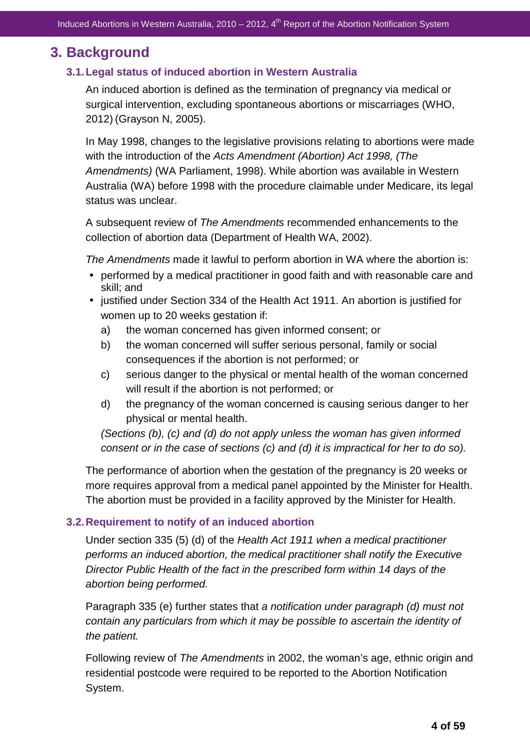# 3. Background

## 3.1. Legal status of induced abortion in Western Australia

An induced abortion is defined as the termination of pregnancy via medical or surgical intervention, excluding spontaneous abortions or miscarriages (WHO, 2012) (Grayson N, 2005).

In May 1998, changes to the legislative provisions relating to abortions were made with the introduction of the *Acts Amendment (Abortion) Act 1998, (The Amendments)* (WA Parliament, 1998). While abortion was available in Western Australia (WA) before 1998 with the procedure claimable under Medicare, its legal status was unclear.

A subsequent review of *The Amendments* recommended enhancements to the collection of abortion data (Department of Health WA, 2002).

*The Amendments* made it lawful to perform abortion in WA where the abortion is:

- performed by a medical practitioner in good faith and with reasonable care and skill; and
- justified under Section 334 of the Health Act 1911. An abortion is justified for women up to 20 weeks gestation if:
  - a) the woman concerned has given informed consent; or
  - b) the woman concerned will suffer serious personal, family or social consequences if the abortion is not performed; or
  - c) serious danger to the physical or mental health of the woman concerned will result if the abortion is not performed; or
  - d) the pregnancy of the woman concerned is causing serious danger to her physical or mental health.

  *(Sections (b), (c) and (d) do not apply unless the woman has given informed consent or in the case of sections (c) and (d) it is impractical for her to do so).*

The performance of abortion when the gestation of the pregnancy is 20 weeks or more requires approval from a medical panel appointed by the Minister for Health. The abortion must be provided in a facility approved by the Minister for Health.

## 3.2. Requirement to notify of an induced abortion

Under section 335 (5) (d) of the *Health Act 1911 when a medical practitioner performs an induced abortion, the medical practitioner shall notify the Executive Director Public Health of the fact in the prescribed form within 14 days of the abortion being performed.*

Paragraph 335 (e) further states that *a notification under paragraph (d) must not contain any particulars from which it may be possible to ascertain the identity of the patient.*

Following review of *The Amendments* in 2002, the woman's age, ethnic origin and residential postcode were required to be reported to the Abortion Notification System.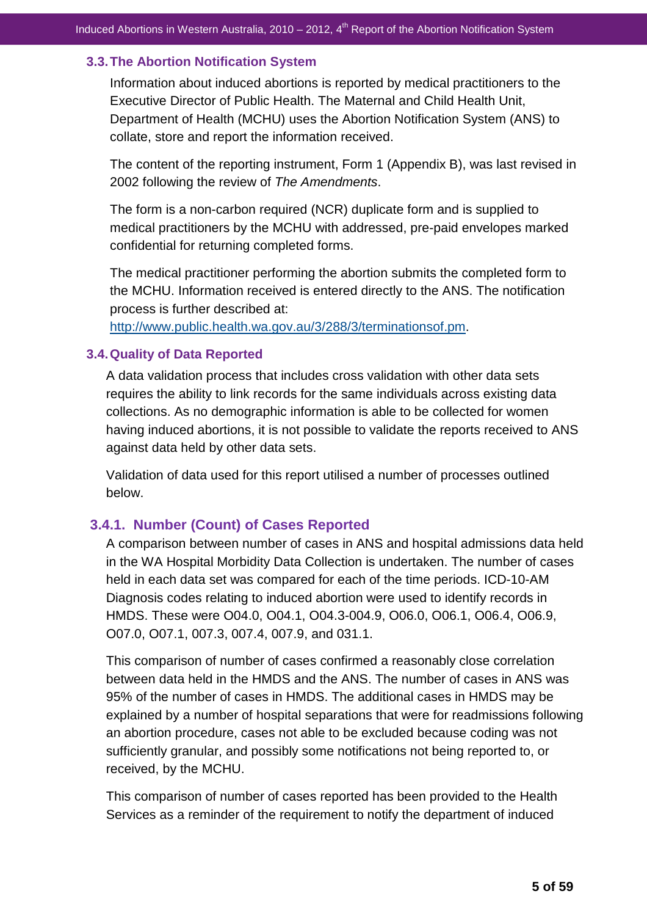## 3.3. The Abortion Notification System

Information about induced abortions is reported by medical practitioners to the Executive Director of Public Health. The Maternal and Child Health Unit, Department of Health (MCHU) uses the Abortion Notification System (ANS) to collate, store and report the information received.

The content of the reporting instrument, Form 1 (Appendix B), was last revised in 2002 following the review of *The Amendments*.

The form is a non-carbon required (NCR) duplicate form and is supplied to medical practitioners by the MCHU with addressed, pre-paid envelopes marked confidential for returning completed forms.

The medical practitioner performing the abortion submits the completed form to the MCHU. Information received is entered directly to the ANS. The notification process is further described at: http://www.public.health.wa.gov.au/3/288/3/terminationsof.pm.

## 3.4. Quality of Data Reported

A data validation process that includes cross validation with other data sets requires the ability to link records for the same individuals across existing data collections. As no demographic information is able to be collected for women having induced abortions, it is not possible to validate the reports received to ANS against data held by other data sets.

Validation of data used for this report utilised a number of processes outlined below.

### 3.4.1. Number (Count) of Cases Reported

A comparison between number of cases in ANS and hospital admissions data held in the WA Hospital Morbidity Data Collection is undertaken. The number of cases held in each data set was compared for each of the time periods. ICD-10-AM Diagnosis codes relating to induced abortion were used to identify records in HMDS. These were O04.0, O04.1, O04.3-004.9, O06.0, O06.1, O06.4, O06.9, O07.0, O07.1, 007.3, 007.4, 007.9, and 031.1.

This comparison of number of cases confirmed a reasonably close correlation between data held in the HMDS and the ANS. The number of cases in ANS was 95% of the number of cases in HMDS. The additional cases in HMDS may be explained by a number of hospital separations that were for readmissions following an abortion procedure, cases not able to be excluded because coding was not sufficiently granular, and possibly some notifications not being reported to, or received, by the MCHU.

This comparison of number of cases reported has been provided to the Health Services as a reminder of the requirement to notify the department of induced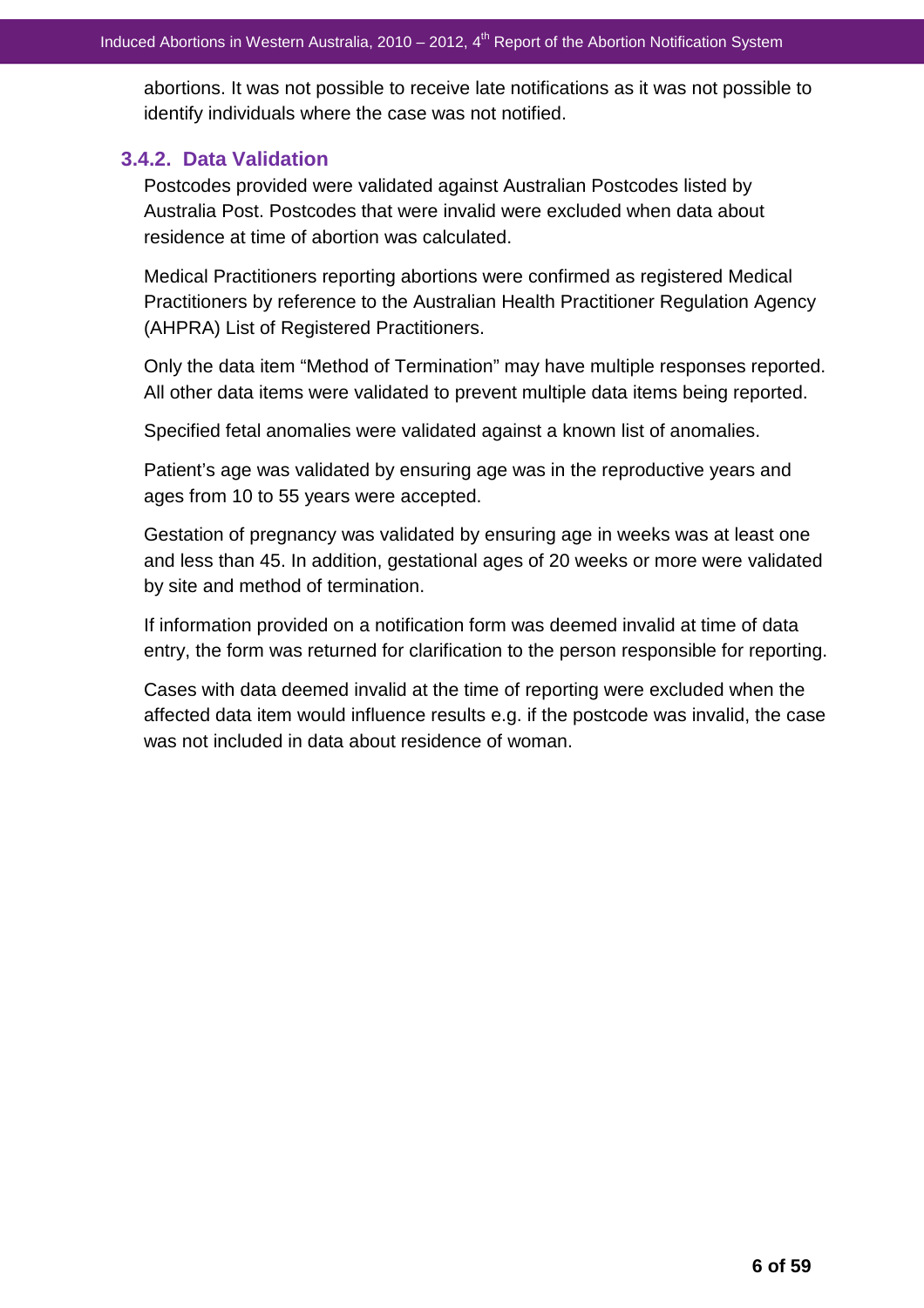abortions. It was not possible to receive late notifications as it was not possible to identify individuals where the case was not notified.

### 3.4.2. Data Validation

Postcodes provided were validated against Australian Postcodes listed by Australia Post. Postcodes that were invalid were excluded when data about residence at time of abortion was calculated.

Medical Practitioners reporting abortions were confirmed as registered Medical Practitioners by reference to the Australian Health Practitioner Regulation Agency (AHPRA) List of Registered Practitioners.

Only the data item "Method of Termination" may have multiple responses reported. All other data items were validated to prevent multiple data items being reported.

Specified fetal anomalies were validated against a known list of anomalies.

Patient's age was validated by ensuring age was in the reproductive years and ages from 10 to 55 years were accepted.

Gestation of pregnancy was validated by ensuring age in weeks was at least one and less than 45. In addition, gestational ages of 20 weeks or more were validated by site and method of termination.

If information provided on a notification form was deemed invalid at time of data entry, the form was returned for clarification to the person responsible for reporting.

Cases with data deemed invalid at the time of reporting were excluded when the affected data item would influence results e.g. if the postcode was invalid, the case was not included in data about residence of woman.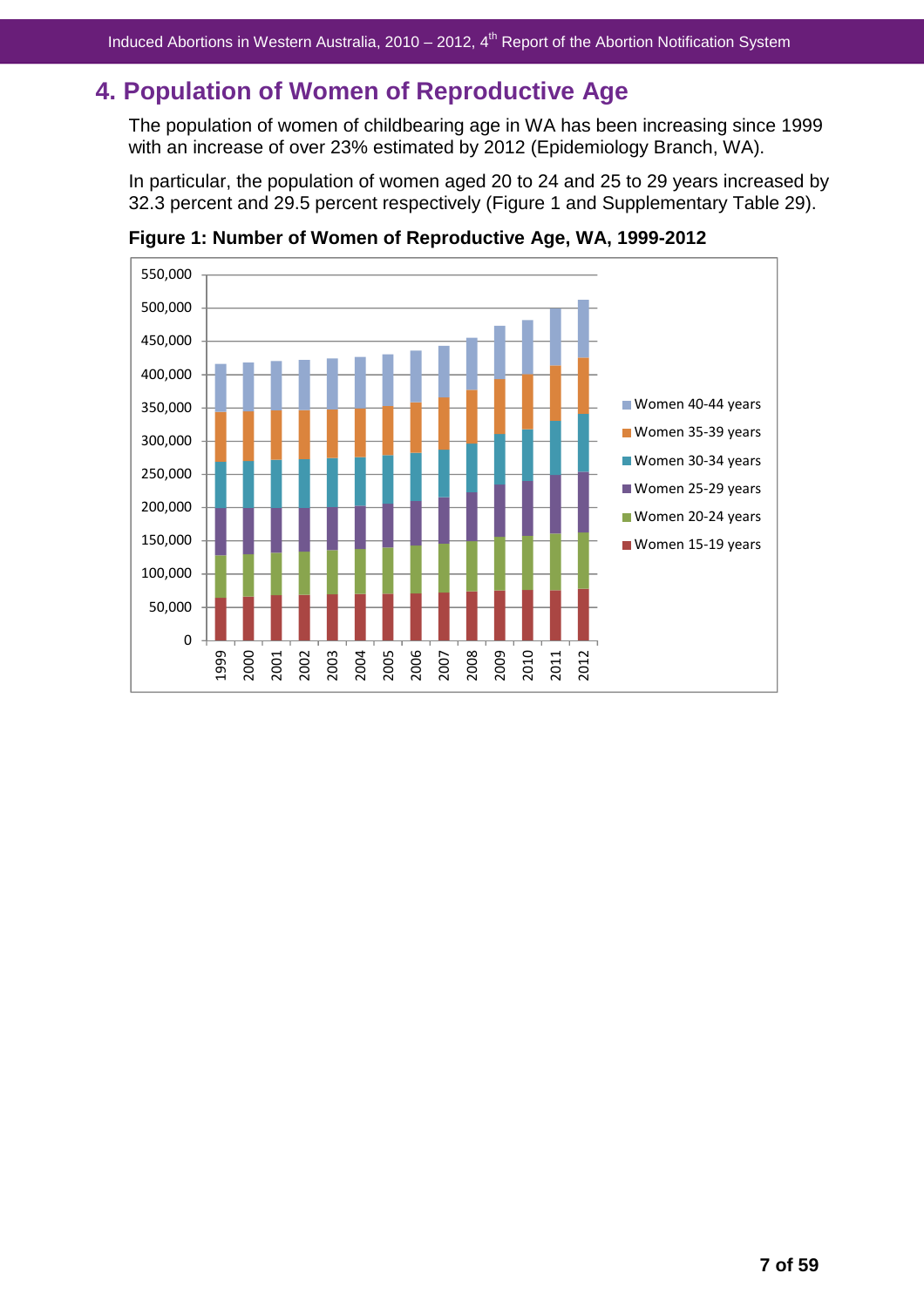## 4. Population of Women of Reproductive Age

The population of women of childbearing age in WA has been increasing since 1999 with an increase of over 23% estimated by 2012 (Epidemiology Branch, WA).

In particular, the population of women aged 20 to 24 and 25 to 29 years increased by 32.3 percent and 29.5 percent respectively (Figure 1 and Supplementary Table 29).

**Figure 1: Number of Women of Reproductive Age, WA, 1999-2012**

550,000
500,000
450,000
400,000
350,000
300,000
250,000
200,000
150,000
100,000
50,000
0

1999 2000 2001 2002 2003 2004 2005 2006 2007 2008 2009 2010 2011 2012

Women 40-44 years
Women 35-39 years
Women 30-34 years
Women 25-29 years
Women 20-24 years
Women 15-19 years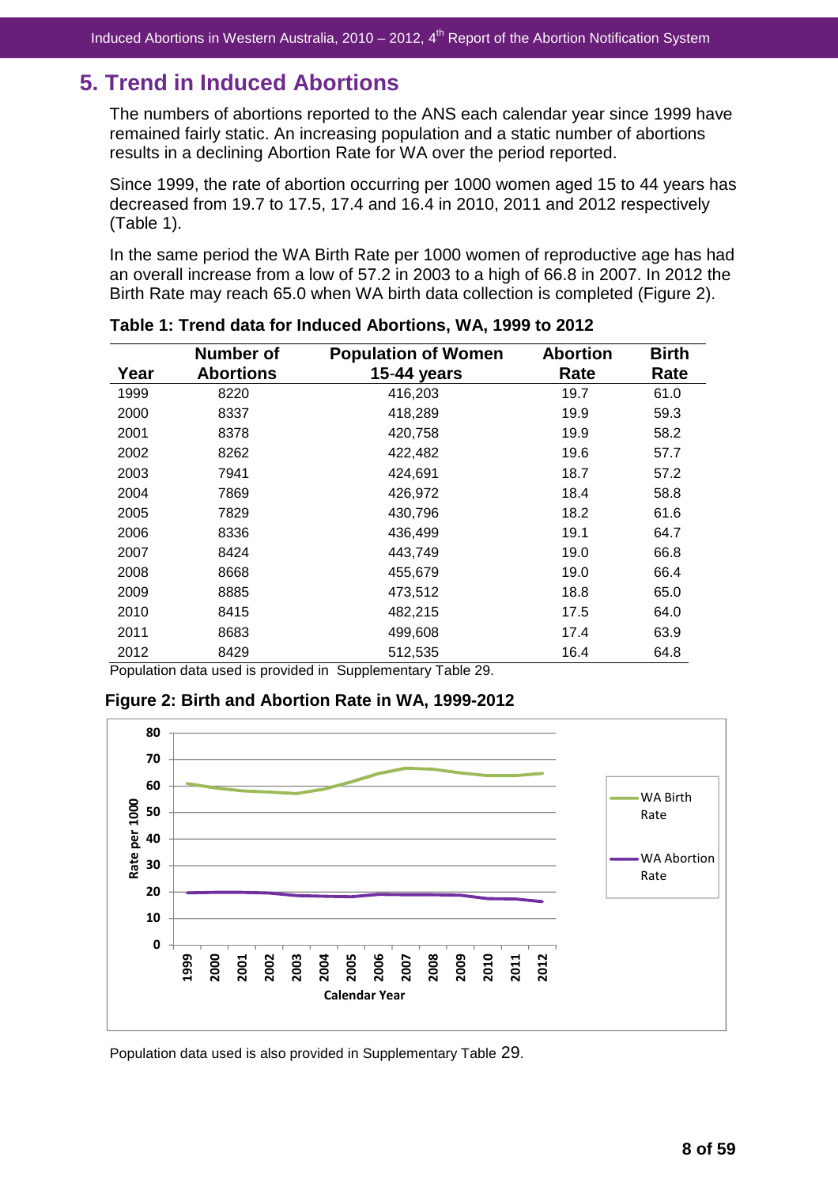## 5. Trend in Induced Abortions

The numbers of abortions reported to the ANS each calendar year since 1999 have remained fairly static. An increasing population and a static number of abortions results in a declining Abortion Rate for WA over the period reported.

Since 1999, the rate of abortion occurring per 1000 women aged 15 to 44 years has decreased from 19.7 to 17.5, 17.4 and 16.4 in 2010, 2011 and 2012 respectively (Table 1).

In the same period the WA Birth Rate per 1000 women of reproductive age has had an overall increase from a low of 57.2 in 2003 to a high of 66.8 in 2007. In 2012 the Birth Rate may reach 65.0 when WA birth data collection is completed (Figure 2).

**Table 1: Trend data for Induced Abortions, WA, 1999 to 2012**

| Year | Number of Abortions | Population of Women 15-44 years | Abortion Rate | Birth Rate |
|---|---|---|---|---|
| 1999 | 8220 | 416,203 | 19.7 | 61.0 |
| 2000 | 8337 | 418,289 | 19.9 | 59.3 |
| 2001 | 8378 | 420,758 | 19.9 | 58.2 |
| 2002 | 8262 | 422,482 | 19.6 | 57.7 |
| 2003 | 7941 | 424,691 | 18.7 | 57.2 |
| 2004 | 7869 | 426,972 | 18.4 | 58.8 |
| 2005 | 7829 | 430,796 | 18.2 | 61.6 |
| 2006 | 8336 | 436,499 | 19.1 | 64.7 |
| 2007 | 8424 | 443,749 | 19.0 | 66.8 |
| 2008 | 8668 | 455,679 | 19.0 | 66.4 |
| 2009 | 8885 | 473,512 | 18.8 | 65.0 |
| 2010 | 8415 | 482,215 | 17.5 | 64.0 |
| 2011 | 8683 | 499,608 | 17.4 | 63.9 |
| 2012 | 8429 | 512,535 | 16.4 | 64.8 |

Population data used is provided in Supplementary Table 29.

**Figure 2: Birth and Abortion Rate in WA, 1999-2012**

Rate per 1000

80
70
60
50
40
30
20
10
0

1999 2000 2001 2002 2003 2004 2005 2006 2007 2008 2009 2010 2011 2012

Calendar Year

WA Birth Rate
WA Abortion Rate

Population data used is also provided in Supplementary Table 29.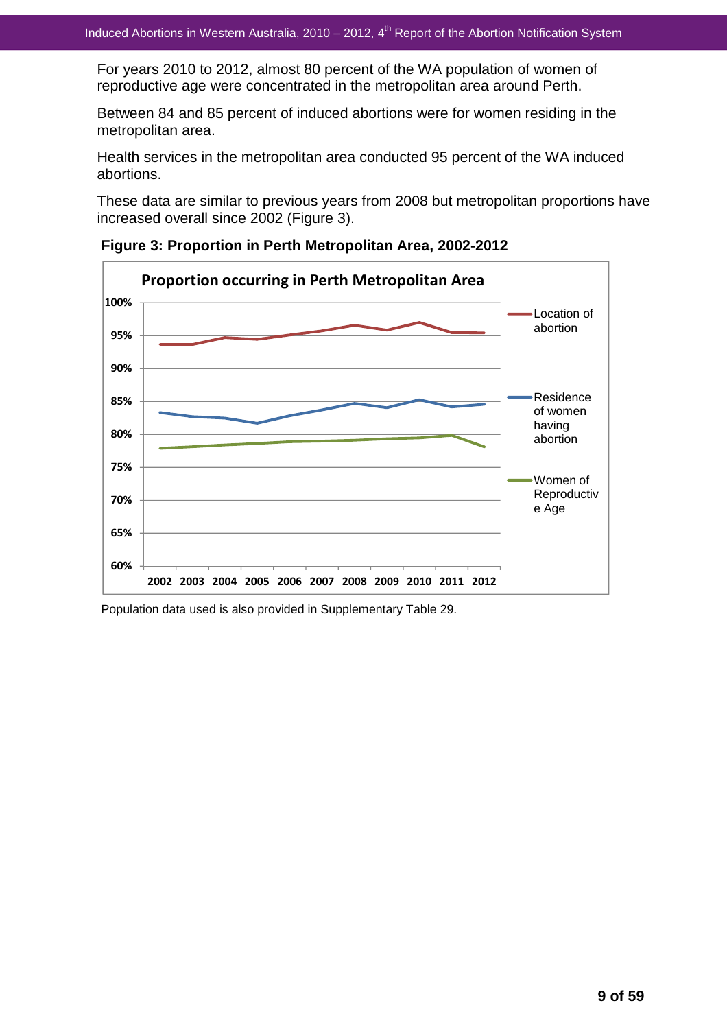For years 2010 to 2012, almost 80 percent of the WA population of women of reproductive age were concentrated in the metropolitan area around Perth.

Between 84 and 85 percent of induced abortions were for women residing in the metropolitan area.

Health services in the metropolitan area conducted 95 percent of the WA induced abortions.

These data are similar to previous years from 2008 but metropolitan proportions have increased overall since 2002 (Figure 3).

**Figure 3: Proportion in Perth Metropolitan Area, 2002-2012**

Proportion occurring in Perth Metropolitan Area

100%
95%
90%
85%
80%
75%
70%
65%
60%

2002 2003 2004 2005 2006 2007 2008 2009 2010 2011 2012

Location of abortion

Residence of women having abortion

Women of Reproductive Age

Population data used is also provided in Supplementary Table 29.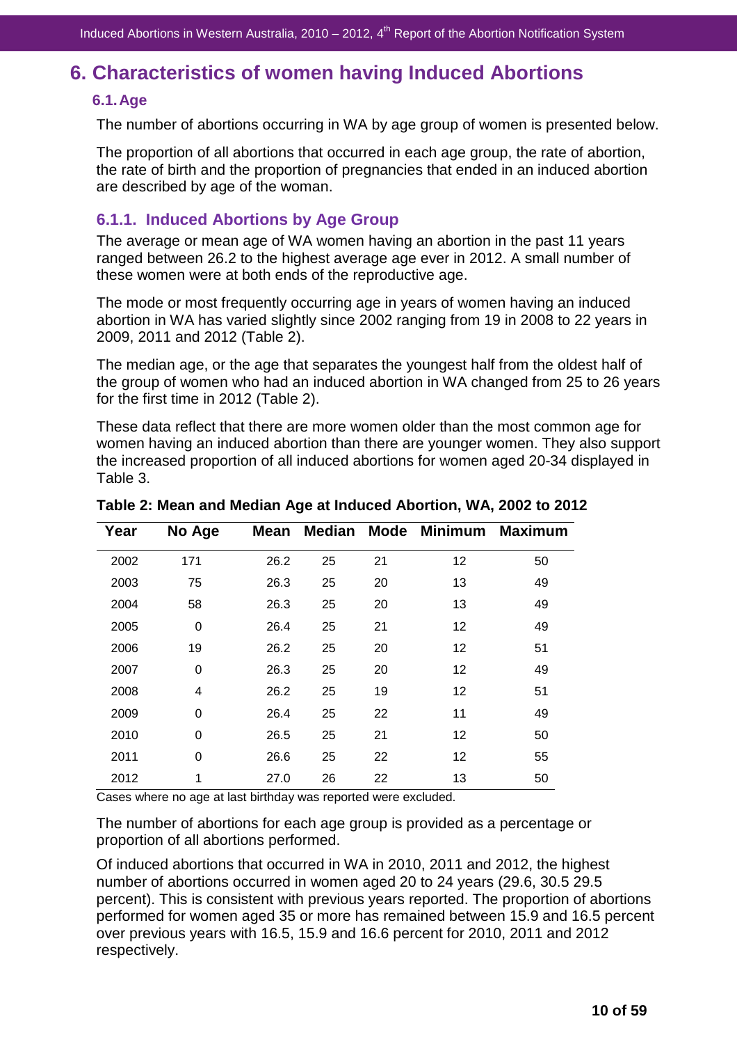# 6. Characteristics of women having Induced Abortions

## 6.1. Age

The number of abortions occurring in WA by age group of women is presented below.

The proportion of all abortions that occurred in each age group, the rate of abortion, the rate of birth and the proportion of pregnancies that ended in an induced abortion are described by age of the woman.

### 6.1.1. Induced Abortions by Age Group

The average or mean age of WA women having an abortion in the past 11 years ranged between 26.2 to the highest average age ever in 2012. A small number of these women were at both ends of the reproductive age.

The mode or most frequently occurring age in years of women having an induced abortion in WA has varied slightly since 2002 ranging from 19 in 2008 to 22 years in 2009, 2011 and 2012 (Table 2).

The median age, or the age that separates the youngest half from the oldest half of the group of women who had an induced abortion in WA changed from 25 to 26 years for the first time in 2012 (Table 2).

These data reflect that there are more women older than the most common age for women having an induced abortion than there are younger women. They also support the increased proportion of all induced abortions for women aged 20-34 displayed in Table 3.

**Table 2: Mean and Median Age at Induced Abortion, WA, 2002 to 2012**

| Year | No Age | Mean | Median | Mode | Minimum | Maximum |
|---|---|---|---|---|---|---|
| 2002 | 171 | 26.2 | 25 | 21 | 12 | 50 |
| 2003 | 75 | 26.3 | 25 | 20 | 13 | 49 |
| 2004 | 58 | 26.3 | 25 | 20 | 13 | 49 |
| 2005 | 0 | 26.4 | 25 | 21 | 12 | 49 |
| 2006 | 19 | 26.2 | 25 | 20 | 12 | 51 |
| 2007 | 0 | 26.3 | 25 | 20 | 12 | 49 |
| 2008 | 4 | 26.2 | 25 | 19 | 12 | 51 |
| 2009 | 0 | 26.4 | 25 | 22 | 11 | 49 |
| 2010 | 0 | 26.5 | 25 | 21 | 12 | 50 |
| 2011 | 0 | 26.6 | 25 | 22 | 12 | 55 |
| 2012 | 1 | 27.0 | 26 | 22 | 13 | 50 |

Cases where no age at last birthday was reported were excluded.

The number of abortions for each age group is provided as a percentage or proportion of all abortions performed.

Of induced abortions that occurred in WA in 2010, 2011 and 2012, the highest number of abortions occurred in women aged 20 to 24 years (29.6, 30.5 29.5 percent). This is consistent with previous years reported. The proportion of abortions performed for women aged 35 or more has remained between 15.9 and 16.5 percent over previous years with 16.5, 15.9 and 16.6 percent for 2010, 2011 and 2012 respectively.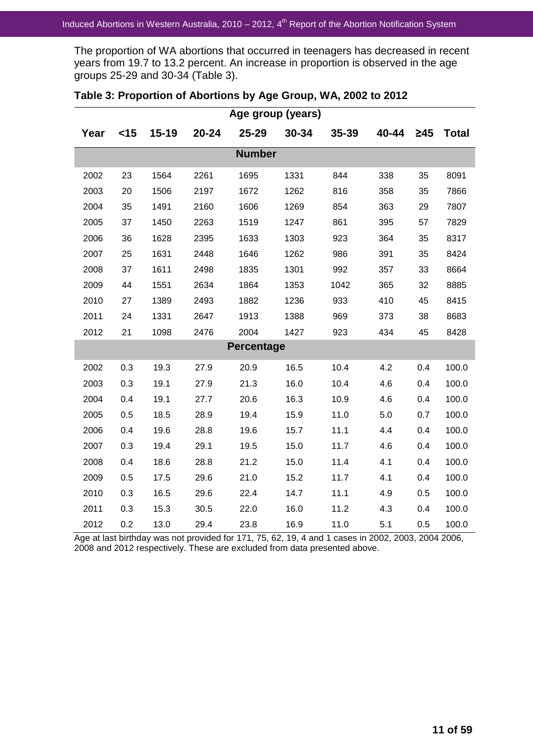The proportion of WA abortions that occurred in teenagers has decreased in recent years from 19.7 to 13.2 percent. An increase in proportion is observed in the age groups 25-29 and 30-34 (Table 3).

**Table 3: Proportion of Abortions by Age Group, WA, 2002 to 2012**

| | Age group (years) | | | | | | | | |
|---|---|---|---|---|---|---|---|---|---|
| Year | <15 | 15-19 | 20-24 | 25-29 | 30-34 | 35-39 | 40-44 | ≥45 | Total |
| | | | | **Number** | | | | | |
| 2002 | 23 | 1564 | 2261 | 1695 | 1331 | 844 | 338 | 35 | 8091 |
| 2003 | 20 | 1506 | 2197 | 1672 | 1262 | 816 | 358 | 35 | 7866 |
| 2004 | 35 | 1491 | 2160 | 1606 | 1269 | 854 | 363 | 29 | 7807 |
| 2005 | 37 | 1450 | 2263 | 1519 | 1247 | 861 | 395 | 57 | 7829 |
| 2006 | 36 | 1628 | 2395 | 1633 | 1303 | 923 | 364 | 35 | 8317 |
| 2007 | 25 | 1631 | 2448 | 1646 | 1262 | 986 | 391 | 35 | 8424 |
| 2008 | 37 | 1611 | 2498 | 1835 | 1301 | 992 | 357 | 33 | 8664 |
| 2009 | 44 | 1551 | 2634 | 1864 | 1353 | 1042 | 365 | 32 | 8885 |
| 2010 | 27 | 1389 | 2493 | 1882 | 1236 | 933 | 410 | 45 | 8415 |
| 2011 | 24 | 1331 | 2647 | 1913 | 1388 | 969 | 373 | 38 | 8683 |
| 2012 | 21 | 1098 | 2476 | 2004 | 1427 | 923 | 434 | 45 | 8428 |
| | | | | **Percentage** | | | | | |
| 2002 | 0.3 | 19.3 | 27.9 | 20.9 | 16.5 | 10.4 | 4.2 | 0.4 | 100.0 |
| 2003 | 0.3 | 19.1 | 27.9 | 21.3 | 16.0 | 10.4 | 4.6 | 0.4 | 100.0 |
| 2004 | 0.4 | 19.1 | 27.7 | 20.6 | 16.3 | 10.9 | 4.6 | 0.4 | 100.0 |
| 2005 | 0.5 | 18.5 | 28.9 | 19.4 | 15.9 | 11.0 | 5.0 | 0.7 | 100.0 |
| 2006 | 0.4 | 19.6 | 28.8 | 19.6 | 15.7 | 11.1 | 4.4 | 0.4 | 100.0 |
| 2007 | 0.3 | 19.4 | 29.1 | 19.5 | 15.0 | 11.7 | 4.6 | 0.4 | 100.0 |
| 2008 | 0.4 | 18.6 | 28.8 | 21.2 | 15.0 | 11.4 | 4.1 | 0.4 | 100.0 |
| 2009 | 0.5 | 17.5 | 29.6 | 21.0 | 15.2 | 11.7 | 4.1 | 0.4 | 100.0 |
| 2010 | 0.3 | 16.5 | 29.6 | 22.4 | 14.7 | 11.1 | 4.9 | 0.5 | 100.0 |
| 2011 | 0.3 | 15.3 | 30.5 | 22.0 | 16.0 | 11.2 | 4.3 | 0.4 | 100.0 |
| 2012 | 0.2 | 13.0 | 29.4 | 23.8 | 16.9 | 11.0 | 5.1 | 0.5 | 100.0 |

Age at last birthday was not provided for 171, 75, 62, 19, 4 and 1 cases in 2002, 2003, 2004 2006, 2008 and 2012 respectively. These are excluded from data presented above.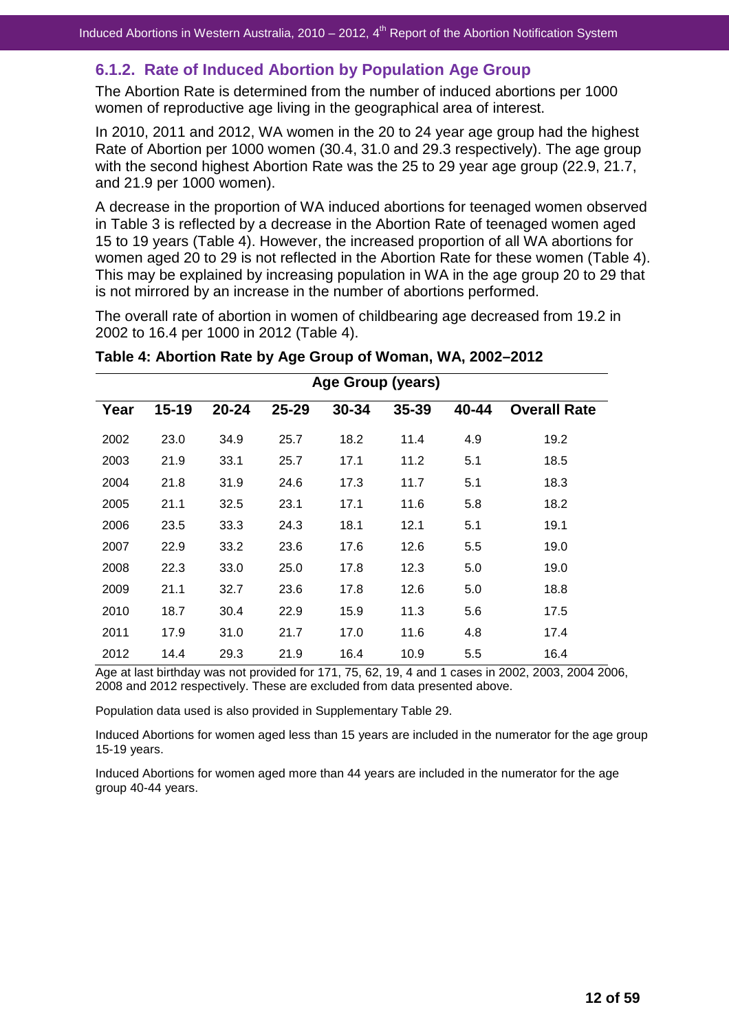### 6.1.2. Rate of Induced Abortion by Population Age Group

The Abortion Rate is determined from the number of induced abortions per 1000 women of reproductive age living in the geographical area of interest.

In 2010, 2011 and 2012, WA women in the 20 to 24 year age group had the highest Rate of Abortion per 1000 women (30.4, 31.0 and 29.3 respectively). The age group with the second highest Abortion Rate was the 25 to 29 year age group (22.9, 21.7, and 21.9 per 1000 women).

A decrease in the proportion of WA induced abortions for teenaged women observed in Table 3 is reflected by a decrease in the Abortion Rate of teenaged women aged 15 to 19 years (Table 4). However, the increased proportion of all WA abortions for women aged 20 to 29 is not reflected in the Abortion Rate for these women (Table 4). This may be explained by increasing population in WA in the age group 20 to 29 that is not mirrored by an increase in the number of abortions performed.

The overall rate of abortion in women of childbearing age decreased from 19.2 in 2002 to 16.4 per 1000 in 2012 (Table 4).

**Table 4: Abortion Rate by Age Group of Woman, WA, 2002–2012**

| | Age Group (years) | | | | | | |
|---|---|---|---|---|---|---|---|
| **Year** | **15-19** | **20-24** | **25-29** | **30-34** | **35-39** | **40-44** | **Overall Rate** |
| 2002 | 23.0 | 34.9 | 25.7 | 18.2 | 11.4 | 4.9 | 19.2 |
| 2003 | 21.9 | 33.1 | 25.7 | 17.1 | 11.2 | 5.1 | 18.5 |
| 2004 | 21.8 | 31.9 | 24.6 | 17.3 | 11.7 | 5.1 | 18.3 |
| 2005 | 21.1 | 32.5 | 23.1 | 17.1 | 11.6 | 5.8 | 18.2 |
| 2006 | 23.5 | 33.3 | 24.3 | 18.1 | 12.1 | 5.1 | 19.1 |
| 2007 | 22.9 | 33.2 | 23.6 | 17.6 | 12.6 | 5.5 | 19.0 |
| 2008 | 22.3 | 33.0 | 25.0 | 17.8 | 12.3 | 5.0 | 19.0 |
| 2009 | 21.1 | 32.7 | 23.6 | 17.8 | 12.6 | 5.0 | 18.8 |
| 2010 | 18.7 | 30.4 | 22.9 | 15.9 | 11.3 | 5.6 | 17.5 |
| 2011 | 17.9 | 31.0 | 21.7 | 17.0 | 11.6 | 4.8 | 17.4 |
| 2012 | 14.4 | 29.3 | 21.9 | 16.4 | 10.9 | 5.5 | 16.4 |

Age at last birthday was not provided for 171, 75, 62, 19, 4 and 1 cases in 2002, 2003, 2004 2006, 2008 and 2012 respectively. These are excluded from data presented above.

Population data used is also provided in Supplementary Table 29.

Induced Abortions for women aged less than 15 years are included in the numerator for the age group 15-19 years.

Induced Abortions for women aged more than 44 years are included in the numerator for the age group 40-44 years.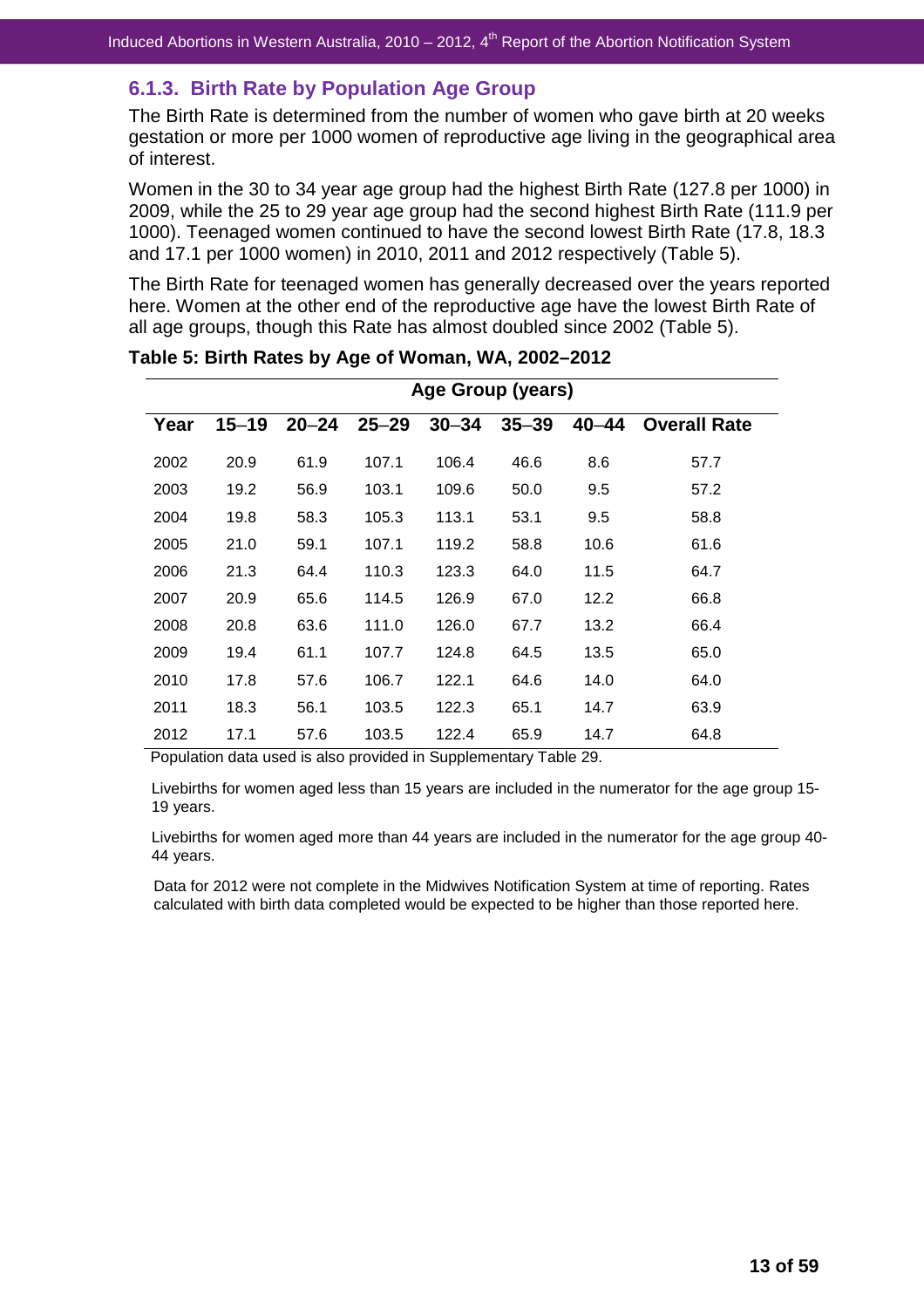### 6.1.3. Birth Rate by Population Age Group

The Birth Rate is determined from the number of women who gave birth at 20 weeks gestation or more per 1000 women of reproductive age living in the geographical area of interest.

Women in the 30 to 34 year age group had the highest Birth Rate (127.8 per 1000) in 2009, while the 25 to 29 year age group had the second highest Birth Rate (111.9 per 1000). Teenaged women continued to have the second lowest Birth Rate (17.8, 18.3 and 17.1 per 1000 women) in 2010, 2011 and 2012 respectively (Table 5).

The Birth Rate for teenaged women has generally decreased over the years reported here. Women at the other end of the reproductive age have the lowest Birth Rate of all age groups, though this Rate has almost doubled since 2002 (Table 5).

**Table 5: Birth Rates by Age of Woman, WA, 2002–2012**

| | Age Group (years) | | | | | | |
|---|---|---|---|---|---|---|---|
| **Year** | **15–19** | **20–24** | **25–29** | **30–34** | **35–39** | **40–44** | **Overall Rate** |
| 2002 | 20.9 | 61.9 | 107.1 | 106.4 | 46.6 | 8.6 | 57.7 |
| 2003 | 19.2 | 56.9 | 103.1 | 109.6 | 50.0 | 9.5 | 57.2 |
| 2004 | 19.8 | 58.3 | 105.3 | 113.1 | 53.1 | 9.5 | 58.8 |
| 2005 | 21.0 | 59.1 | 107.1 | 119.2 | 58.8 | 10.6 | 61.6 |
| 2006 | 21.3 | 64.4 | 110.3 | 123.3 | 64.0 | 11.5 | 64.7 |
| 2007 | 20.9 | 65.6 | 114.5 | 126.9 | 67.0 | 12.2 | 66.8 |
| 2008 | 20.8 | 63.6 | 111.0 | 126.0 | 67.7 | 13.2 | 66.4 |
| 2009 | 19.4 | 61.1 | 107.7 | 124.8 | 64.5 | 13.5 | 65.0 |
| 2010 | 17.8 | 57.6 | 106.7 | 122.1 | 64.6 | 14.0 | 64.0 |
| 2011 | 18.3 | 56.1 | 103.5 | 122.3 | 65.1 | 14.7 | 63.9 |
| 2012 | 17.1 | 57.6 | 103.5 | 122.4 | 65.9 | 14.7 | 64.8 |

Population data used is also provided in Supplementary Table 29.

Livebirths for women aged less than 15 years are included in the numerator for the age group 15-19 years.

Livebirths for women aged more than 44 years are included in the numerator for the age group 40-44 years.

Data for 2012 were not complete in the Midwives Notification System at time of reporting. Rates calculated with birth data completed would be expected to be higher than those reported here.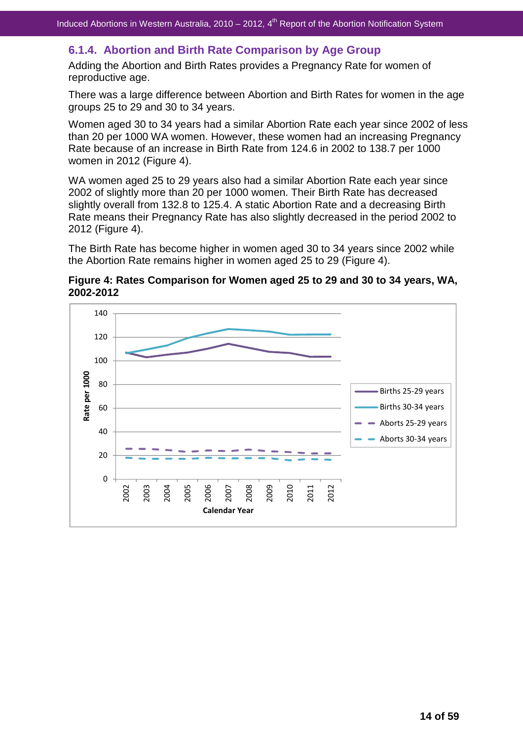### 6.1.4. Abortion and Birth Rate Comparison by Age Group

Adding the Abortion and Birth Rates provides a Pregnancy Rate for women of reproductive age.

There was a large difference between Abortion and Birth Rates for women in the age groups 25 to 29 and 30 to 34 years.

Women aged 30 to 34 years had a similar Abortion Rate each year since 2002 of less than 20 per 1000 WA women. However, these women had an increasing Pregnancy Rate because of an increase in Birth Rate from 124.6 in 2002 to 138.7 per 1000 women in 2012 (Figure 4).

WA women aged 25 to 29 years also had a similar Abortion Rate each year since 2002 of slightly more than 20 per 1000 women. Their Birth Rate has decreased slightly overall from 132.8 to 125.4. A static Abortion Rate and a decreasing Birth Rate means their Pregnancy Rate has also slightly decreased in the period 2002 to 2012 (Figure 4).

The Birth Rate has become higher in women aged 30 to 34 years since 2002 while the Abortion Rate remains higher in women aged 25 to 29 (Figure 4).

**Figure 4: Rates Comparison for Women aged 25 to 29 and 30 to 34 years, WA, 2002-2012**

Rate per 1000
0
20
40
60
80
100
120
140

Calendar Year
2002
2003
2004
2005
2006
2007
2008
2009
2010
2011
2012

Births 25-29 years
Births 30-34 years
Aborts 25-29 years
Aborts 30-34 years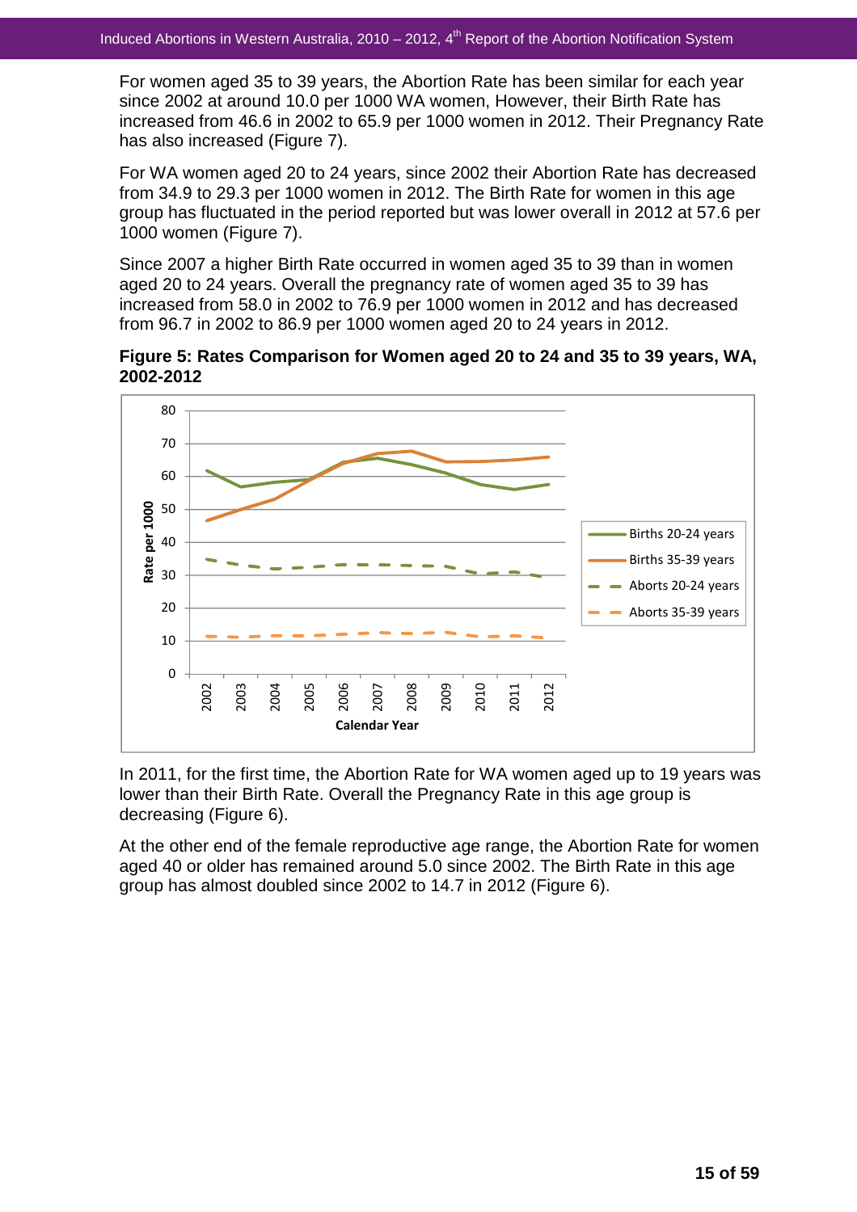For women aged 35 to 39 years, the Abortion Rate has been similar for each year since 2002 at around 10.0 per 1000 WA women, However, their Birth Rate has increased from 46.6 in 2002 to 65.9 per 1000 women in 2012. Their Pregnancy Rate has also increased (Figure 7).

For WA women aged 20 to 24 years, since 2002 their Abortion Rate has decreased from 34.9 to 29.3 per 1000 women in 2012. The Birth Rate for women in this age group has fluctuated in the period reported but was lower overall in 2012 at 57.6 per 1000 women (Figure 7).

Since 2007 a higher Birth Rate occurred in women aged 35 to 39 than in women aged 20 to 24 years. Overall the pregnancy rate of women aged 35 to 39 has increased from 58.0 in 2002 to 76.9 per 1000 women in 2012 and has decreased from 96.7 in 2002 to 86.9 per 1000 women aged 20 to 24 years in 2012.

**Figure 5: Rates Comparison for Women aged 20 to 24 and 35 to 39 years, WA, 2002-2012**

Rate per 1000

80
70
60
50
40
30
20
10
0

2002 2003 2004 2005 2006 2007 2008 2009 2010 2011 2012

Calendar Year

Births 20-24 years
Births 35-39 years
Aborts 20-24 years
Aborts 35-39 years

In 2011, for the first time, the Abortion Rate for WA women aged up to 19 years was lower than their Birth Rate. Overall the Pregnancy Rate in this age group is decreasing (Figure 6).

At the other end of the female reproductive age range, the Abortion Rate for women aged 40 or older has remained around 5.0 since 2002. The Birth Rate in this age group has almost doubled since 2002 to 14.7 in 2012 (Figure 6).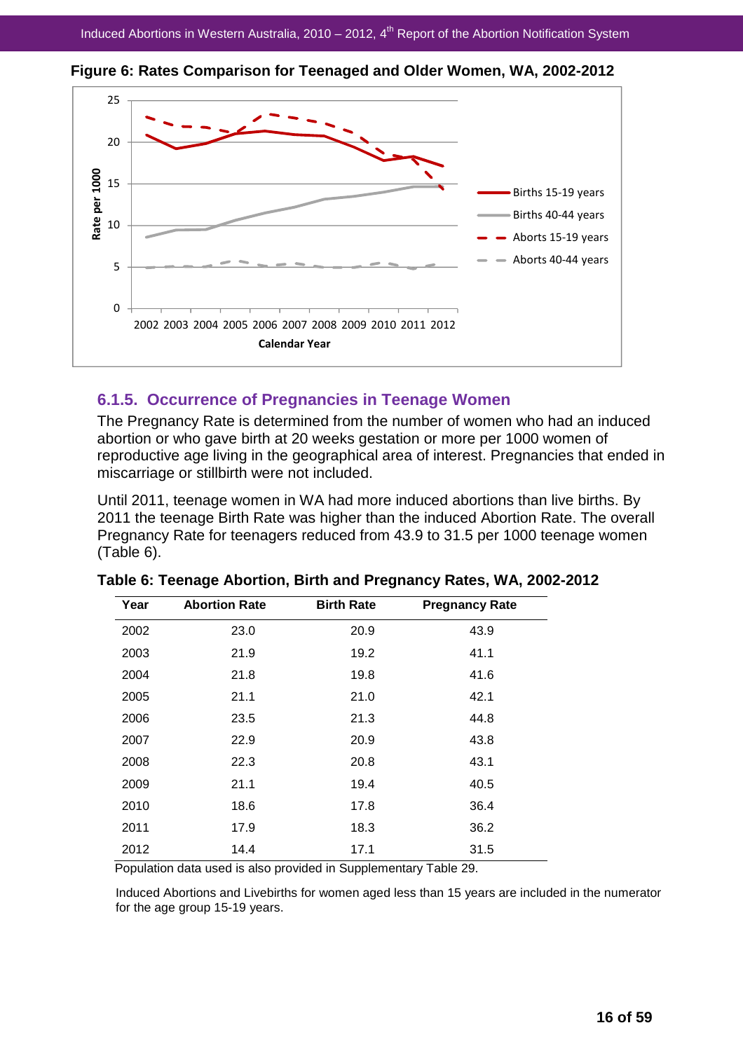**Figure 6: Rates Comparison for Teenaged and Older Women, WA, 2002-2012**

Rate per 1000

25
20
15
10
5
0

2002 2003 2004 2005 2006 2007 2008 2009 2010 2011 2012

Calendar Year

Births 15-19 years
Births 40-44 years
Aborts 15-19 years
Aborts 40-44 years

### 6.1.5. Occurrence of Pregnancies in Teenage Women

The Pregnancy Rate is determined from the number of women who had an induced abortion or who gave birth at 20 weeks gestation or more per 1000 women of reproductive age living in the geographical area of interest. Pregnancies that ended in miscarriage or stillbirth were not included.

Until 2011, teenage women in WA had more induced abortions than live births. By 2011 the teenage Birth Rate was higher than the induced Abortion Rate. The overall Pregnancy Rate for teenagers reduced from 43.9 to 31.5 per 1000 teenage women (Table 6).

**Table 6: Teenage Abortion, Birth and Pregnancy Rates, WA, 2002-2012**

| Year | Abortion Rate | Birth Rate | Pregnancy Rate |
|---|---|---|---|
| 2002 | 23.0 | 20.9 | 43.9 |
| 2003 | 21.9 | 19.2 | 41.1 |
| 2004 | 21.8 | 19.8 | 41.6 |
| 2005 | 21.1 | 21.0 | 42.1 |
| 2006 | 23.5 | 21.3 | 44.8 |
| 2007 | 22.9 | 20.9 | 43.8 |
| 2008 | 22.3 | 20.8 | 43.1 |
| 2009 | 21.1 | 19.4 | 40.5 |
| 2010 | 18.6 | 17.8 | 36.4 |
| 2011 | 17.9 | 18.3 | 36.2 |
| 2012 | 14.4 | 17.1 | 31.5 |

Population data used is also provided in Supplementary Table 29.

Induced Abortions and Livebirths for women aged less than 15 years are included in the numerator for the age group 15-19 years.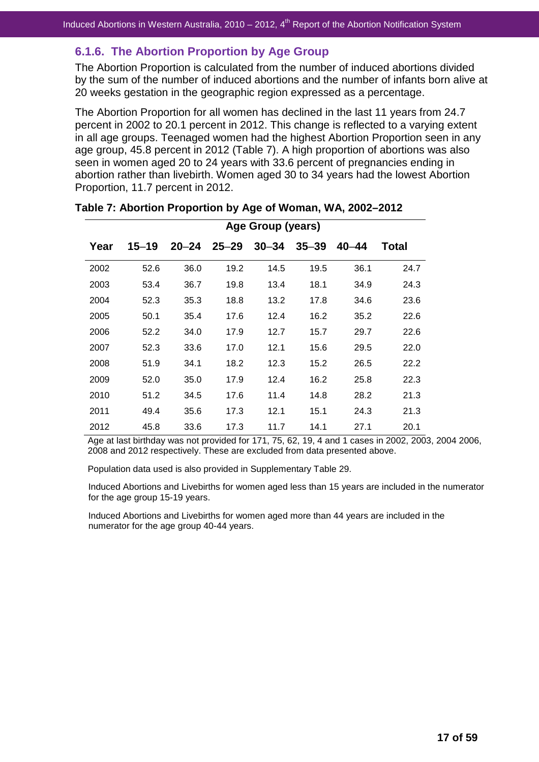### 6.1.6. The Abortion Proportion by Age Group

The Abortion Proportion is calculated from the number of induced abortions divided by the sum of the number of induced abortions and the number of infants born alive at 20 weeks gestation in the geographic region expressed as a percentage.

The Abortion Proportion for all women has declined in the last 11 years from 24.7 percent in 2002 to 20.1 percent in 2012. This change is reflected to a varying extent in all age groups. Teenaged women had the highest Abortion Proportion seen in any age group, 45.8 percent in 2012 (Table 7). A high proportion of abortions was also seen in women aged 20 to 24 years with 33.6 percent of pregnancies ending in abortion rather than livebirth. Women aged 30 to 34 years had the lowest Abortion Proportion, 11.7 percent in 2012.

**Table 7: Abortion Proportion by Age of Woman, WA, 2002–2012**

| | Age Group (years) | | | | | | |
|---|---|---|---|---|---|---|---|
| **Year** | **15–19** | **20–24** | **25–29** | **30–34** | **35–39** | **40–44** | **Total** |
| 2002 | 52.6 | 36.0 | 19.2 | 14.5 | 19.5 | 36.1 | 24.7 |
| 2003 | 53.4 | 36.7 | 19.8 | 13.4 | 18.1 | 34.9 | 24.3 |
| 2004 | 52.3 | 35.3 | 18.8 | 13.2 | 17.8 | 34.6 | 23.6 |
| 2005 | 50.1 | 35.4 | 17.6 | 12.4 | 16.2 | 35.2 | 22.6 |
| 2006 | 52.2 | 34.0 | 17.9 | 12.7 | 15.7 | 29.7 | 22.6 |
| 2007 | 52.3 | 33.6 | 17.0 | 12.1 | 15.6 | 29.5 | 22.0 |
| 2008 | 51.9 | 34.1 | 18.2 | 12.3 | 15.2 | 26.5 | 22.2 |
| 2009 | 52.0 | 35.0 | 17.9 | 12.4 | 16.2 | 25.8 | 22.3 |
| 2010 | 51.2 | 34.5 | 17.6 | 11.4 | 14.8 | 28.2 | 21.3 |
| 2011 | 49.4 | 35.6 | 17.3 | 12.1 | 15.1 | 24.3 | 21.3 |
| 2012 | 45.8 | 33.6 | 17.3 | 11.7 | 14.1 | 27.1 | 20.1 |

Age at last birthday was not provided for 171, 75, 62, 19, 4 and 1 cases in 2002, 2003, 2004 2006, 2008 and 2012 respectively. These are excluded from data presented above.

Population data used is also provided in Supplementary Table 29.

Induced Abortions and Livebirths for women aged less than 15 years are included in the numerator for the age group 15-19 years.

Induced Abortions and Livebirths for women aged more than 44 years are included in the numerator for the age group 40-44 years.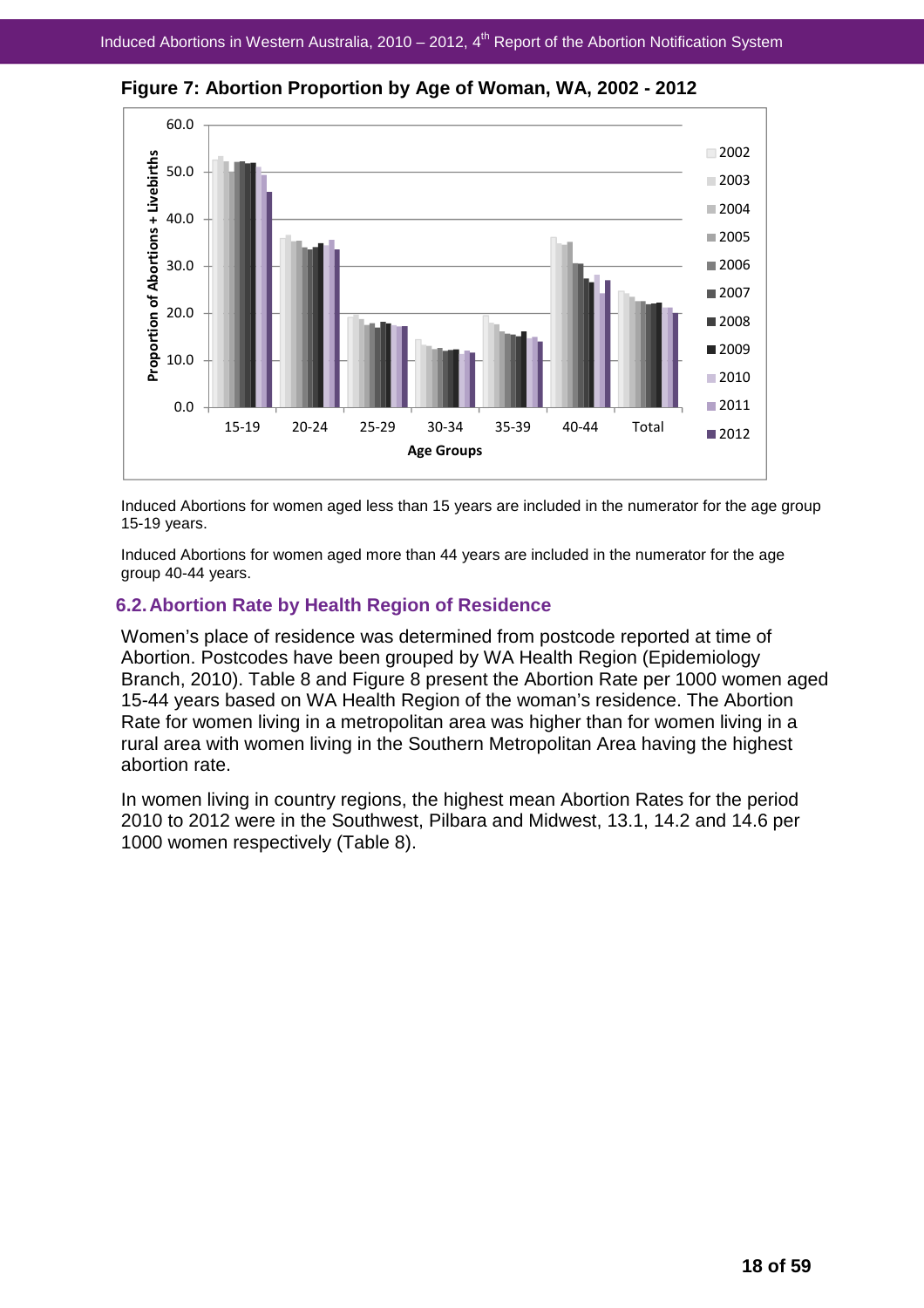**Figure 7: Abortion Proportion by Age of Woman, WA, 2002 - 2012**

Induced Abortions for women aged less than 15 years are included in the numerator for the age group 15-19 years.

Induced Abortions for women aged more than 44 years are included in the numerator for the age group 40-44 years.

## 6.2. Abortion Rate by Health Region of Residence

Women's place of residence was determined from postcode reported at time of Abortion. Postcodes have been grouped by WA Health Region (Epidemiology Branch, 2010). Table 8 and Figure 8 present the Abortion Rate per 1000 women aged 15-44 years based on WA Health Region of the woman's residence. The Abortion Rate for women living in a metropolitan area was higher than for women living in a rural area with women living in the Southern Metropolitan Area having the highest abortion rate.

In women living in country regions, the highest mean Abortion Rates for the period 2010 to 2012 were in the Southwest, Pilbara and Midwest, 13.1, 14.2 and 14.6 per 1000 women respectively (Table 8).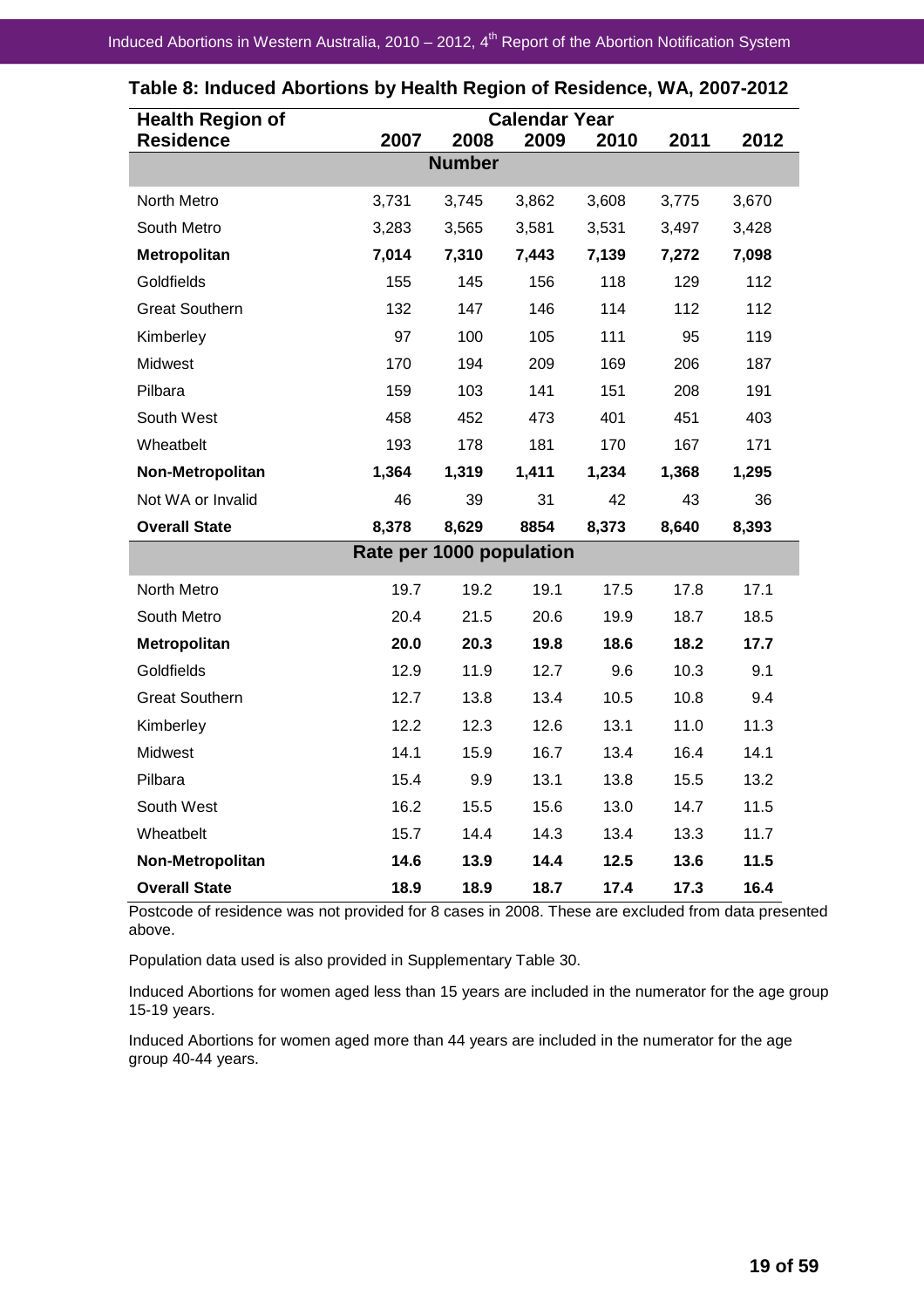**Table 8: Induced Abortions by Health Region of Residence, WA, 2007-2012**

| Health Region of Residence | Calendar Year | | | | | |
|---|---|---|---|---|---|---|
| | 2007 | 2008 | 2009 | 2010 | 2011 | 2012 |
| **Number** | | | | | | |
| North Metro | 3,731 | 3,745 | 3,862 | 3,608 | 3,775 | 3,670 |
| South Metro | 3,283 | 3,565 | 3,581 | 3,531 | 3,497 | 3,428 |
| **Metropolitan** | **7,014** | **7,310** | **7,443** | **7,139** | **7,272** | **7,098** |
| Goldfields | 155 | 145 | 156 | 118 | 129 | 112 |
| Great Southern | 132 | 147 | 146 | 114 | 112 | 112 |
| Kimberley | 97 | 100 | 105 | 111 | 95 | 119 |
| Midwest | 170 | 194 | 209 | 169 | 206 | 187 |
| Pilbara | 159 | 103 | 141 | 151 | 208 | 191 |
| South West | 458 | 452 | 473 | 401 | 451 | 403 |
| Wheatbelt | 193 | 178 | 181 | 170 | 167 | 171 |
| **Non-Metropolitan** | **1,364** | **1,319** | **1,411** | **1,234** | **1,368** | **1,295** |
| Not WA or Invalid | 46 | 39 | 31 | 42 | 43 | 36 |
| **Overall State** | **8,378** | **8,629** | **8854** | **8,373** | **8,640** | **8,393** |
| **Rate per 1000 population** | | | | | | |
| North Metro | 19.7 | 19.2 | 19.1 | 17.5 | 17.8 | 17.1 |
| South Metro | 20.4 | 21.5 | 20.6 | 19.9 | 18.7 | 18.5 |
| **Metropolitan** | **20.0** | **20.3** | **19.8** | **18.6** | **18.2** | **17.7** |
| Goldfields | 12.9 | 11.9 | 12.7 | 9.6 | 10.3 | 9.1 |
| Great Southern | 12.7 | 13.8 | 13.4 | 10.5 | 10.8 | 9.4 |
| Kimberley | 12.2 | 12.3 | 12.6 | 13.1 | 11.0 | 11.3 |
| Midwest | 14.1 | 15.9 | 16.7 | 13.4 | 16.4 | 14.1 |
| Pilbara | 15.4 | 9.9 | 13.1 | 13.8 | 15.5 | 13.2 |
| South West | 16.2 | 15.5 | 15.6 | 13.0 | 14.7 | 11.5 |
| Wheatbelt | 15.7 | 14.4 | 14.3 | 13.4 | 13.3 | 11.7 |
| **Non-Metropolitan** | **14.6** | **13.9** | **14.4** | **12.5** | **13.6** | **11.5** |
| **Overall State** | **18.9** | **18.9** | **18.7** | **17.4** | **17.3** | **16.4** |

Postcode of residence was not provided for 8 cases in 2008. These are excluded from data presented above.

Population data used is also provided in Supplementary Table 30.

Induced Abortions for women aged less than 15 years are included in the numerator for the age group 15-19 years.

Induced Abortions for women aged more than 44 years are included in the numerator for the age group 40-44 years.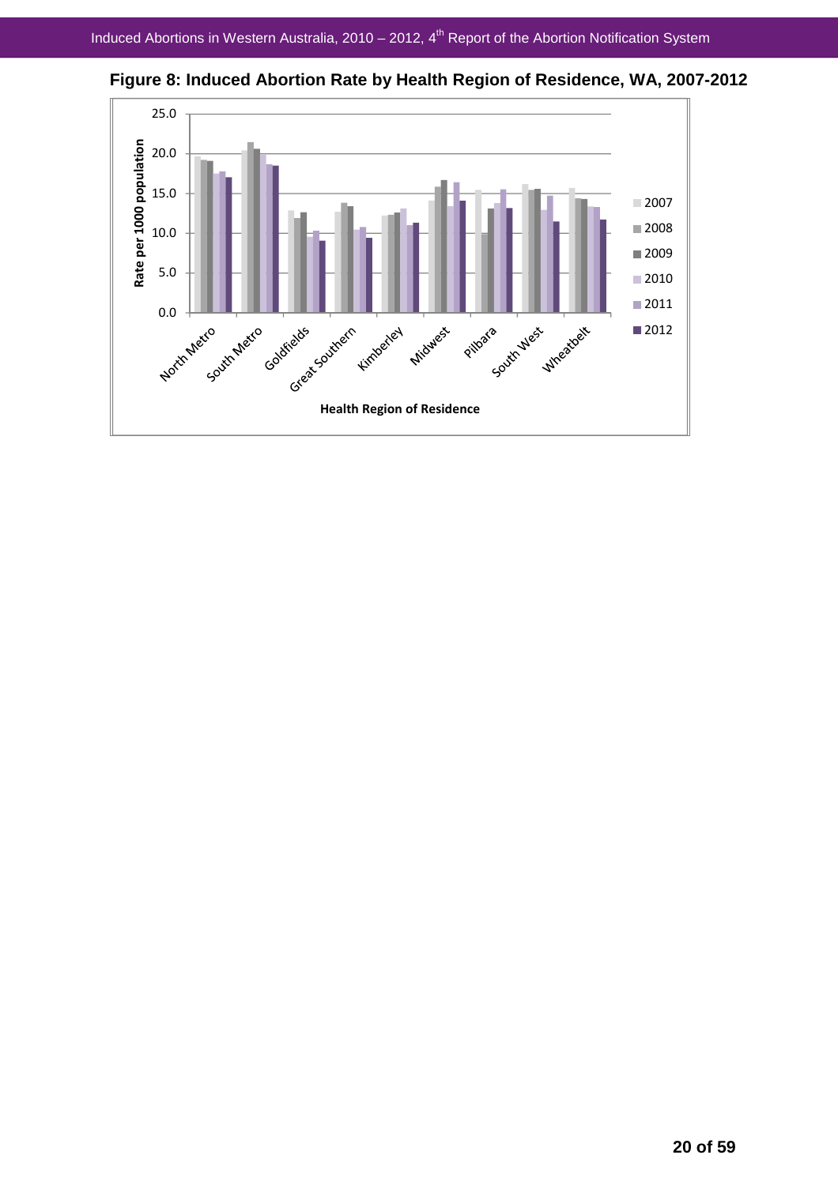**Figure 8: Induced Abortion Rate by Health Region of Residence, WA, 2007-2012**

Rate per 1000 population

25.0
20.0
15.0
10.0
5.0
0.0

North Metro
South Metro
Goldfields
Great Southern
Kimberley
Midwest
Pilbara
South West
Wheatbelt

Health Region of Residence

2007
2008
2009
2010
2011
2012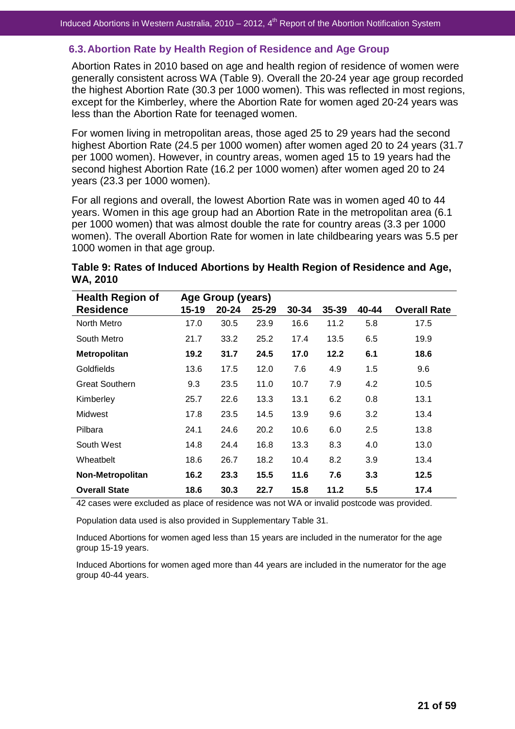### 6.3. Abortion Rate by Health Region of Residence and Age Group

Abortion Rates in 2010 based on age and health region of residence of women were generally consistent across WA (Table 9). Overall the 20-24 year age group recorded the highest Abortion Rate (30.3 per 1000 women). This was reflected in most regions, except for the Kimberley, where the Abortion Rate for women aged 20-24 years was less than the Abortion Rate for teenaged women.

For women living in metropolitan areas, those aged 25 to 29 years had the second highest Abortion Rate (24.5 per 1000 women) after women aged 20 to 24 years (31.7 per 1000 women). However, in country areas, women aged 15 to 19 years had the second highest Abortion Rate (16.2 per 1000 women) after women aged 20 to 24 years (23.3 per 1000 women).

For all regions and overall, the lowest Abortion Rate was in women aged 40 to 44 years. Women in this age group had an Abortion Rate in the metropolitan area (6.1 per 1000 women) that was almost double the rate for country areas (3.3 per 1000 women). The overall Abortion Rate for women in late childbearing years was 5.5 per 1000 women in that age group.

**Table 9: Rates of Induced Abortions by Health Region of Residence and Age, WA, 2010**

| Health Region of Residence | Age Group (years) | | | | | | |
|---|---|---|---|---|---|---|---|
| | 15-19 | 20-24 | 25-29 | 30-34 | 35-39 | 40-44 | Overall Rate |
| North Metro | 17.0 | 30.5 | 23.9 | 16.6 | 11.2 | 5.8 | 17.5 |
| South Metro | 21.7 | 33.2 | 25.2 | 17.4 | 13.5 | 6.5 | 19.9 |
| **Metropolitan** | **19.2** | **31.7** | **24.5** | **17.0** | **12.2** | **6.1** | **18.6** |
| Goldfields | 13.6 | 17.5 | 12.0 | 7.6 | 4.9 | 1.5 | 9.6 |
| Great Southern | 9.3 | 23.5 | 11.0 | 10.7 | 7.9 | 4.2 | 10.5 |
| Kimberley | 25.7 | 22.6 | 13.3 | 13.1 | 6.2 | 0.8 | 13.1 |
| Midwest | 17.8 | 23.5 | 14.5 | 13.9 | 9.6 | 3.2 | 13.4 |
| Pilbara | 24.1 | 24.6 | 20.2 | 10.6 | 6.0 | 2.5 | 13.8 |
| South West | 14.8 | 24.4 | 16.8 | 13.3 | 8.3 | 4.0 | 13.0 |
| Wheatbelt | 18.6 | 26.7 | 18.2 | 10.4 | 8.2 | 3.9 | 13.4 |
| **Non-Metropolitan** | **16.2** | **23.3** | **15.5** | **11.6** | **7.6** | **3.3** | **12.5** |
| **Overall State** | **18.6** | **30.3** | **22.7** | **15.8** | **11.2** | **5.5** | **17.4** |

42 cases were excluded as place of residence was not WA or invalid postcode was provided.

Population data used is also provided in Supplementary Table 31.

Induced Abortions for women aged less than 15 years are included in the numerator for the age group 15-19 years.

Induced Abortions for women aged more than 44 years are included in the numerator for the age group 40-44 years.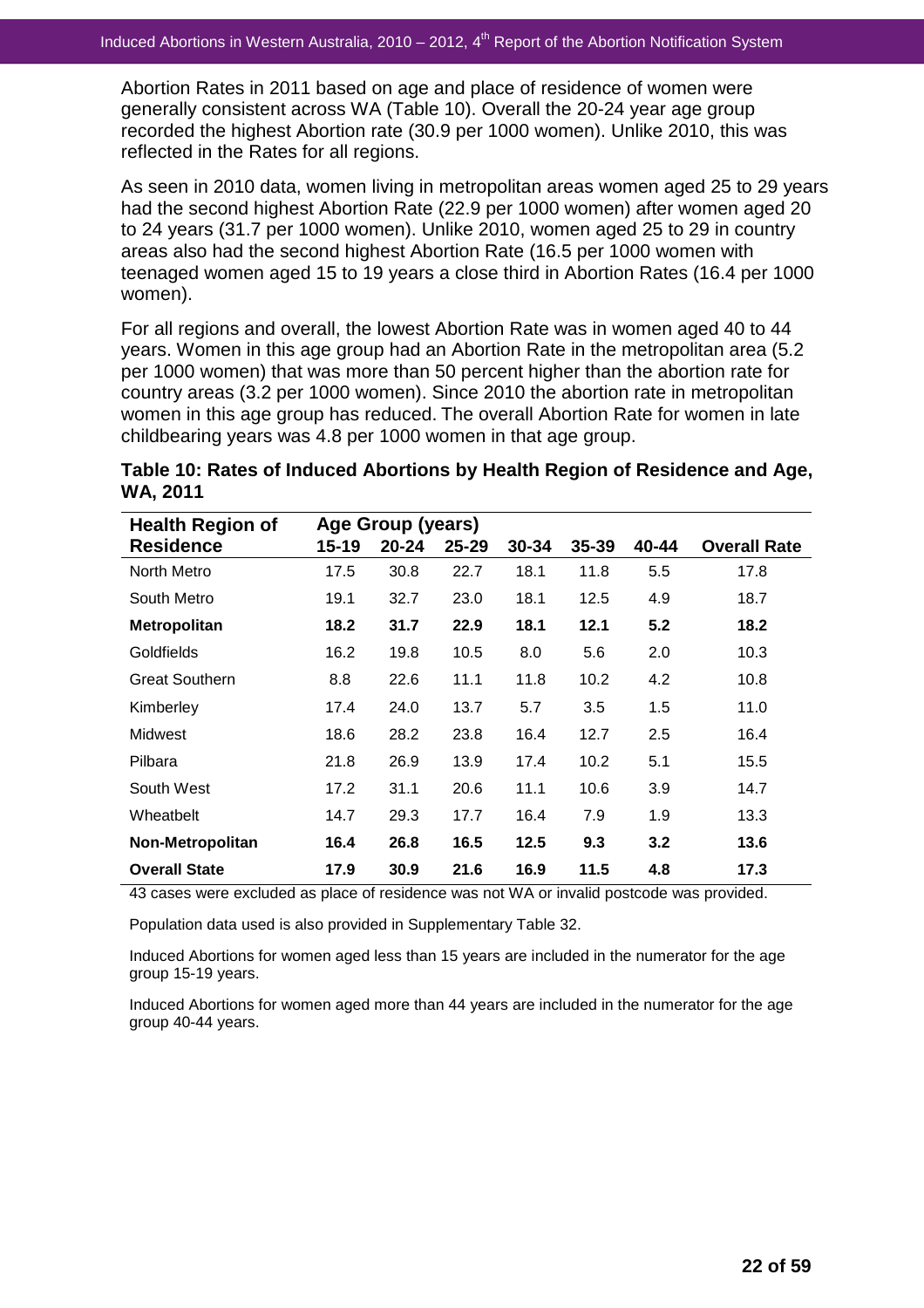Abortion Rates in 2011 based on age and place of residence of women were generally consistent across WA (Table 10). Overall the 20-24 year age group recorded the highest Abortion rate (30.9 per 1000 women). Unlike 2010, this was reflected in the Rates for all regions.

As seen in 2010 data, women living in metropolitan areas women aged 25 to 29 years had the second highest Abortion Rate (22.9 per 1000 women) after women aged 20 to 24 years (31.7 per 1000 women). Unlike 2010, women aged 25 to 29 in country areas also had the second highest Abortion Rate (16.5 per 1000 women with teenaged women aged 15 to 19 years a close third in Abortion Rates (16.4 per 1000 women).

For all regions and overall, the lowest Abortion Rate was in women aged 40 to 44 years. Women in this age group had an Abortion Rate in the metropolitan area (5.2 per 1000 women) that was more than 50 percent higher than the abortion rate for country areas (3.2 per 1000 women). Since 2010 the abortion rate in metropolitan women in this age group has reduced. The overall Abortion Rate for women in late childbearing years was 4.8 per 1000 women in that age group.

**Table 10: Rates of Induced Abortions by Health Region of Residence and Age, WA, 2011**

| Health Region of Residence | Age Group (years) 15-19 | 20-24 | 25-29 | 30-34 | 35-39 | 40-44 | Overall Rate |
|---|---|---|---|---|---|---|---|
| North Metro | 17.5 | 30.8 | 22.7 | 18.1 | 11.8 | 5.5 | 17.8 |
| South Metro | 19.1 | 32.7 | 23.0 | 18.1 | 12.5 | 4.9 | 18.7 |
| **Metropolitan** | **18.2** | **31.7** | **22.9** | **18.1** | **12.1** | **5.2** | **18.2** |
| Goldfields | 16.2 | 19.8 | 10.5 | 8.0 | 5.6 | 2.0 | 10.3 |
| Great Southern | 8.8 | 22.6 | 11.1 | 11.8 | 10.2 | 4.2 | 10.8 |
| Kimberley | 17.4 | 24.0 | 13.7 | 5.7 | 3.5 | 1.5 | 11.0 |
| Midwest | 18.6 | 28.2 | 23.8 | 16.4 | 12.7 | 2.5 | 16.4 |
| Pilbara | 21.8 | 26.9 | 13.9 | 17.4 | 10.2 | 5.1 | 15.5 |
| South West | 17.2 | 31.1 | 20.6 | 11.1 | 10.6 | 3.9 | 14.7 |
| Wheatbelt | 14.7 | 29.3 | 17.7 | 16.4 | 7.9 | 1.9 | 13.3 |
| **Non-Metropolitan** | **16.4** | **26.8** | **16.5** | **12.5** | **9.3** | **3.2** | **13.6** |
| **Overall State** | **17.9** | **30.9** | **21.6** | **16.9** | **11.5** | **4.8** | **17.3** |

43 cases were excluded as place of residence was not WA or invalid postcode was provided.

Population data used is also provided in Supplementary Table 32.

Induced Abortions for women aged less than 15 years are included in the numerator for the age group 15-19 years.

Induced Abortions for women aged more than 44 years are included in the numerator for the age group 40-44 years.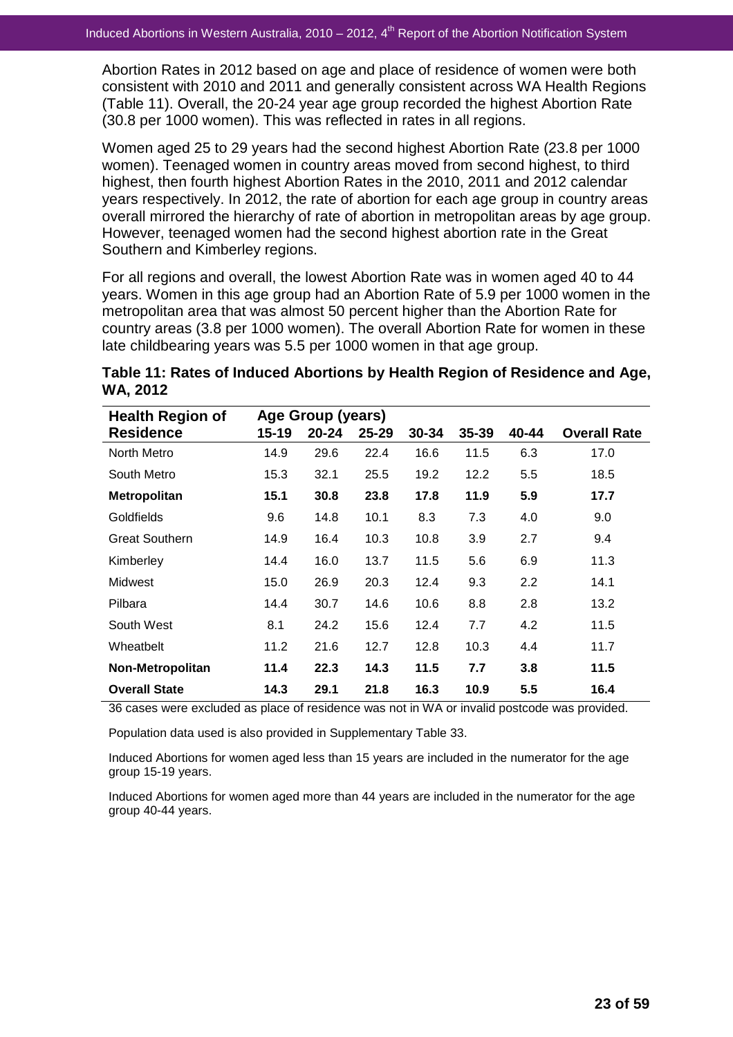Abortion Rates in 2012 based on age and place of residence of women were both consistent with 2010 and 2011 and generally consistent across WA Health Regions (Table 11). Overall, the 20-24 year age group recorded the highest Abortion Rate (30.8 per 1000 women). This was reflected in rates in all regions.

Women aged 25 to 29 years had the second highest Abortion Rate (23.8 per 1000 women). Teenaged women in country areas moved from second highest, to third highest, then fourth highest Abortion Rates in the 2010, 2011 and 2012 calendar years respectively. In 2012, the rate of abortion for each age group in country areas overall mirrored the hierarchy of rate of abortion in metropolitan areas by age group. However, teenaged women had the second highest abortion rate in the Great Southern and Kimberley regions.

For all regions and overall, the lowest Abortion Rate was in women aged 40 to 44 years. Women in this age group had an Abortion Rate of 5.9 per 1000 women in the metropolitan area that was almost 50 percent higher than the Abortion Rate for country areas (3.8 per 1000 women). The overall Abortion Rate for women in these late childbearing years was 5.5 per 1000 women in that age group.

**Table 11: Rates of Induced Abortions by Health Region of Residence and Age, WA, 2012**

| Health Region of Residence | Age Group (years) | | | | | | |
|---|---|---|---|---|---|---|---|
| | 15-19 | 20-24 | 25-29 | 30-34 | 35-39 | 40-44 | Overall Rate |
| North Metro | 14.9 | 29.6 | 22.4 | 16.6 | 11.5 | 6.3 | 17.0 |
| South Metro | 15.3 | 32.1 | 25.5 | 19.2 | 12.2 | 5.5 | 18.5 |
| **Metropolitan** | **15.1** | **30.8** | **23.8** | **17.8** | **11.9** | **5.9** | **17.7** |
| Goldfields | 9.6 | 14.8 | 10.1 | 8.3 | 7.3 | 4.0 | 9.0 |
| Great Southern | 14.9 | 16.4 | 10.3 | 10.8 | 3.9 | 2.7 | 9.4 |
| Kimberley | 14.4 | 16.0 | 13.7 | 11.5 | 5.6 | 6.9 | 11.3 |
| Midwest | 15.0 | 26.9 | 20.3 | 12.4 | 9.3 | 2.2 | 14.1 |
| Pilbara | 14.4 | 30.7 | 14.6 | 10.6 | 8.8 | 2.8 | 13.2 |
| South West | 8.1 | 24.2 | 15.6 | 12.4 | 7.7 | 4.2 | 11.5 |
| Wheatbelt | 11.2 | 21.6 | 12.7 | 12.8 | 10.3 | 4.4 | 11.7 |
| **Non-Metropolitan** | **11.4** | **22.3** | **14.3** | **11.5** | **7.7** | **3.8** | **11.5** |
| **Overall State** | **14.3** | **29.1** | **21.8** | **16.3** | **10.9** | **5.5** | **16.4** |

36 cases were excluded as place of residence was not in WA or invalid postcode was provided.

Population data used is also provided in Supplementary Table 33.

Induced Abortions for women aged less than 15 years are included in the numerator for the age group 15-19 years.

Induced Abortions for women aged more than 44 years are included in the numerator for the age group 40-44 years.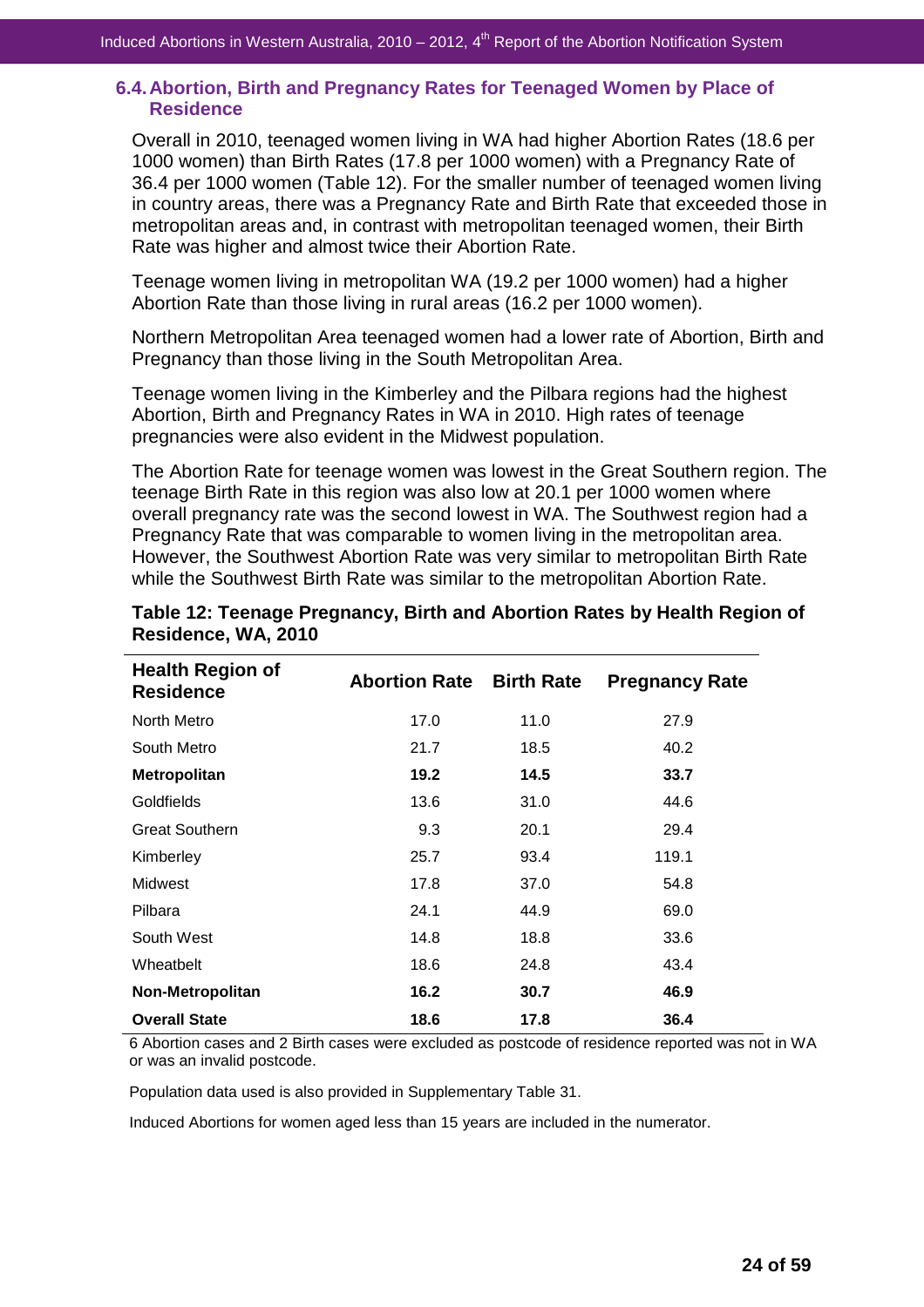### 6.4. Abortion, Birth and Pregnancy Rates for Teenaged Women by Place of Residence

Overall in 2010, teenaged women living in WA had higher Abortion Rates (18.6 per 1000 women) than Birth Rates (17.8 per 1000 women) with a Pregnancy Rate of 36.4 per 1000 women (Table 12). For the smaller number of teenaged women living in country areas, there was a Pregnancy Rate and Birth Rate that exceeded those in metropolitan areas and, in contrast with metropolitan teenaged women, their Birth Rate was higher and almost twice their Abortion Rate.

Teenage women living in metropolitan WA (19.2 per 1000 women) had a higher Abortion Rate than those living in rural areas (16.2 per 1000 women).

Northern Metropolitan Area teenaged women had a lower rate of Abortion, Birth and Pregnancy than those living in the South Metropolitan Area.

Teenage women living in the Kimberley and the Pilbara regions had the highest Abortion, Birth and Pregnancy Rates in WA in 2010. High rates of teenage pregnancies were also evident in the Midwest population.

The Abortion Rate for teenage women was lowest in the Great Southern region. The teenage Birth Rate in this region was also low at 20.1 per 1000 women where overall pregnancy rate was the second lowest in WA. The Southwest region had a Pregnancy Rate that was comparable to women living in the metropolitan area. However, the Southwest Abortion Rate was very similar to metropolitan Birth Rate while the Southwest Birth Rate was similar to the metropolitan Abortion Rate.

**Table 12: Teenage Pregnancy, Birth and Abortion Rates by Health Region of Residence, WA, 2010**

| Health Region of Residence | Abortion Rate | Birth Rate | Pregnancy Rate |
|---|---|---|---|
| North Metro | 17.0 | 11.0 | 27.9 |
| South Metro | 21.7 | 18.5 | 40.2 |
| **Metropolitan** | **19.2** | **14.5** | **33.7** |
| Goldfields | 13.6 | 31.0 | 44.6 |
| Great Southern | 9.3 | 20.1 | 29.4 |
| Kimberley | 25.7 | 93.4 | 119.1 |
| Midwest | 17.8 | 37.0 | 54.8 |
| Pilbara | 24.1 | 44.9 | 69.0 |
| South West | 14.8 | 18.8 | 33.6 |
| Wheatbelt | 18.6 | 24.8 | 43.4 |
| **Non-Metropolitan** | **16.2** | **30.7** | **46.9** |
| **Overall State** | **18.6** | **17.8** | **36.4** |

6 Abortion cases and 2 Birth cases were excluded as postcode of residence reported was not in WA or was an invalid postcode.

Population data used is also provided in Supplementary Table 31.

Induced Abortions for women aged less than 15 years are included in the numerator.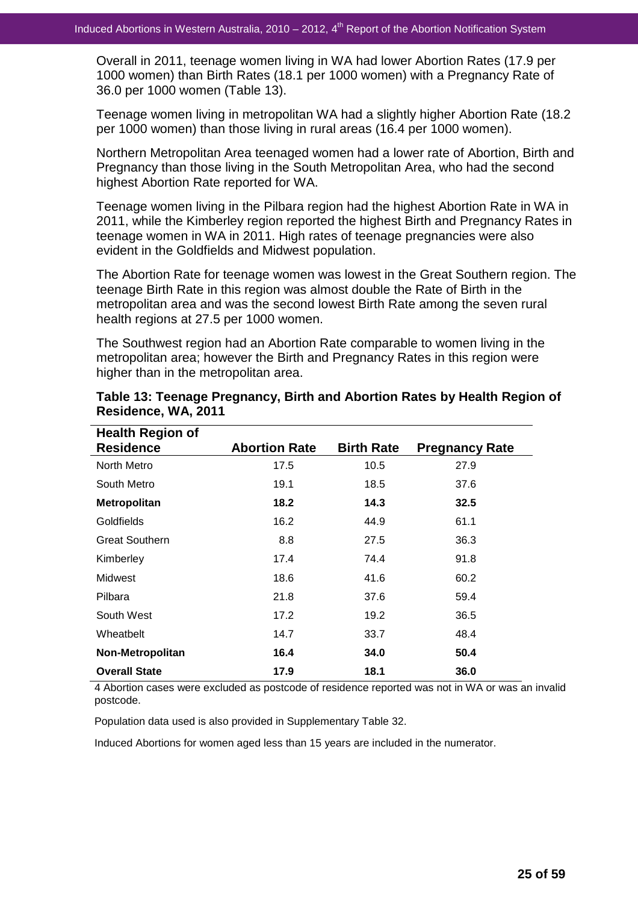Overall in 2011, teenage women living in WA had lower Abortion Rates (17.9 per 1000 women) than Birth Rates (18.1 per 1000 women) with a Pregnancy Rate of 36.0 per 1000 women (Table 13).

Teenage women living in metropolitan WA had a slightly higher Abortion Rate (18.2 per 1000 women) than those living in rural areas (16.4 per 1000 women).

Northern Metropolitan Area teenaged women had a lower rate of Abortion, Birth and Pregnancy than those living in the South Metropolitan Area, who had the second highest Abortion Rate reported for WA.

Teenage women living in the Pilbara region had the highest Abortion Rate in WA in 2011, while the Kimberley region reported the highest Birth and Pregnancy Rates in teenage women in WA in 2011. High rates of teenage pregnancies were also evident in the Goldfields and Midwest population.

The Abortion Rate for teenage women was lowest in the Great Southern region. The teenage Birth Rate in this region was almost double the Rate of Birth in the metropolitan area and was the second lowest Birth Rate among the seven rural health regions at 27.5 per 1000 women.

The Southwest region had an Abortion Rate comparable to women living in the metropolitan area; however the Birth and Pregnancy Rates in this region were higher than in the metropolitan area.

**Table 13: Teenage Pregnancy, Birth and Abortion Rates by Health Region of Residence, WA, 2011**

| Health Region of Residence | Abortion Rate | Birth Rate | Pregnancy Rate |
|---|---|---|---|
| North Metro | 17.5 | 10.5 | 27.9 |
| South Metro | 19.1 | 18.5 | 37.6 |
| **Metropolitan** | **18.2** | **14.3** | **32.5** |
| Goldfields | 16.2 | 44.9 | 61.1 |
| Great Southern | 8.8 | 27.5 | 36.3 |
| Kimberley | 17.4 | 74.4 | 91.8 |
| Midwest | 18.6 | 41.6 | 60.2 |
| Pilbara | 21.8 | 37.6 | 59.4 |
| South West | 17.2 | 19.2 | 36.5 |
| Wheatbelt | 14.7 | 33.7 | 48.4 |
| **Non-Metropolitan** | **16.4** | **34.0** | **50.4** |
| **Overall State** | **17.9** | **18.1** | **36.0** |

4 Abortion cases were excluded as postcode of residence reported was not in WA or was an invalid postcode.

Population data used is also provided in Supplementary Table 32.

Induced Abortions for women aged less than 15 years are included in the numerator.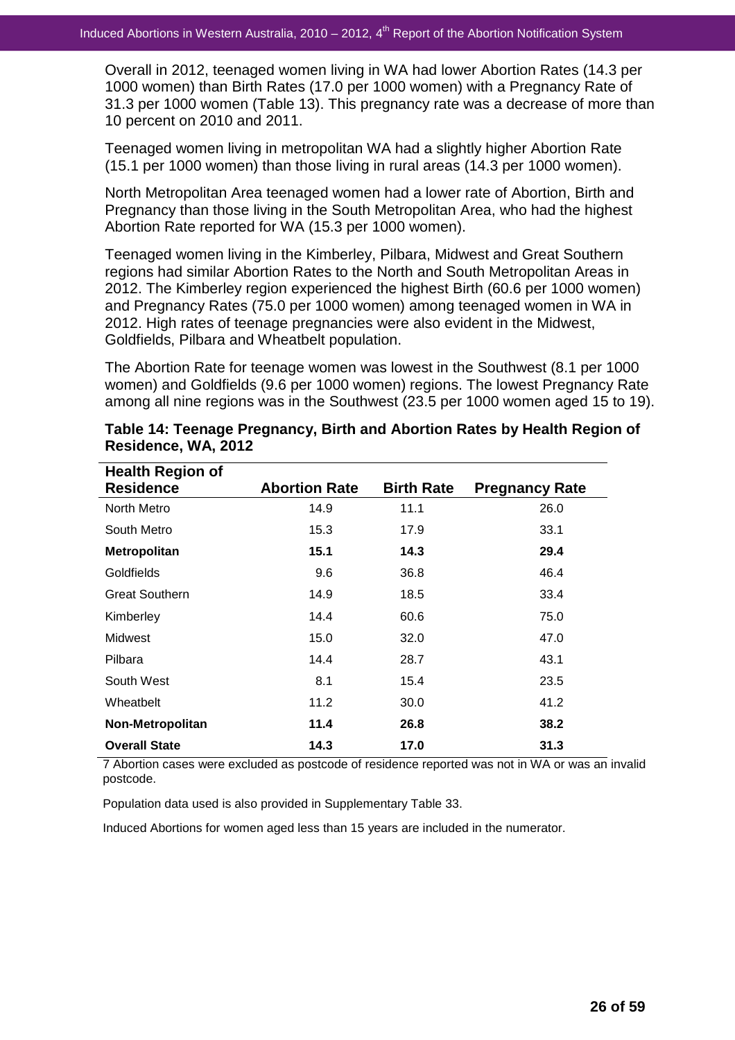Overall in 2012, teenaged women living in WA had lower Abortion Rates (14.3 per 1000 women) than Birth Rates (17.0 per 1000 women) with a Pregnancy Rate of 31.3 per 1000 women (Table 13). This pregnancy rate was a decrease of more than 10 percent on 2010 and 2011.

Teenaged women living in metropolitan WA had a slightly higher Abortion Rate (15.1 per 1000 women) than those living in rural areas (14.3 per 1000 women).

North Metropolitan Area teenaged women had a lower rate of Abortion, Birth and Pregnancy than those living in the South Metropolitan Area, who had the highest Abortion Rate reported for WA (15.3 per 1000 women).

Teenaged women living in the Kimberley, Pilbara, Midwest and Great Southern regions had similar Abortion Rates to the North and South Metropolitan Areas in 2012. The Kimberley region experienced the highest Birth (60.6 per 1000 women) and Pregnancy Rates (75.0 per 1000 women) among teenaged women in WA in 2012. High rates of teenage pregnancies were also evident in the Midwest, Goldfields, Pilbara and Wheatbelt population.

The Abortion Rate for teenage women was lowest in the Southwest (8.1 per 1000 women) and Goldfields (9.6 per 1000 women) regions. The lowest Pregnancy Rate among all nine regions was in the Southwest (23.5 per 1000 women aged 15 to 19).

**Table 14: Teenage Pregnancy, Birth and Abortion Rates by Health Region of Residence, WA, 2012**

| Health Region of Residence | Abortion Rate | Birth Rate | Pregnancy Rate |
|---|---|---|---|
| North Metro | 14.9 | 11.1 | 26.0 |
| South Metro | 15.3 | 17.9 | 33.1 |
| **Metropolitan** | **15.1** | **14.3** | **29.4** |
| Goldfields | 9.6 | 36.8 | 46.4 |
| Great Southern | 14.9 | 18.5 | 33.4 |
| Kimberley | 14.4 | 60.6 | 75.0 |
| Midwest | 15.0 | 32.0 | 47.0 |
| Pilbara | 14.4 | 28.7 | 43.1 |
| South West | 8.1 | 15.4 | 23.5 |
| Wheatbelt | 11.2 | 30.0 | 41.2 |
| **Non-Metropolitan** | **11.4** | **26.8** | **38.2** |
| **Overall State** | **14.3** | **17.0** | **31.3** |

7 Abortion cases were excluded as postcode of residence reported was not in WA or was an invalid postcode.

Population data used is also provided in Supplementary Table 33.

Induced Abortions for women aged less than 15 years are included in the numerator.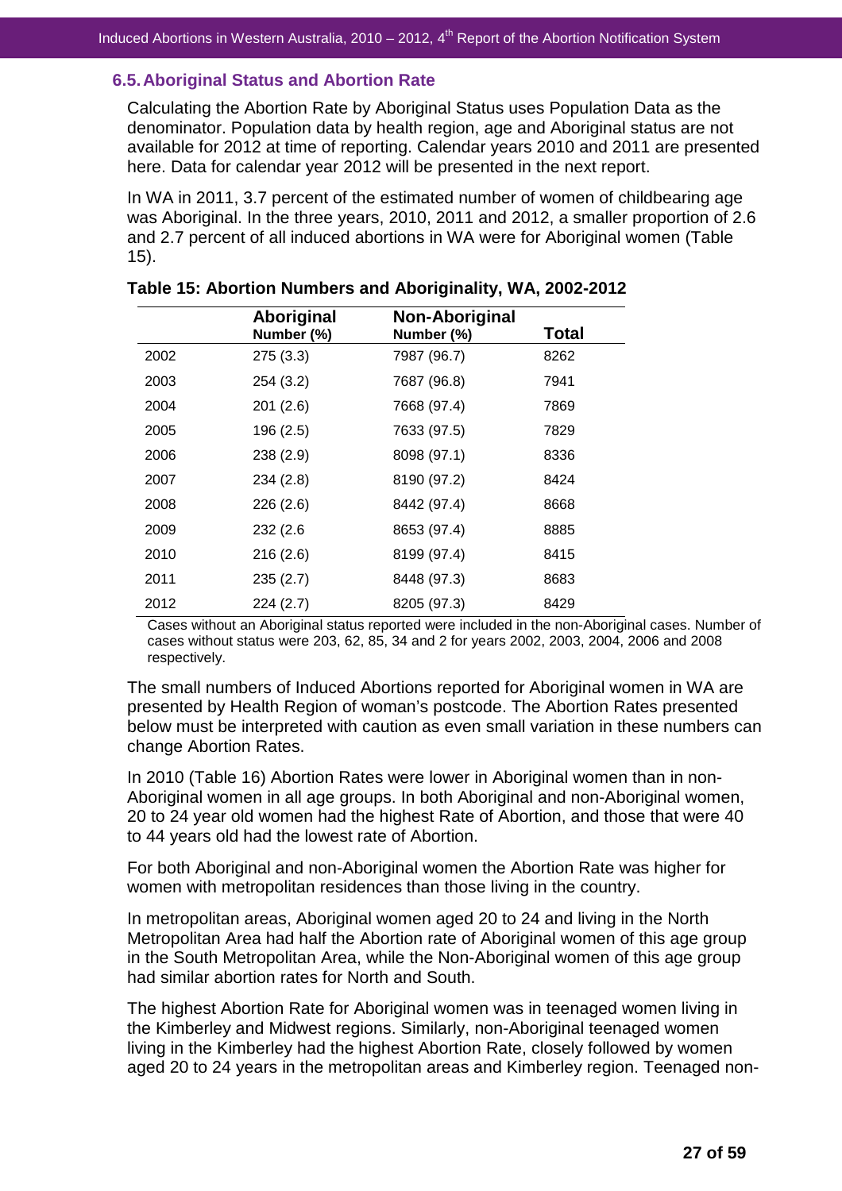### 6.5. Aboriginal Status and Abortion Rate

Calculating the Abortion Rate by Aboriginal Status uses Population Data as the denominator. Population data by health region, age and Aboriginal status are not available for 2012 at time of reporting. Calendar years 2010 and 2011 are presented here. Data for calendar year 2012 will be presented in the next report.

In WA in 2011, 3.7 percent of the estimated number of women of childbearing age was Aboriginal. In the three years, 2010, 2011 and 2012, a smaller proportion of 2.6 and 2.7 percent of all induced abortions in WA were for Aboriginal women (Table 15).

**Table 15: Abortion Numbers and Aboriginality, WA, 2002-2012**

| | Aboriginal Number (%) | Non-Aboriginal Number (%) | Total |
|---|---|---|---|
| 2002 | 275 (3.3) | 7987 (96.7) | 8262 |
| 2003 | 254 (3.2) | 7687 (96.8) | 7941 |
| 2004 | 201 (2.6) | 7668 (97.4) | 7869 |
| 2005 | 196 (2.5) | 7633 (97.5) | 7829 |
| 2006 | 238 (2.9) | 8098 (97.1) | 8336 |
| 2007 | 234 (2.8) | 8190 (97.2) | 8424 |
| 2008 | 226 (2.6) | 8442 (97.4) | 8668 |
| 2009 | 232 (2.6 | 8653 (97.4) | 8885 |
| 2010 | 216 (2.6) | 8199 (97.4) | 8415 |
| 2011 | 235 (2.7) | 8448 (97.3) | 8683 |
| 2012 | 224 (2.7) | 8205 (97.3) | 8429 |

Cases without an Aboriginal status reported were included in the non-Aboriginal cases. Number of cases without status were 203, 62, 85, 34 and 2 for years 2002, 2003, 2004, 2006 and 2008 respectively.

The small numbers of Induced Abortions reported for Aboriginal women in WA are presented by Health Region of woman's postcode. The Abortion Rates presented below must be interpreted with caution as even small variation in these numbers can change Abortion Rates.

In 2010 (Table 16) Abortion Rates were lower in Aboriginal women than in non-Aboriginal women in all age groups. In both Aboriginal and non-Aboriginal women, 20 to 24 year old women had the highest Rate of Abortion, and those that were 40 to 44 years old had the lowest rate of Abortion.

For both Aboriginal and non-Aboriginal women the Abortion Rate was higher for women with metropolitan residences than those living in the country.

In metropolitan areas, Aboriginal women aged 20 to 24 and living in the North Metropolitan Area had half the Abortion rate of Aboriginal women of this age group in the South Metropolitan Area, while the Non-Aboriginal women of this age group had similar abortion rates for North and South.

The highest Abortion Rate for Aboriginal women was in teenaged women living in the Kimberley and Midwest regions. Similarly, non-Aboriginal teenaged women living in the Kimberley had the highest Abortion Rate, closely followed by women aged 20 to 24 years in the metropolitan areas and Kimberley region. Teenaged non-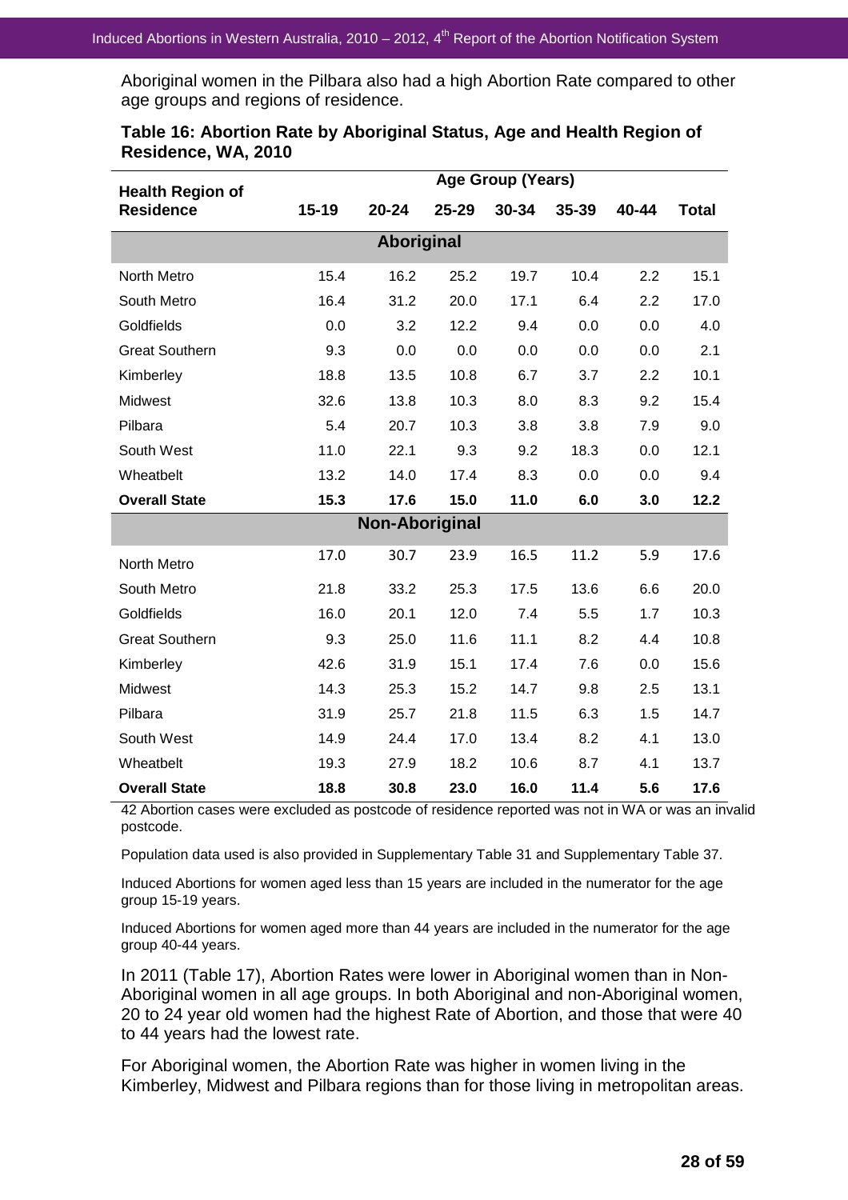Aboriginal women in the Pilbara also had a high Abortion Rate compared to other age groups and regions of residence.

**Table 16: Abortion Rate by Aboriginal Status, Age and Health Region of Residence, WA, 2010**

| Health Region of Residence | Age Group (Years) | | | | | | |
|---|---|---|---|---|---|---|---|
| | 15-19 | 20-24 | 25-29 | 30-34 | 35-39 | 40-44 | Total |
| **Aboriginal** | | | | | | | |
| North Metro | 15.4 | 16.2 | 25.2 | 19.7 | 10.4 | 2.2 | 15.1 |
| South Metro | 16.4 | 31.2 | 20.0 | 17.1 | 6.4 | 2.2 | 17.0 |
| Goldfields | 0.0 | 3.2 | 12.2 | 9.4 | 0.0 | 0.0 | 4.0 |
| Great Southern | 9.3 | 0.0 | 0.0 | 0.0 | 0.0 | 0.0 | 2.1 |
| Kimberley | 18.8 | 13.5 | 10.8 | 6.7 | 3.7 | 2.2 | 10.1 |
| Midwest | 32.6 | 13.8 | 10.3 | 8.0 | 8.3 | 9.2 | 15.4 |
| Pilbara | 5.4 | 20.7 | 10.3 | 3.8 | 3.8 | 7.9 | 9.0 |
| South West | 11.0 | 22.1 | 9.3 | 9.2 | 18.3 | 0.0 | 12.1 |
| Wheatbelt | 13.2 | 14.0 | 17.4 | 8.3 | 0.0 | 0.0 | 9.4 |
| **Overall State** | **15.3** | **17.6** | **15.0** | **11.0** | **6.0** | **3.0** | **12.2** |
| **Non-Aboriginal** | | | | | | | |
| North Metro | 17.0 | 30.7 | 23.9 | 16.5 | 11.2 | 5.9 | 17.6 |
| South Metro | 21.8 | 33.2 | 25.3 | 17.5 | 13.6 | 6.6 | 20.0 |
| Goldfields | 16.0 | 20.1 | 12.0 | 7.4 | 5.5 | 1.7 | 10.3 |
| Great Southern | 9.3 | 25.0 | 11.6 | 11.1 | 8.2 | 4.4 | 10.8 |
| Kimberley | 42.6 | 31.9 | 15.1 | 17.4 | 7.6 | 0.0 | 15.6 |
| Midwest | 14.3 | 25.3 | 15.2 | 14.7 | 9.8 | 2.5 | 13.1 |
| Pilbara | 31.9 | 25.7 | 21.8 | 11.5 | 6.3 | 1.5 | 14.7 |
| South West | 14.9 | 24.4 | 17.0 | 13.4 | 8.2 | 4.1 | 13.0 |
| Wheatbelt | 19.3 | 27.9 | 18.2 | 10.6 | 8.7 | 4.1 | 13.7 |
| **Overall State** | **18.8** | **30.8** | **23.0** | **16.0** | **11.4** | **5.6** | **17.6** |

42 Abortion cases were excluded as postcode of residence reported was not in WA or was an invalid postcode.

Population data used is also provided in Supplementary Table 31 and Supplementary Table 37.

Induced Abortions for women aged less than 15 years are included in the numerator for the age group 15-19 years.

Induced Abortions for women aged more than 44 years are included in the numerator for the age group 40-44 years.

In 2011 (Table 17), Abortion Rates were lower in Aboriginal women than in Non-Aboriginal women in all age groups. In both Aboriginal and non-Aboriginal women, 20 to 24 year old women had the highest Rate of Abortion, and those that were 40 to 44 years had the lowest rate.

For Aboriginal women, the Abortion Rate was higher in women living in the Kimberley, Midwest and Pilbara regions than for those living in metropolitan areas.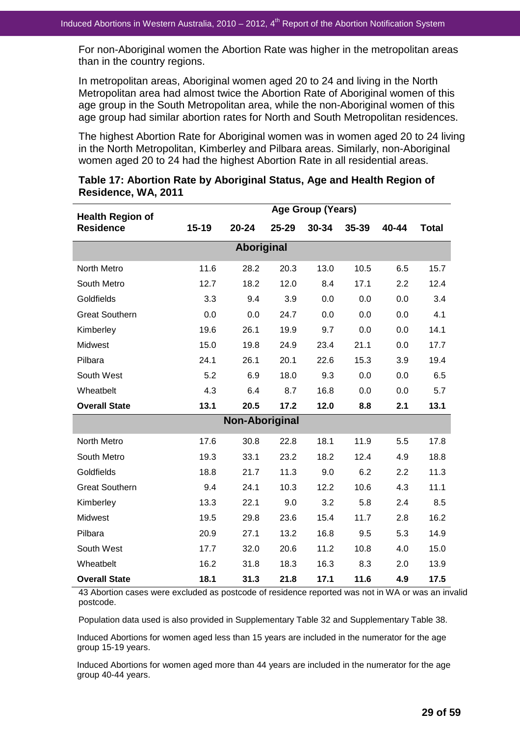For non-Aboriginal women the Abortion Rate was higher in the metropolitan areas than in the country regions.

In metropolitan areas, Aboriginal women aged 20 to 24 and living in the North Metropolitan area had almost twice the Abortion Rate of Aboriginal women of this age group in the South Metropolitan area, while the non-Aboriginal women of this age group had similar abortion rates for North and South Metropolitan residences.

The highest Abortion Rate for Aboriginal women was in women aged 20 to 24 living in the North Metropolitan, Kimberley and Pilbara areas. Similarly, non-Aboriginal women aged 20 to 24 had the highest Abortion Rate in all residential areas.

**Table 17: Abortion Rate by Aboriginal Status, Age and Health Region of Residence, WA, 2011**

| Health Region of Residence | Age Group (Years) | | | | | | |
|---|---|---|---|---|---|---|---|
| | 15-19 | 20-24 | 25-29 | 30-34 | 35-39 | 40-44 | Total |
| **Aboriginal** | | | | | | | |
| North Metro | 11.6 | 28.2 | 20.3 | 13.0 | 10.5 | 6.5 | 15.7 |
| South Metro | 12.7 | 18.2 | 12.0 | 8.4 | 17.1 | 2.2 | 12.4 |
| Goldfields | 3.3 | 9.4 | 3.9 | 0.0 | 0.0 | 0.0 | 3.4 |
| Great Southern | 0.0 | 0.0 | 24.7 | 0.0 | 0.0 | 0.0 | 4.1 |
| Kimberley | 19.6 | 26.1 | 19.9 | 9.7 | 0.0 | 0.0 | 14.1 |
| Midwest | 15.0 | 19.8 | 24.9 | 23.4 | 21.1 | 0.0 | 17.7 |
| Pilbara | 24.1 | 26.1 | 20.1 | 22.6 | 15.3 | 3.9 | 19.4 |
| South West | 5.2 | 6.9 | 18.0 | 9.3 | 0.0 | 0.0 | 6.5 |
| Wheatbelt | 4.3 | 6.4 | 8.7 | 16.8 | 0.0 | 0.0 | 5.7 |
| **Overall State** | **13.1** | **20.5** | **17.2** | **12.0** | **8.8** | **2.1** | **13.1** |
| **Non-Aboriginal** | | | | | | | |
| North Metro | 17.6 | 30.8 | 22.8 | 18.1 | 11.9 | 5.5 | 17.8 |
| South Metro | 19.3 | 33.1 | 23.2 | 18.2 | 12.4 | 4.9 | 18.8 |
| Goldfields | 18.8 | 21.7 | 11.3 | 9.0 | 6.2 | 2.2 | 11.3 |
| Great Southern | 9.4 | 24.1 | 10.3 | 12.2 | 10.6 | 4.3 | 11.1 |
| Kimberley | 13.3 | 22.1 | 9.0 | 3.2 | 5.8 | 2.4 | 8.5 |
| Midwest | 19.5 | 29.8 | 23.6 | 15.4 | 11.7 | 2.8 | 16.2 |
| Pilbara | 20.9 | 27.1 | 13.2 | 16.8 | 9.5 | 5.3 | 14.9 |
| South West | 17.7 | 32.0 | 20.6 | 11.2 | 10.8 | 4.0 | 15.0 |
| Wheatbelt | 16.2 | 31.8 | 18.3 | 16.3 | 8.3 | 2.0 | 13.9 |
| **Overall State** | **18.1** | **31.3** | **21.8** | **17.1** | **11.6** | **4.9** | **17.5** |

43 Abortion cases were excluded as postcode of residence reported was not in WA or was an invalid postcode.

Population data used is also provided in Supplementary Table 32 and Supplementary Table 38.

Induced Abortions for women aged less than 15 years are included in the numerator for the age group 15-19 years.

Induced Abortions for women aged more than 44 years are included in the numerator for the age group 40-44 years.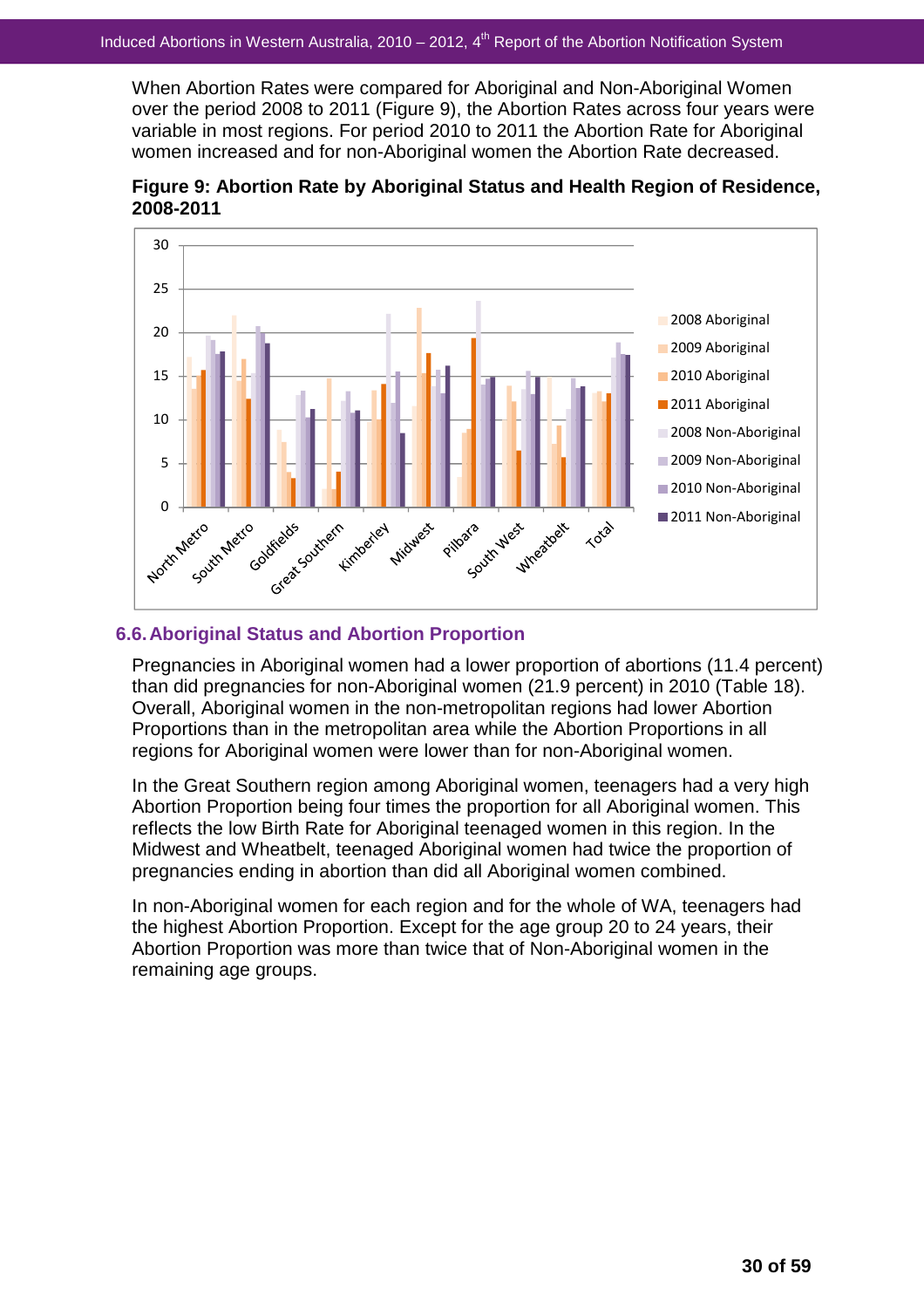When Abortion Rates were compared for Aboriginal and Non-Aboriginal Women over the period 2008 to 2011 (Figure 9), the Abortion Rates across four years were variable in most regions. For period 2010 to 2011 the Abortion Rate for Aboriginal women increased and for non-Aboriginal women the Abortion Rate decreased.

**Figure 9: Abortion Rate by Aboriginal Status and Health Region of Residence, 2008-2011**

30
25
20
15
10
5
0

North Metro
South Metro
Goldfields
Great Southern
Kimberley
Midwest
Pilbara
South West
Wheatbelt
Total

2008 Aboriginal
2009 Aboriginal
2010 Aboriginal
2011 Aboriginal
2008 Non-Aboriginal
2009 Non-Aboriginal
2010 Non-Aboriginal
2011 Non-Aboriginal

## 6.6. Aboriginal Status and Abortion Proportion

Pregnancies in Aboriginal women had a lower proportion of abortions (11.4 percent) than did pregnancies for non-Aboriginal women (21.9 percent) in 2010 (Table 18). Overall, Aboriginal women in the non-metropolitan regions had lower Abortion Proportions than in the metropolitan area while the Abortion Proportions in all regions for Aboriginal women were lower than for non-Aboriginal women.

In the Great Southern region among Aboriginal women, teenagers had a very high Abortion Proportion being four times the proportion for all Aboriginal women. This reflects the low Birth Rate for Aboriginal teenaged women in this region. In the Midwest and Wheatbelt, teenaged Aboriginal women had twice the proportion of pregnancies ending in abortion than did all Aboriginal women combined.

In non-Aboriginal women for each region and for the whole of WA, teenagers had the highest Abortion Proportion. Except for the age group 20 to 24 years, their Abortion Proportion was more than twice that of Non-Aboriginal women in the remaining age groups.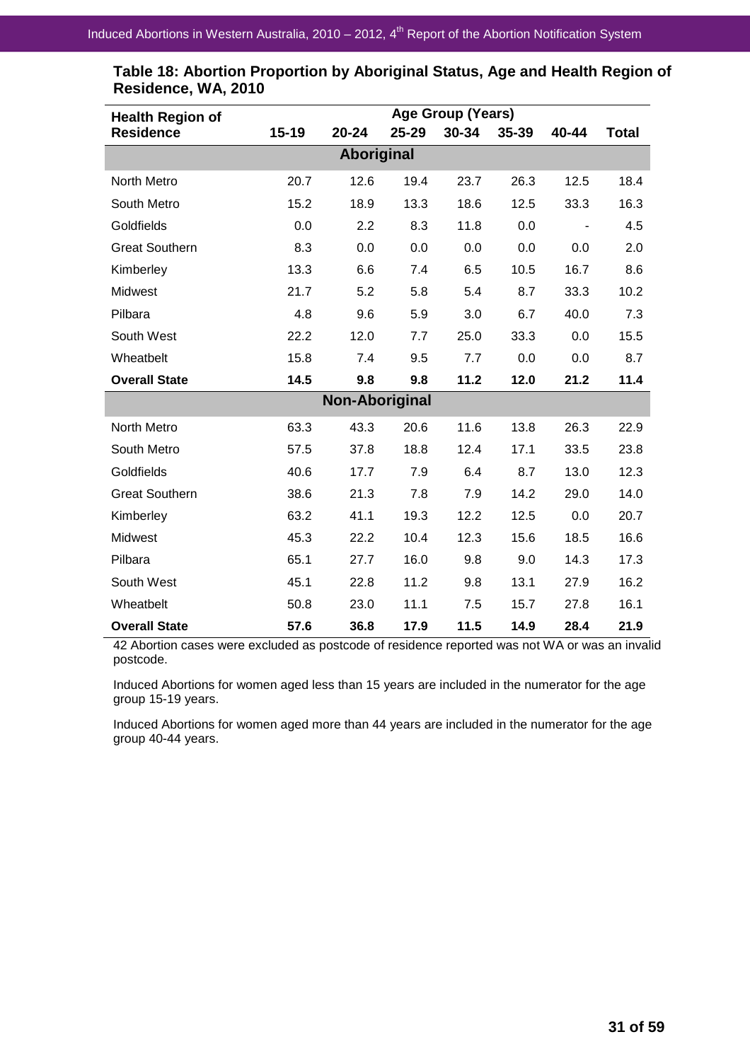**Table 18: Abortion Proportion by Aboriginal Status, Age and Health Region of Residence, WA, 2010**

| Health Region of Residence | Age Group (Years) | | | | | | |
|---|---|---|---|---|---|---|---|
| | 15-19 | 20-24 | 25-29 | 30-34 | 35-39 | 40-44 | Total |
| **Aboriginal** | | | | | | | |
| North Metro | 20.7 | 12.6 | 19.4 | 23.7 | 26.3 | 12.5 | 18.4 |
| South Metro | 15.2 | 18.9 | 13.3 | 18.6 | 12.5 | 33.3 | 16.3 |
| Goldfields | 0.0 | 2.2 | 8.3 | 11.8 | 0.0 | - | 4.5 |
| Great Southern | 8.3 | 0.0 | 0.0 | 0.0 | 0.0 | 0.0 | 2.0 |
| Kimberley | 13.3 | 6.6 | 7.4 | 6.5 | 10.5 | 16.7 | 8.6 |
| Midwest | 21.7 | 5.2 | 5.8 | 5.4 | 8.7 | 33.3 | 10.2 |
| Pilbara | 4.8 | 9.6 | 5.9 | 3.0 | 6.7 | 40.0 | 7.3 |
| South West | 22.2 | 12.0 | 7.7 | 25.0 | 33.3 | 0.0 | 15.5 |
| Wheatbelt | 15.8 | 7.4 | 9.5 | 7.7 | 0.0 | 0.0 | 8.7 |
| **Overall State** | **14.5** | **9.8** | **9.8** | **11.2** | **12.0** | **21.2** | **11.4** |
| **Non-Aboriginal** | | | | | | | |
| North Metro | 63.3 | 43.3 | 20.6 | 11.6 | 13.8 | 26.3 | 22.9 |
| South Metro | 57.5 | 37.8 | 18.8 | 12.4 | 17.1 | 33.5 | 23.8 |
| Goldfields | 40.6 | 17.7 | 7.9 | 6.4 | 8.7 | 13.0 | 12.3 |
| Great Southern | 38.6 | 21.3 | 7.8 | 7.9 | 14.2 | 29.0 | 14.0 |
| Kimberley | 63.2 | 41.1 | 19.3 | 12.2 | 12.5 | 0.0 | 20.7 |
| Midwest | 45.3 | 22.2 | 10.4 | 12.3 | 15.6 | 18.5 | 16.6 |
| Pilbara | 65.1 | 27.7 | 16.0 | 9.8 | 9.0 | 14.3 | 17.3 |
| South West | 45.1 | 22.8 | 11.2 | 9.8 | 13.1 | 27.9 | 16.2 |
| Wheatbelt | 50.8 | 23.0 | 11.1 | 7.5 | 15.7 | 27.8 | 16.1 |
| **Overall State** | **57.6** | **36.8** | **17.9** | **11.5** | **14.9** | **28.4** | **21.9** |

42 Abortion cases were excluded as postcode of residence reported was not WA or was an invalid postcode.

Induced Abortions for women aged less than 15 years are included in the numerator for the age group 15-19 years.

Induced Abortions for women aged more than 44 years are included in the numerator for the age group 40-44 years.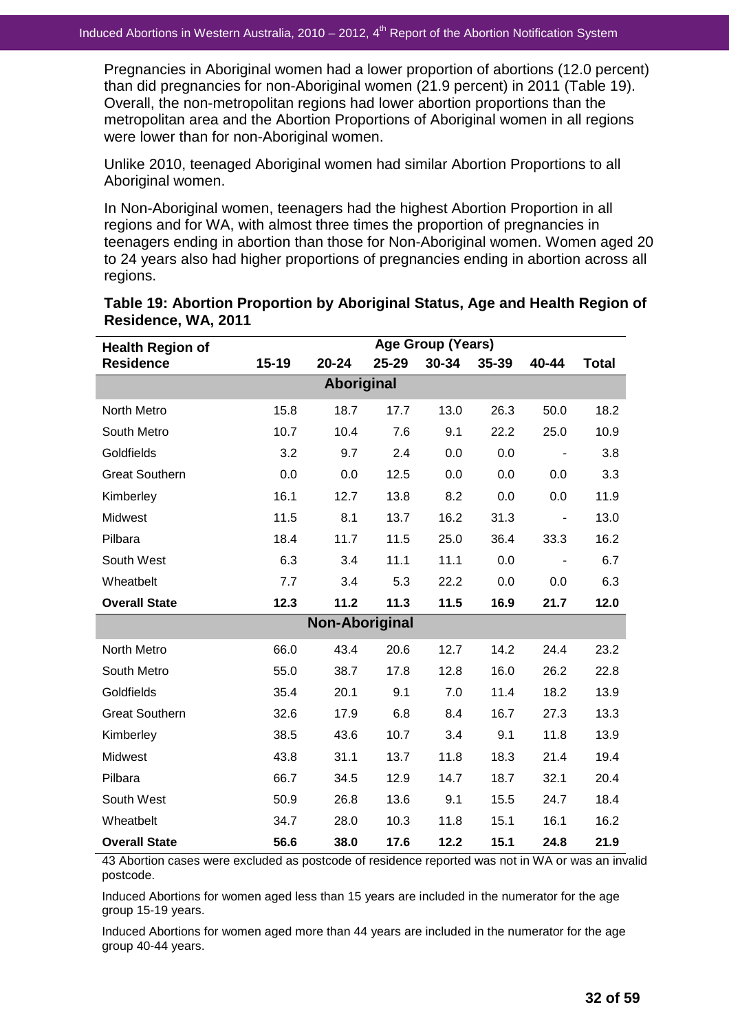Pregnancies in Aboriginal women had a lower proportion of abortions (12.0 percent) than did pregnancies for non-Aboriginal women (21.9 percent) in 2011 (Table 19). Overall, the non-metropolitan regions had lower abortion proportions than the metropolitan area and the Abortion Proportions of Aboriginal women in all regions were lower than for non-Aboriginal women.

Unlike 2010, teenaged Aboriginal women had similar Abortion Proportions to all Aboriginal women.

In Non-Aboriginal women, teenagers had the highest Abortion Proportion in all regions and for WA, with almost three times the proportion of pregnancies in teenagers ending in abortion than those for Non-Aboriginal women. Women aged 20 to 24 years also had higher proportions of pregnancies ending in abortion across all regions.

**Table 19: Abortion Proportion by Aboriginal Status, Age and Health Region of Residence, WA, 2011**

| Health Region of Residence | Age Group (Years) | | | | | | |
|---|---|---|---|---|---|---|---|
| | 15-19 | 20-24 | 25-29 | 30-34 | 35-39 | 40-44 | Total |
| **Aboriginal** | | | | | | | |
| North Metro | 15.8 | 18.7 | 17.7 | 13.0 | 26.3 | 50.0 | 18.2 |
| South Metro | 10.7 | 10.4 | 7.6 | 9.1 | 22.2 | 25.0 | 10.9 |
| Goldfields | 3.2 | 9.7 | 2.4 | 0.0 | 0.0 | - | 3.8 |
| Great Southern | 0.0 | 0.0 | 12.5 | 0.0 | 0.0 | 0.0 | 3.3 |
| Kimberley | 16.1 | 12.7 | 13.8 | 8.2 | 0.0 | 0.0 | 11.9 |
| Midwest | 11.5 | 8.1 | 13.7 | 16.2 | 31.3 | - | 13.0 |
| Pilbara | 18.4 | 11.7 | 11.5 | 25.0 | 36.4 | 33.3 | 16.2 |
| South West | 6.3 | 3.4 | 11.1 | 11.1 | 0.0 | - | 6.7 |
| Wheatbelt | 7.7 | 3.4 | 5.3 | 22.2 | 0.0 | 0.0 | 6.3 |
| **Overall State** | **12.3** | **11.2** | **11.3** | **11.5** | **16.9** | **21.7** | **12.0** |
| **Non-Aboriginal** | | | | | | | |
| North Metro | 66.0 | 43.4 | 20.6 | 12.7 | 14.2 | 24.4 | 23.2 |
| South Metro | 55.0 | 38.7 | 17.8 | 12.8 | 16.0 | 26.2 | 22.8 |
| Goldfields | 35.4 | 20.1 | 9.1 | 7.0 | 11.4 | 18.2 | 13.9 |
| Great Southern | 32.6 | 17.9 | 6.8 | 8.4 | 16.7 | 27.3 | 13.3 |
| Kimberley | 38.5 | 43.6 | 10.7 | 3.4 | 9.1 | 11.8 | 13.9 |
| Midwest | 43.8 | 31.1 | 13.7 | 11.8 | 18.3 | 21.4 | 19.4 |
| Pilbara | 66.7 | 34.5 | 12.9 | 14.7 | 18.7 | 32.1 | 20.4 |
| South West | 50.9 | 26.8 | 13.6 | 9.1 | 15.5 | 24.7 | 18.4 |
| Wheatbelt | 34.7 | 28.0 | 10.3 | 11.8 | 15.1 | 16.1 | 16.2 |
| **Overall State** | **56.6** | **38.0** | **17.6** | **12.2** | **15.1** | **24.8** | **21.9** |

43 Abortion cases were excluded as postcode of residence reported was not in WA or was an invalid postcode.

Induced Abortions for women aged less than 15 years are included in the numerator for the age group 15-19 years.

Induced Abortions for women aged more than 44 years are included in the numerator for the age group 40-44 years.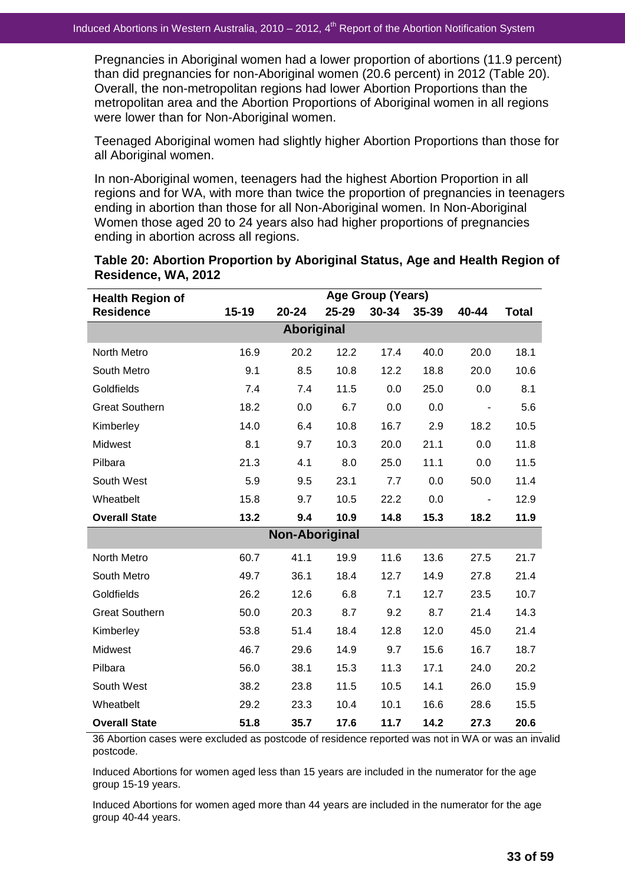Pregnancies in Aboriginal women had a lower proportion of abortions (11.9 percent) than did pregnancies for non-Aboriginal women (20.6 percent) in 2012 (Table 20). Overall, the non-metropolitan regions had lower Abortion Proportions than the metropolitan area and the Abortion Proportions of Aboriginal women in all regions were lower than for Non-Aboriginal women.

Teenaged Aboriginal women had slightly higher Abortion Proportions than those for all Aboriginal women.

In non-Aboriginal women, teenagers had the highest Abortion Proportion in all regions and for WA, with more than twice the proportion of pregnancies in teenagers ending in abortion than those for all Non-Aboriginal women. In Non-Aboriginal Women those aged 20 to 24 years also had higher proportions of pregnancies ending in abortion across all regions.

**Table 20: Abortion Proportion by Aboriginal Status, Age and Health Region of Residence, WA, 2012**

| Health Region of Residence | Age Group (Years) | | | | | | |
|---|---|---|---|---|---|---|---|
| | 15-19 | 20-24 | 25-29 | 30-34 | 35-39 | 40-44 | Total |
| **Aboriginal** | | | | | | | |
| North Metro | 16.9 | 20.2 | 12.2 | 17.4 | 40.0 | 20.0 | 18.1 |
| South Metro | 9.1 | 8.5 | 10.8 | 12.2 | 18.8 | 20.0 | 10.6 |
| Goldfields | 7.4 | 7.4 | 11.5 | 0.0 | 25.0 | 0.0 | 8.1 |
| Great Southern | 18.2 | 0.0 | 6.7 | 0.0 | 0.0 | - | 5.6 |
| Kimberley | 14.0 | 6.4 | 10.8 | 16.7 | 2.9 | 18.2 | 10.5 |
| Midwest | 8.1 | 9.7 | 10.3 | 20.0 | 21.1 | 0.0 | 11.8 |
| Pilbara | 21.3 | 4.1 | 8.0 | 25.0 | 11.1 | 0.0 | 11.5 |
| South West | 5.9 | 9.5 | 23.1 | 7.7 | 0.0 | 50.0 | 11.4 |
| Wheatbelt | 15.8 | 9.7 | 10.5 | 22.2 | 0.0 | - | 12.9 |
| **Overall State** | **13.2** | **9.4** | **10.9** | **14.8** | **15.3** | **18.2** | **11.9** |
| **Non-Aboriginal** | | | | | | | |
| North Metro | 60.7 | 41.1 | 19.9 | 11.6 | 13.6 | 27.5 | 21.7 |
| South Metro | 49.7 | 36.1 | 18.4 | 12.7 | 14.9 | 27.8 | 21.4 |
| Goldfields | 26.2 | 12.6 | 6.8 | 7.1 | 12.7 | 23.5 | 10.7 |
| Great Southern | 50.0 | 20.3 | 8.7 | 9.2 | 8.7 | 21.4 | 14.3 |
| Kimberley | 53.8 | 51.4 | 18.4 | 12.8 | 12.0 | 45.0 | 21.4 |
| Midwest | 46.7 | 29.6 | 14.9 | 9.7 | 15.6 | 16.7 | 18.7 |
| Pilbara | 56.0 | 38.1 | 15.3 | 11.3 | 17.1 | 24.0 | 20.2 |
| South West | 38.2 | 23.8 | 11.5 | 10.5 | 14.1 | 26.0 | 15.9 |
| Wheatbelt | 29.2 | 23.3 | 10.4 | 10.1 | 16.6 | 28.6 | 15.5 |
| **Overall State** | **51.8** | **35.7** | **17.6** | **11.7** | **14.2** | **27.3** | **20.6** |

36 Abortion cases were excluded as postcode of residence reported was not in WA or was an invalid postcode.

Induced Abortions for women aged less than 15 years are included in the numerator for the age group 15-19 years.

Induced Abortions for women aged more than 44 years are included in the numerator for the age group 40-44 years.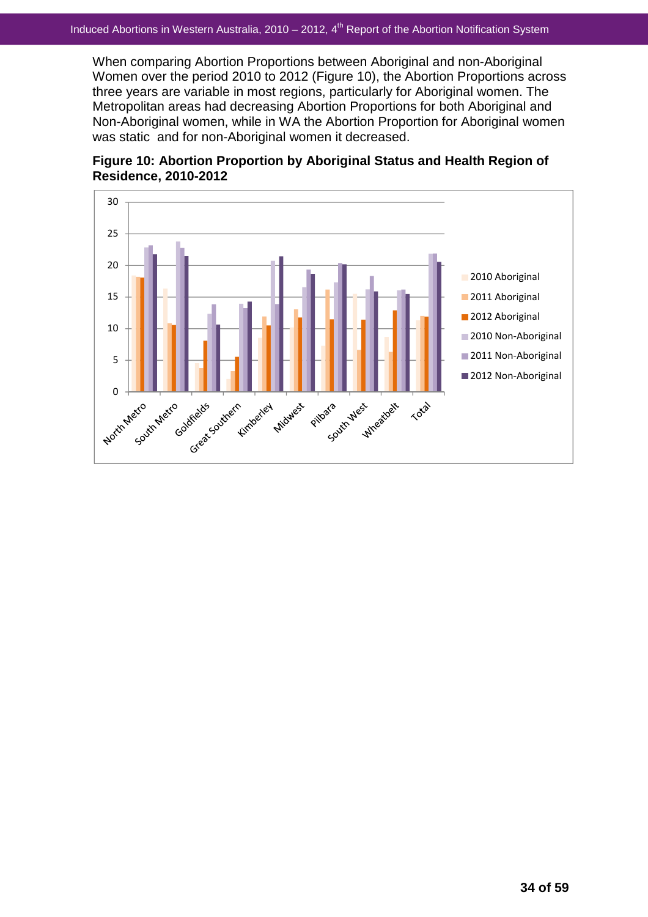When comparing Abortion Proportions between Aboriginal and non-Aboriginal Women over the period 2010 to 2012 (Figure 10), the Abortion Proportions across three years are variable in most regions, particularly for Aboriginal women. The Metropolitan areas had decreasing Abortion Proportions for both Aboriginal and Non-Aboriginal women, while in WA the Abortion Proportion for Aboriginal women was static and for non-Aboriginal women it decreased.

**Figure 10: Abortion Proportion by Aboriginal Status and Health Region of Residence, 2010-2012**

30
25
20
15
10
5
0

North Metro
South Metro
Goldfields
Great Southern
Kimberley
Midwest
Pilbara
South West
Wheatbelt
Total

2010 Aboriginal
2011 Aboriginal
2012 Aboriginal
2010 Non-Aboriginal
2011 Non-Aboriginal
2012 Non-Aboriginal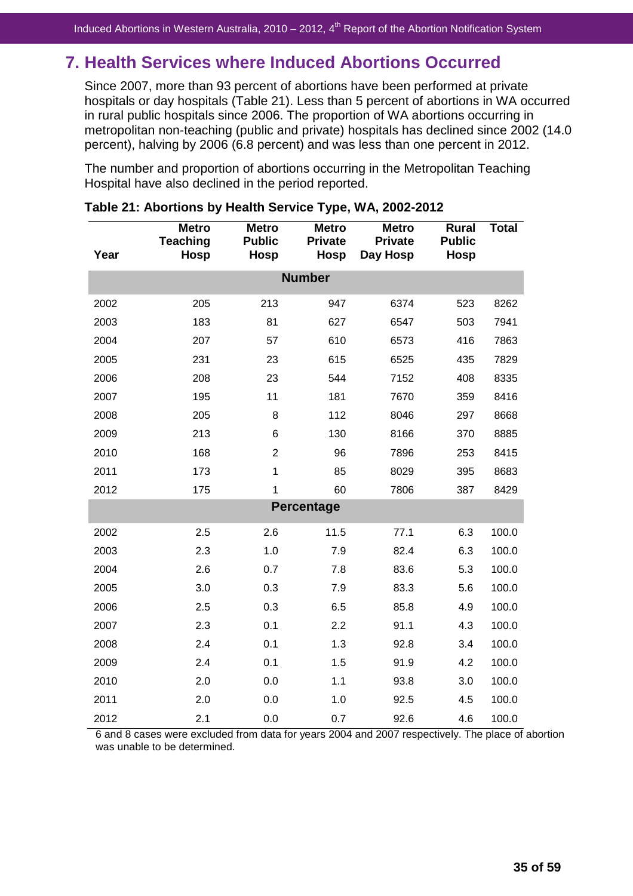# 7. Health Services where Induced Abortions Occurred

Since 2007, more than 93 percent of abortions have been performed at private hospitals or day hospitals (Table 21). Less than 5 percent of abortions in WA occurred in rural public hospitals since 2006. The proportion of WA abortions occurring in metropolitan non-teaching (public and private) hospitals has declined since 2002 (14.0 percent), halving by 2006 (6.8 percent) and was less than one percent in 2012.

The number and proportion of abortions occurring in the Metropolitan Teaching Hospital have also declined in the period reported.

**Table 21: Abortions by Health Service Type, WA, 2002-2012**

| Year | Metro Teaching Hosp | Metro Public Hosp | Metro Private Hosp | Metro Private Day Hosp | Rural Public Hosp | Total |
|---|---|---|---|---|---|---|
| | | | **Number** | | | |
| 2002 | 205 | 213 | 947 | 6374 | 523 | 8262 |
| 2003 | 183 | 81 | 627 | 6547 | 503 | 7941 |
| 2004 | 207 | 57 | 610 | 6573 | 416 | 7863 |
| 2005 | 231 | 23 | 615 | 6525 | 435 | 7829 |
| 2006 | 208 | 23 | 544 | 7152 | 408 | 8335 |
| 2007 | 195 | 11 | 181 | 7670 | 359 | 8416 |
| 2008 | 205 | 8 | 112 | 8046 | 297 | 8668 |
| 2009 | 213 | 6 | 130 | 8166 | 370 | 8885 |
| 2010 | 168 | 2 | 96 | 7896 | 253 | 8415 |
| 2011 | 173 | 1 | 85 | 8029 | 395 | 8683 |
| 2012 | 175 | 1 | 60 | 7806 | 387 | 8429 |
| | | | **Percentage** | | | |
| 2002 | 2.5 | 2.6 | 11.5 | 77.1 | 6.3 | 100.0 |
| 2003 | 2.3 | 1.0 | 7.9 | 82.4 | 6.3 | 100.0 |
| 2004 | 2.6 | 0.7 | 7.8 | 83.6 | 5.3 | 100.0 |
| 2005 | 3.0 | 0.3 | 7.9 | 83.3 | 5.6 | 100.0 |
| 2006 | 2.5 | 0.3 | 6.5 | 85.8 | 4.9 | 100.0 |
| 2007 | 2.3 | 0.1 | 2.2 | 91.1 | 4.3 | 100.0 |
| 2008 | 2.4 | 0.1 | 1.3 | 92.8 | 3.4 | 100.0 |
| 2009 | 2.4 | 0.1 | 1.5 | 91.9 | 4.2 | 100.0 |
| 2010 | 2.0 | 0.0 | 1.1 | 93.8 | 3.0 | 100.0 |
| 2011 | 2.0 | 0.0 | 1.0 | 92.5 | 4.5 | 100.0 |
| 2012 | 2.1 | 0.0 | 0.7 | 92.6 | 4.6 | 100.0 |

6 and 8 cases were excluded from data for years 2004 and 2007 respectively. The place of abortion was unable to be determined.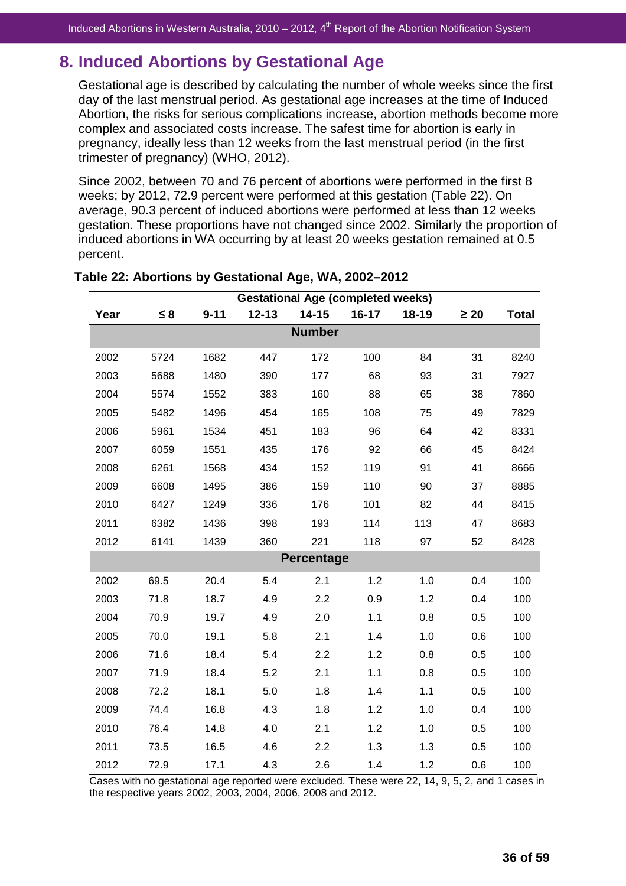## 8. Induced Abortions by Gestational Age

Gestational age is described by calculating the number of whole weeks since the first day of the last menstrual period. As gestational age increases at the time of Induced Abortion, the risks for serious complications increase, abortion methods become more complex and associated costs increase. The safest time for abortion is early in pregnancy, ideally less than 12 weeks from the last menstrual period (in the first trimester of pregnancy) (WHO, 2012).

Since 2002, between 70 and 76 percent of abortions were performed in the first 8 weeks; by 2012, 72.9 percent were performed at this gestation (Table 22). On average, 90.3 percent of induced abortions were performed at less than 12 weeks gestation. These proportions have not changed since 2002. Similarly the proportion of induced abortions in WA occurring by at least 20 weeks gestation remained at 0.5 percent.

**Table 22: Abortions by Gestational Age, WA, 2002–2012**

| | Gestational Age (completed weeks) | | | | | | | |
|---|---|---|---|---|---|---|---|---|
| Year | ≤ 8 | 9-11 | 12-13 | 14-15 | 16-17 | 18-19 | ≥ 20 | Total |
| **Number** | | | | | | | | |
| 2002 | 5724 | 1682 | 447 | 172 | 100 | 84 | 31 | 8240 |
| 2003 | 5688 | 1480 | 390 | 177 | 68 | 93 | 31 | 7927 |
| 2004 | 5574 | 1552 | 383 | 160 | 88 | 65 | 38 | 7860 |
| 2005 | 5482 | 1496 | 454 | 165 | 108 | 75 | 49 | 7829 |
| 2006 | 5961 | 1534 | 451 | 183 | 96 | 64 | 42 | 8331 |
| 2007 | 6059 | 1551 | 435 | 176 | 92 | 66 | 45 | 8424 |
| 2008 | 6261 | 1568 | 434 | 152 | 119 | 91 | 41 | 8666 |
| 2009 | 6608 | 1495 | 386 | 159 | 110 | 90 | 37 | 8885 |
| 2010 | 6427 | 1249 | 336 | 176 | 101 | 82 | 44 | 8415 |
| 2011 | 6382 | 1436 | 398 | 193 | 114 | 113 | 47 | 8683 |
| 2012 | 6141 | 1439 | 360 | 221 | 118 | 97 | 52 | 8428 |
| **Percentage** | | | | | | | | |
| 2002 | 69.5 | 20.4 | 5.4 | 2.1 | 1.2 | 1.0 | 0.4 | 100 |
| 2003 | 71.8 | 18.7 | 4.9 | 2.2 | 0.9 | 1.2 | 0.4 | 100 |
| 2004 | 70.9 | 19.7 | 4.9 | 2.0 | 1.1 | 0.8 | 0.5 | 100 |
| 2005 | 70.0 | 19.1 | 5.8 | 2.1 | 1.4 | 1.0 | 0.6 | 100 |
| 2006 | 71.6 | 18.4 | 5.4 | 2.2 | 1.2 | 0.8 | 0.5 | 100 |
| 2007 | 71.9 | 18.4 | 5.2 | 2.1 | 1.1 | 0.8 | 0.5 | 100 |
| 2008 | 72.2 | 18.1 | 5.0 | 1.8 | 1.4 | 1.1 | 0.5 | 100 |
| 2009 | 74.4 | 16.8 | 4.3 | 1.8 | 1.2 | 1.0 | 0.4 | 100 |
| 2010 | 76.4 | 14.8 | 4.0 | 2.1 | 1.2 | 1.0 | 0.5 | 100 |
| 2011 | 73.5 | 16.5 | 4.6 | 2.2 | 1.3 | 1.3 | 0.5 | 100 |
| 2012 | 72.9 | 17.1 | 4.3 | 2.6 | 1.4 | 1.2 | 0.6 | 100 |

Cases with no gestational age reported were excluded. These were 22, 14, 9, 5, 2, and 1 cases in the respective years 2002, 2003, 2004, 2006, 2008 and 2012.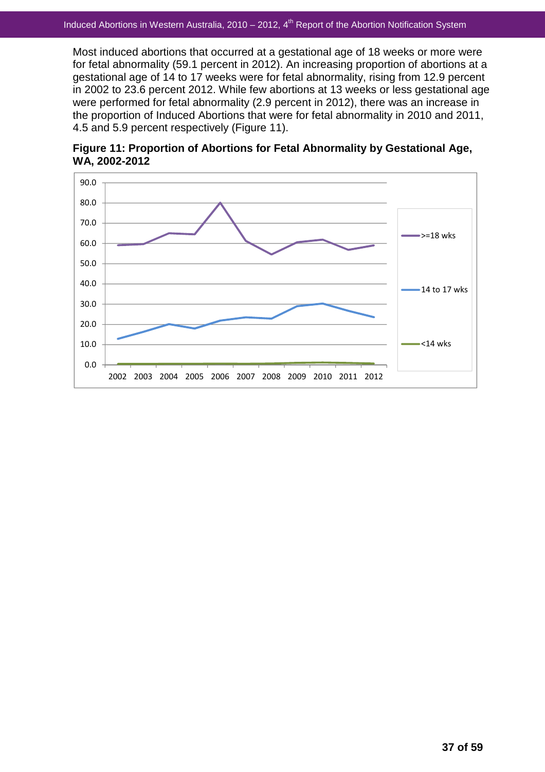Most induced abortions that occurred at a gestational age of 18 weeks or more were for fetal abnormality (59.1 percent in 2012). An increasing proportion of abortions at a gestational age of 14 to 17 weeks were for fetal abnormality, rising from 12.9 percent in 2002 to 23.6 percent 2012. While few abortions at 13 weeks or less gestational age were performed for fetal abnormality (2.9 percent in 2012), there was an increase in the proportion of Induced Abortions that were for fetal abnormality in 2010 and 2011, 4.5 and 5.9 percent respectively (Figure 11).

**Figure 11: Proportion of Abortions for Fetal Abnormality by Gestational Age, WA, 2002-2012**

90.0
80.0
70.0
60.0
50.0
40.0
30.0
20.0
10.0
0.0

2002 2003 2004 2005 2006 2007 2008 2009 2010 2011 2012

>=18 wks
14 to 17 wks
<14 wks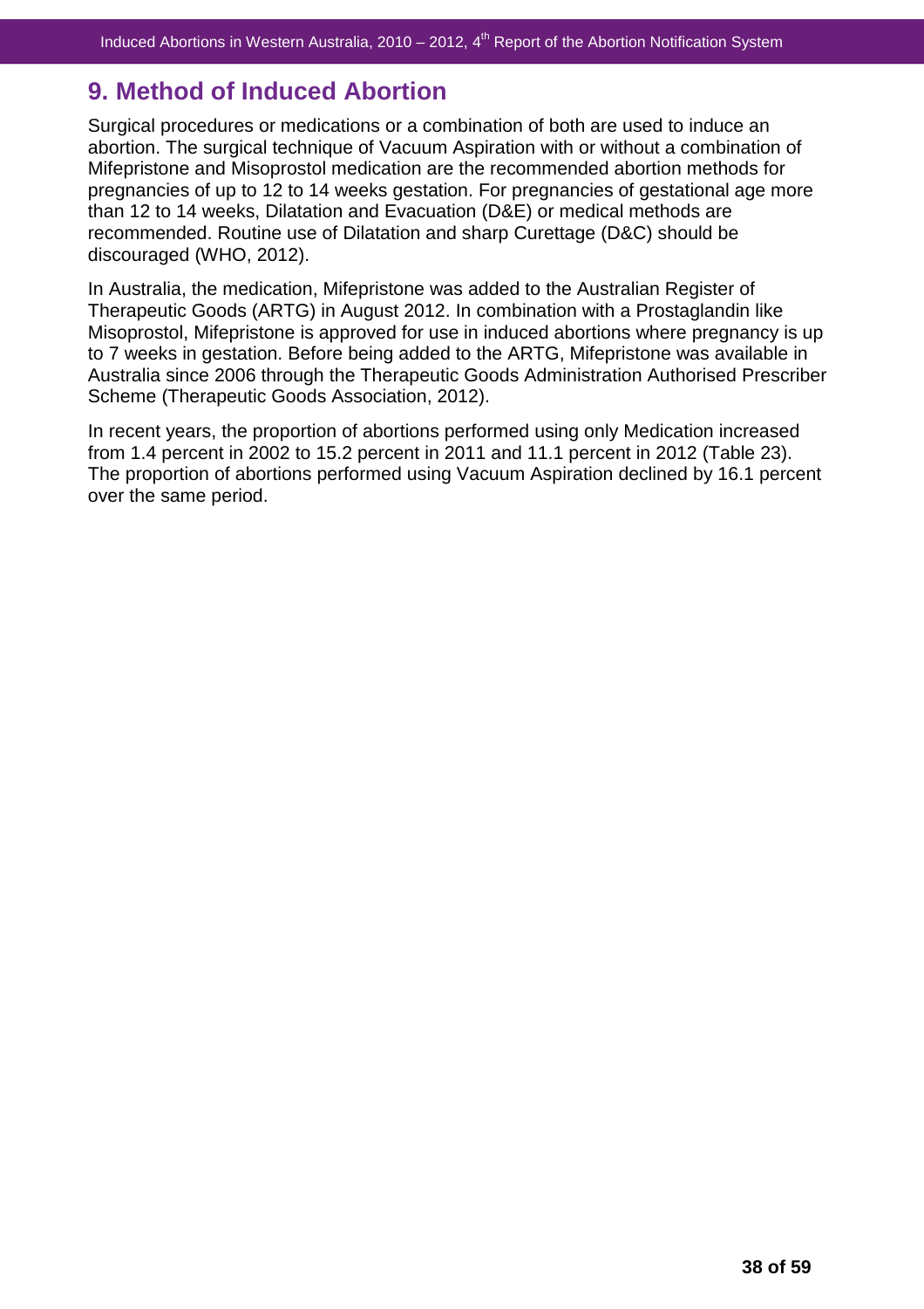## 9. Method of Induced Abortion

Surgical procedures or medications or a combination of both are used to induce an abortion. The surgical technique of Vacuum Aspiration with or without a combination of Mifepristone and Misoprostol medication are the recommended abortion methods for pregnancies of up to 12 to 14 weeks gestation. For pregnancies of gestational age more than 12 to 14 weeks, Dilatation and Evacuation (D&E) or medical methods are recommended. Routine use of Dilatation and sharp Curettage (D&C) should be discouraged (WHO, 2012).

In Australia, the medication, Mifepristone was added to the Australian Register of Therapeutic Goods (ARTG) in August 2012. In combination with a Prostaglandin like Misoprostol, Mifepristone is approved for use in induced abortions where pregnancy is up to 7 weeks in gestation. Before being added to the ARTG, Mifepristone was available in Australia since 2006 through the Therapeutic Goods Administration Authorised Prescriber Scheme (Therapeutic Goods Association, 2012).

In recent years, the proportion of abortions performed using only Medication increased from 1.4 percent in 2002 to 15.2 percent in 2011 and 11.1 percent in 2012 (Table 23). The proportion of abortions performed using Vacuum Aspiration declined by 16.1 percent over the same period.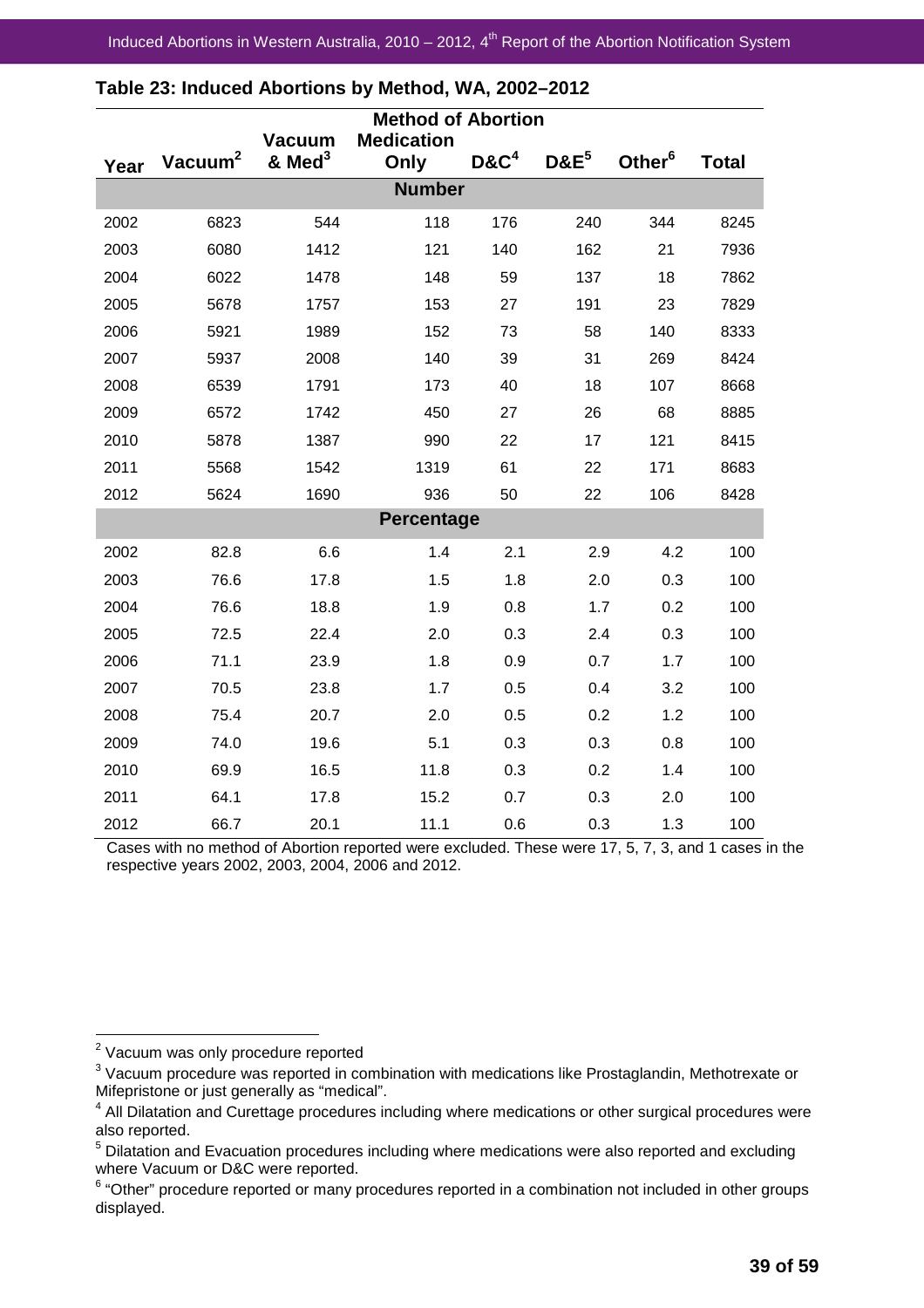**Table 23: Induced Abortions by Method, WA, 2002–2012**

| Year | Vacuum[2] | Vacuum & Med[3] | Medication Only | D&C[4] | D&E[5] | Other[6] | Total |
|---|---|---|---|---|---|---|---|
| | | | **Number** | | | | |
| 2002 | 6823 | 544 | 118 | 176 | 240 | 344 | 8245 |
| 2003 | 6080 | 1412 | 121 | 140 | 162 | 21 | 7936 |
| 2004 | 6022 | 1478 | 148 | 59 | 137 | 18 | 7862 |
| 2005 | 5678 | 1757 | 153 | 27 | 191 | 23 | 7829 |
| 2006 | 5921 | 1989 | 152 | 73 | 58 | 140 | 8333 |
| 2007 | 5937 | 2008 | 140 | 39 | 31 | 269 | 8424 |
| 2008 | 6539 | 1791 | 173 | 40 | 18 | 107 | 8668 |
| 2009 | 6572 | 1742 | 450 | 27 | 26 | 68 | 8885 |
| 2010 | 5878 | 1387 | 990 | 22 | 17 | 121 | 8415 |
| 2011 | 5568 | 1542 | 1319 | 61 | 22 | 171 | 8683 |
| 2012 | 5624 | 1690 | 936 | 50 | 22 | 106 | 8428 |
| | | | **Percentage** | | | | |
| 2002 | 82.8 | 6.6 | 1.4 | 2.1 | 2.9 | 4.2 | 100 |
| 2003 | 76.6 | 17.8 | 1.5 | 1.8 | 2.0 | 0.3 | 100 |
| 2004 | 76.6 | 18.8 | 1.9 | 0.8 | 1.7 | 0.2 | 100 |
| 2005 | 72.5 | 22.4 | 2.0 | 0.3 | 2.4 | 0.3 | 100 |
| 2006 | 71.1 | 23.9 | 1.8 | 0.9 | 0.7 | 1.7 | 100 |
| 2007 | 70.5 | 23.8 | 1.7 | 0.5 | 0.4 | 3.2 | 100 |
| 2008 | 75.4 | 20.7 | 2.0 | 0.5 | 0.2 | 1.2 | 100 |
| 2009 | 74.0 | 19.6 | 5.1 | 0.3 | 0.3 | 0.8 | 100 |
| 2010 | 69.9 | 16.5 | 11.8 | 0.3 | 0.2 | 1.4 | 100 |
| 2011 | 64.1 | 17.8 | 15.2 | 0.7 | 0.3 | 2.0 | 100 |
| 2012 | 66.7 | 20.1 | 11.1 | 0.6 | 0.3 | 1.3 | 100 |

Cases with no method of Abortion reported were excluded. These were 17, 5, 7, 3, and 1 cases in the respective years 2002, 2003, 2004, 2006 and 2012.

[2] Vacuum was only procedure reported

[3] Vacuum procedure was reported in combination with medications like Prostaglandin, Methotrexate or Mifepristone or just generally as "medical".

[4] All Dilatation and Curettage procedures including where medications or other surgical procedures were also reported.

[5] Dilatation and Evacuation procedures including where medications were also reported and excluding where Vacuum or D&C were reported.

[6] "Other" procedure reported or many procedures reported in a combination not included in other groups displayed.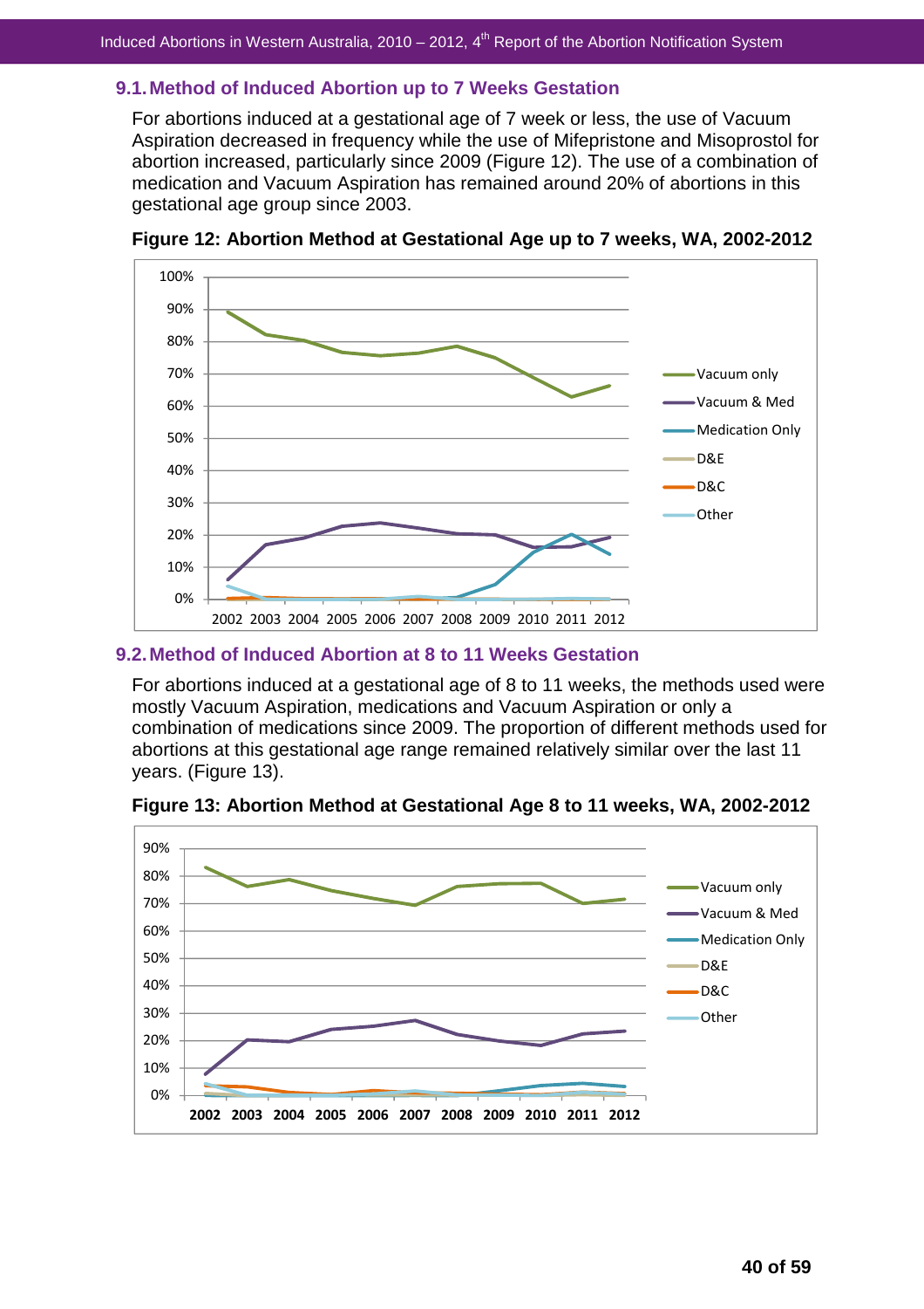## 9.1. Method of Induced Abortion up to 7 Weeks Gestation

For abortions induced at a gestational age of 7 week or less, the use of Vacuum Aspiration decreased in frequency while the use of Mifepristone and Misoprostol for abortion increased, particularly since 2009 (Figure 12). The use of a combination of medication and Vacuum Aspiration has remained around 20% of abortions in this gestational age group since 2003.

**Figure 12: Abortion Method at Gestational Age up to 7 weeks, WA, 2002-2012**

100%
90%
80%
70%
60%
50%
40%
30%
20%
10%
0%

2002 2003 2004 2005 2006 2007 2008 2009 2010 2011 2012

Vacuum only
Vacuum & Med
Medication Only
D&E
D&C
Other

## 9.2. Method of Induced Abortion at 8 to 11 Weeks Gestation

For abortions induced at a gestational age of 8 to 11 weeks, the methods used were mostly Vacuum Aspiration, medications and Vacuum Aspiration or only a combination of medications since 2009. The proportion of different methods used for abortions at this gestational age range remained relatively similar over the last 11 years. (Figure 13).

**Figure 13: Abortion Method at Gestational Age 8 to 11 weeks, WA, 2002-2012**

90%
80%
70%
60%
50%
40%
30%
20%
10%
0%

2002 2003 2004 2005 2006 2007 2008 2009 2010 2011 2012

Vacuum only
Vacuum & Med
Medication Only
D&E
D&C
Other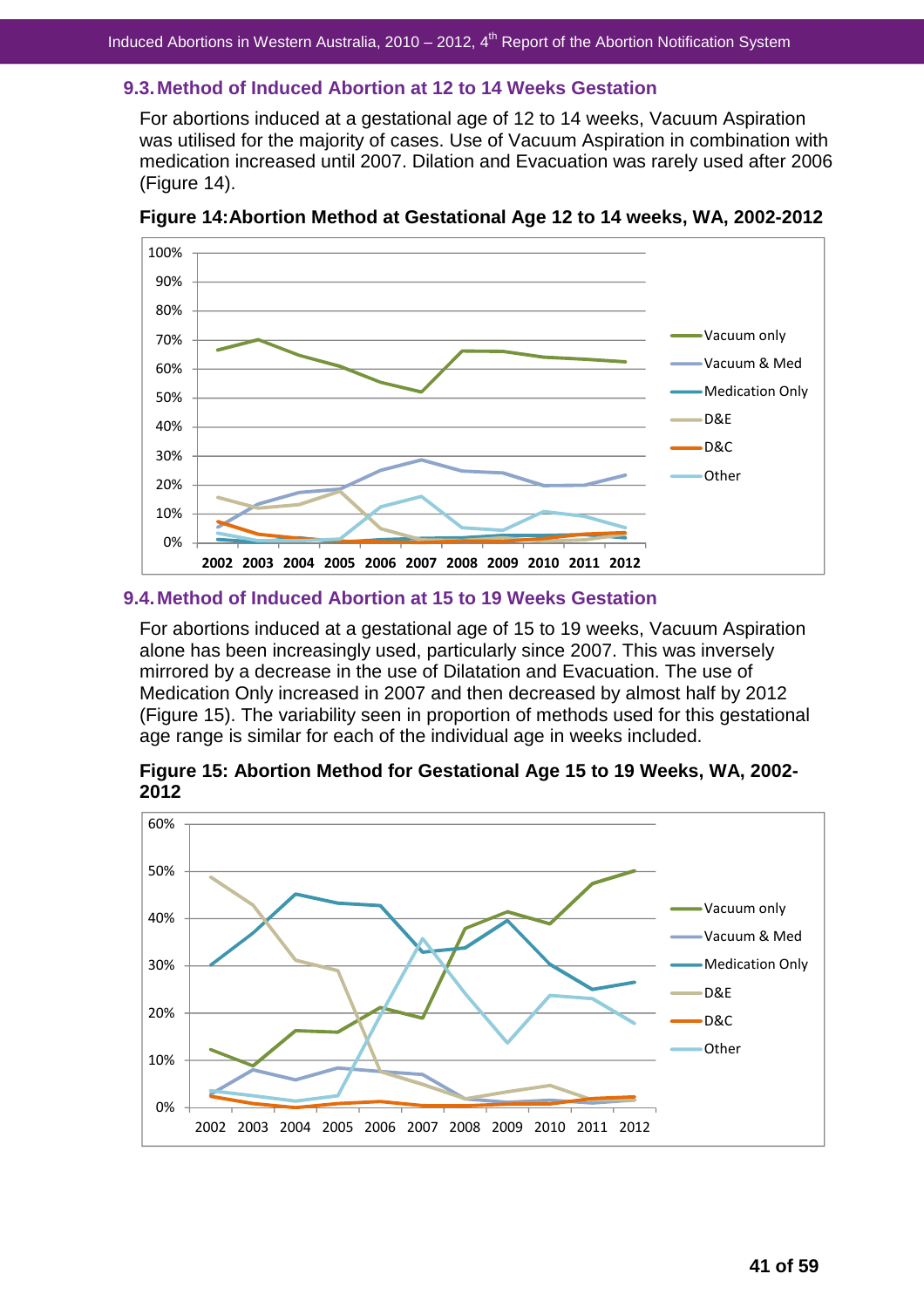## 9.3. Method of Induced Abortion at 12 to 14 Weeks Gestation

For abortions induced at a gestational age of 12 to 14 weeks, Vacuum Aspiration was utilised for the majority of cases. Use of Vacuum Aspiration in combination with medication increased until 2007. Dilation and Evacuation was rarely used after 2006 (Figure 14).

**Figure 14: Abortion Method at Gestational Age 12 to 14 weeks, WA, 2002-2012**

100%
90%
80%
70%
60%
50%
40%
30%
20%
10%
0%

2002 2003 2004 2005 2006 2007 2008 2009 2010 2011 2012

Vacuum only
Vacuum & Med
Medication Only
D&E
D&C
Other

## 9.4. Method of Induced Abortion at 15 to 19 Weeks Gestation

For abortions induced at a gestational age of 15 to 19 weeks, Vacuum Aspiration alone has been increasingly used, particularly since 2007. This was inversely mirrored by a decrease in the use of Dilatation and Evacuation. The use of Medication Only increased in 2007 and then decreased by almost half by 2012 (Figure 15). The variability seen in proportion of methods used for this gestational age range is similar for each of the individual age in weeks included.

**Figure 15: Abortion Method for Gestational Age 15 to 19 Weeks, WA, 2002-2012**

60%
50%
40%
30%
20%
10%
0%

2002 2003 2004 2005 2006 2007 2008 2009 2010 2011 2012

Vacuum only
Vacuum & Med
Medication Only
D&E
D&C
Other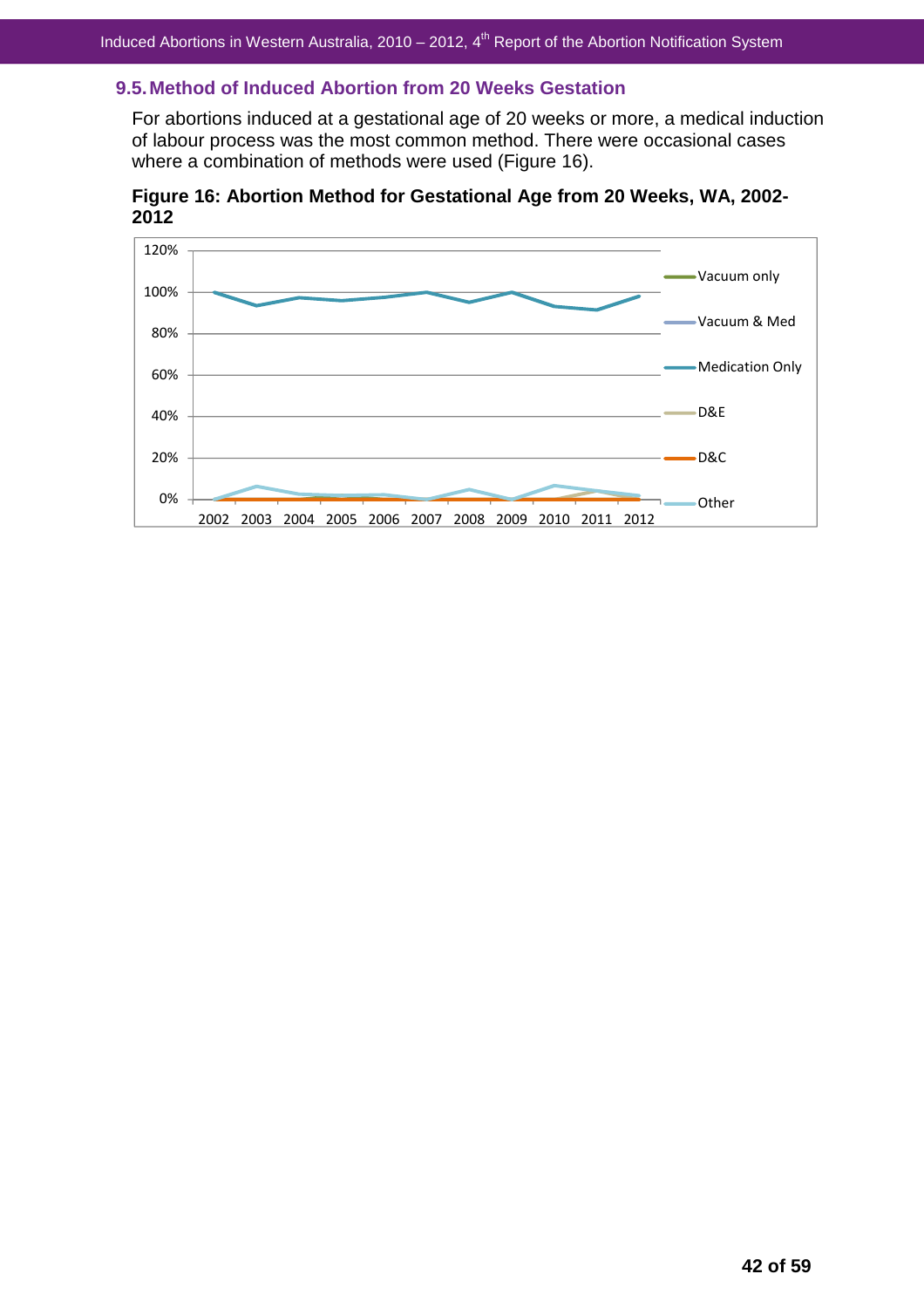## 9.5. Method of Induced Abortion from 20 Weeks Gestation

For abortions induced at a gestational age of 20 weeks or more, a medical induction of labour process was the most common method. There were occasional cases where a combination of methods were used (Figure 16).

**Figure 16: Abortion Method for Gestational Age from 20 Weeks, WA, 2002-2012**

120%
100%
80%
60%
40%
20%
0%

2002 2003 2004 2005 2006 2007 2008 2009 2010 2011 2012

Vacuum only
Vacuum & Med
Medication Only
D&E
D&C
Other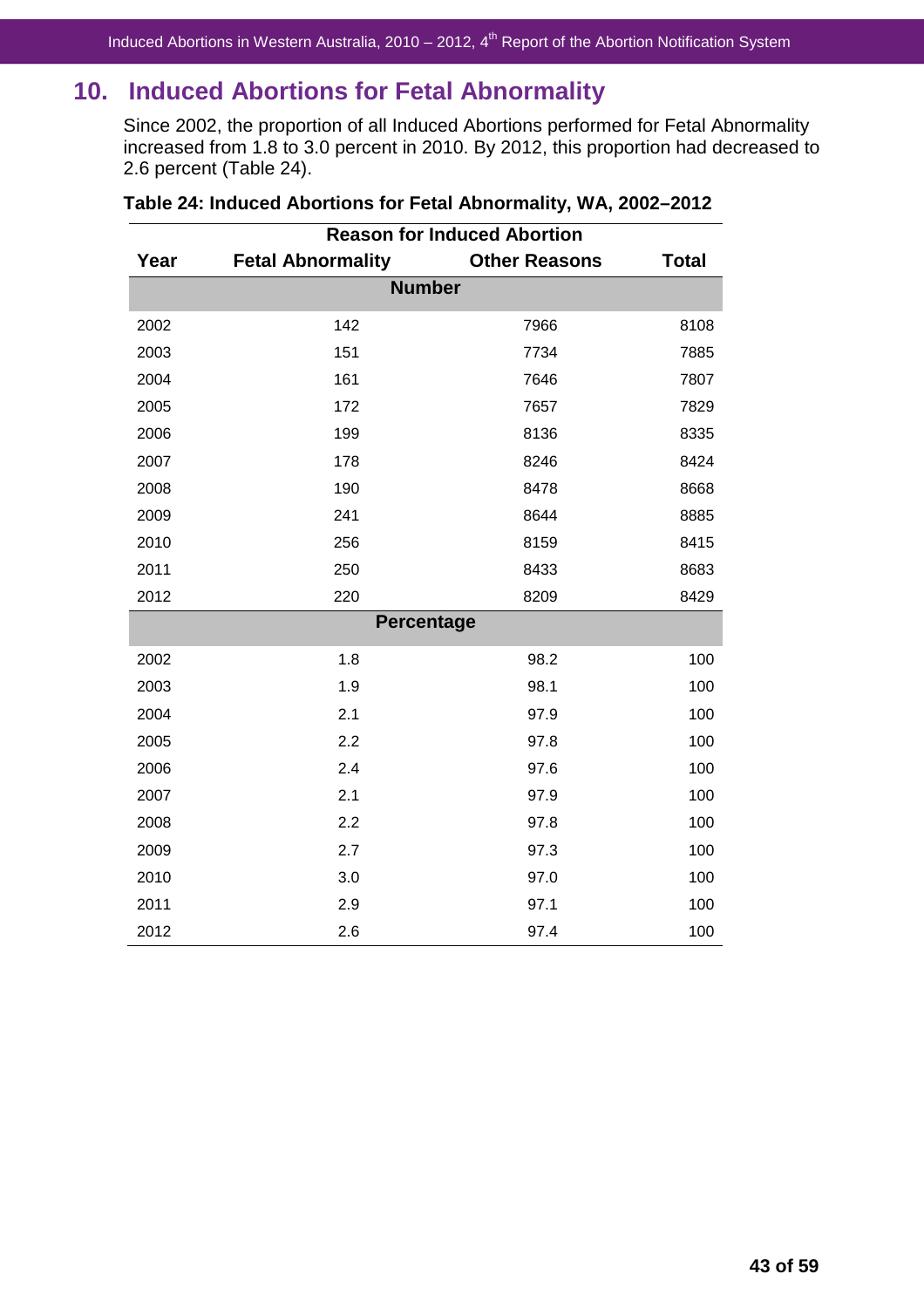## 10. Induced Abortions for Fetal Abnormality

Since 2002, the proportion of all Induced Abortions performed for Fetal Abnormality increased from 1.8 to 3.0 percent in 2010. By 2012, this proportion had decreased to 2.6 percent (Table 24).

**Table 24: Induced Abortions for Fetal Abnormality, WA, 2002–2012**

| | Reason for Induced Abortion | | |
|---|---|---|---|
| **Year** | **Fetal Abnormality** | **Other Reasons** | **Total** |
| | **Number** | | |
| 2002 | 142 | 7966 | 8108 |
| 2003 | 151 | 7734 | 7885 |
| 2004 | 161 | 7646 | 7807 |
| 2005 | 172 | 7657 | 7829 |
| 2006 | 199 | 8136 | 8335 |
| 2007 | 178 | 8246 | 8424 |
| 2008 | 190 | 8478 | 8668 |
| 2009 | 241 | 8644 | 8885 |
| 2010 | 256 | 8159 | 8415 |
| 2011 | 250 | 8433 | 8683 |
| 2012 | 220 | 8209 | 8429 |
| | **Percentage** | | |
| 2002 | 1.8 | 98.2 | 100 |
| 2003 | 1.9 | 98.1 | 100 |
| 2004 | 2.1 | 97.9 | 100 |
| 2005 | 2.2 | 97.8 | 100 |
| 2006 | 2.4 | 97.6 | 100 |
| 2007 | 2.1 | 97.9 | 100 |
| 2008 | 2.2 | 97.8 | 100 |
| 2009 | 2.7 | 97.3 | 100 |
| 2010 | 3.0 | 97.0 | 100 |
| 2011 | 2.9 | 97.1 | 100 |
| 2012 | 2.6 | 97.4 | 100 |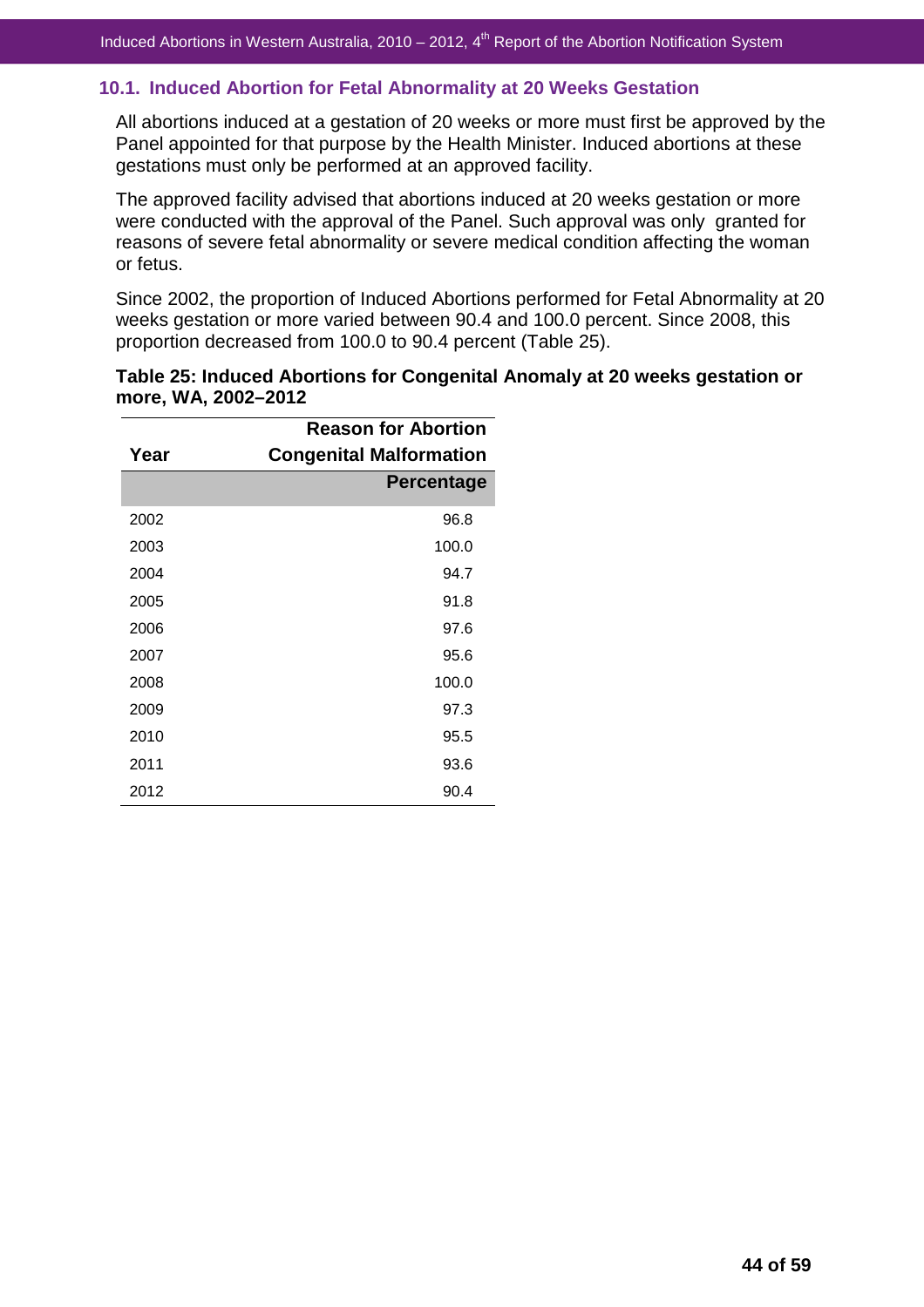### 10.1. Induced Abortion for Fetal Abnormality at 20 Weeks Gestation

All abortions induced at a gestation of 20 weeks or more must first be approved by the Panel appointed for that purpose by the Health Minister. Induced abortions at these gestations must only be performed at an approved facility.

The approved facility advised that abortions induced at 20 weeks gestation or more were conducted with the approval of the Panel. Such approval was only granted for reasons of severe fetal abnormality or severe medical condition affecting the woman or fetus.

Since 2002, the proportion of Induced Abortions performed for Fetal Abnormality at 20 weeks gestation or more varied between 90.4 and 100.0 percent. Since 2008, this proportion decreased from 100.0 to 90.4 percent (Table 25).

**Table 25: Induced Abortions for Congenital Anomaly at 20 weeks gestation or more, WA, 2002–2012**

| Year | Reason for Abortion Congenital Malformation |
|---|---|
| | Percentage |
| 2002 | 96.8 |
| 2003 | 100.0 |
| 2004 | 94.7 |
| 2005 | 91.8 |
| 2006 | 97.6 |
| 2007 | 95.6 |
| 2008 | 100.0 |
| 2009 | 97.3 |
| 2010 | 95.5 |
| 2011 | 93.6 |
| 2012 | 90.4 |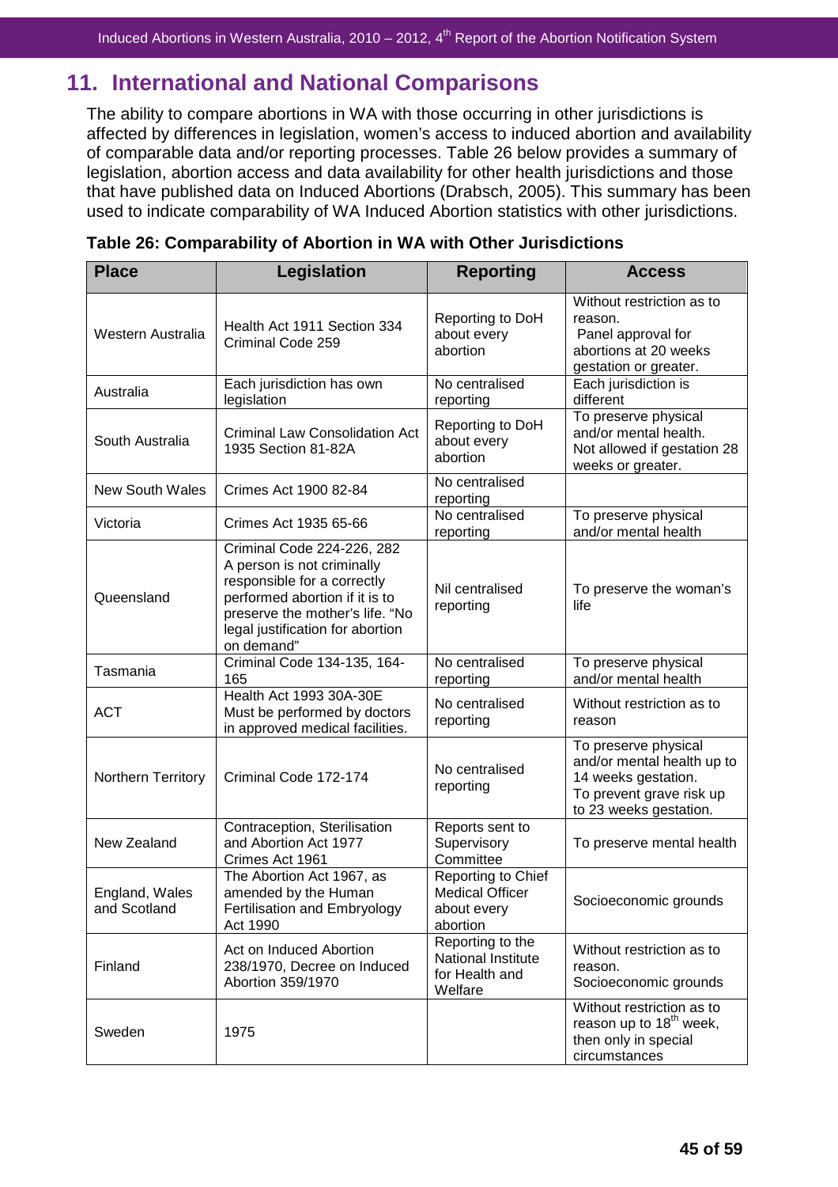## 11. International and National Comparisons

The ability to compare abortions in WA with those occurring in other jurisdictions is affected by differences in legislation, women's access to induced abortion and availability of comparable data and/or reporting processes. Table 26 below provides a summary of legislation, abortion access and data availability for other health jurisdictions and those that have published data on Induced Abortions (Drabsch, 2005). This summary has been used to indicate comparability of WA Induced Abortion statistics with other jurisdictions.

**Table 26: Comparability of Abortion in WA with Other Jurisdictions**

| Place | Legislation | Reporting | Access |
|---|---|---|---|
| Western Australia | Health Act 1911 Section 334 Criminal Code 259 | Reporting to DoH about every abortion | Without restriction as to reason. Panel approval for abortions at 20 weeks gestation or greater. |
| Australia | Each jurisdiction has own legislation | No centralised reporting | Each jurisdiction is different |
| South Australia | Criminal Law Consolidation Act 1935 Section 81-82A | Reporting to DoH about every abortion | To preserve physical and/or mental health. Not allowed if gestation 28 weeks or greater. |
| New South Wales | Crimes Act 1900 82-84 | No centralised reporting | |
| Victoria | Crimes Act 1935 65-66 | No centralised reporting | To preserve physical and/or mental health |
| Queensland | Criminal Code 224-226, 282 A person is not criminally responsible for a correctly performed abortion if it is to preserve the mother's life. "No legal justification for abortion on demand" | Nil centralised reporting | To preserve the woman's life |
| Tasmania | Criminal Code 134-135, 164-165 | No centralised reporting | To preserve physical and/or mental health |
| ACT | Health Act 1993 30A-30E Must be performed by doctors in approved medical facilities. | No centralised reporting | Without restriction as to reason |
| Northern Territory | Criminal Code 172-174 | No centralised reporting | To preserve physical and/or mental health up to 14 weeks gestation. To prevent grave risk up to 23 weeks gestation. |
| New Zealand | Contraception, Sterilisation and Abortion Act 1977 Crimes Act 1961 | Reports sent to Supervisory Committee | To preserve mental health |
| England, Wales and Scotland | The Abortion Act 1967, as amended by the Human Fertilisation and Embryology Act 1990 | Reporting to Chief Medical Officer about every abortion | Socioeconomic grounds |
| Finland | Act on Induced Abortion 238/1970, Decree on Induced Abortion 359/1970 | Reporting to the National Institute for Health and Welfare | Without restriction as to reason. Socioeconomic grounds |
| Sweden | 1975 | | Without restriction as to reason up to 18th week, then only in special circumstances |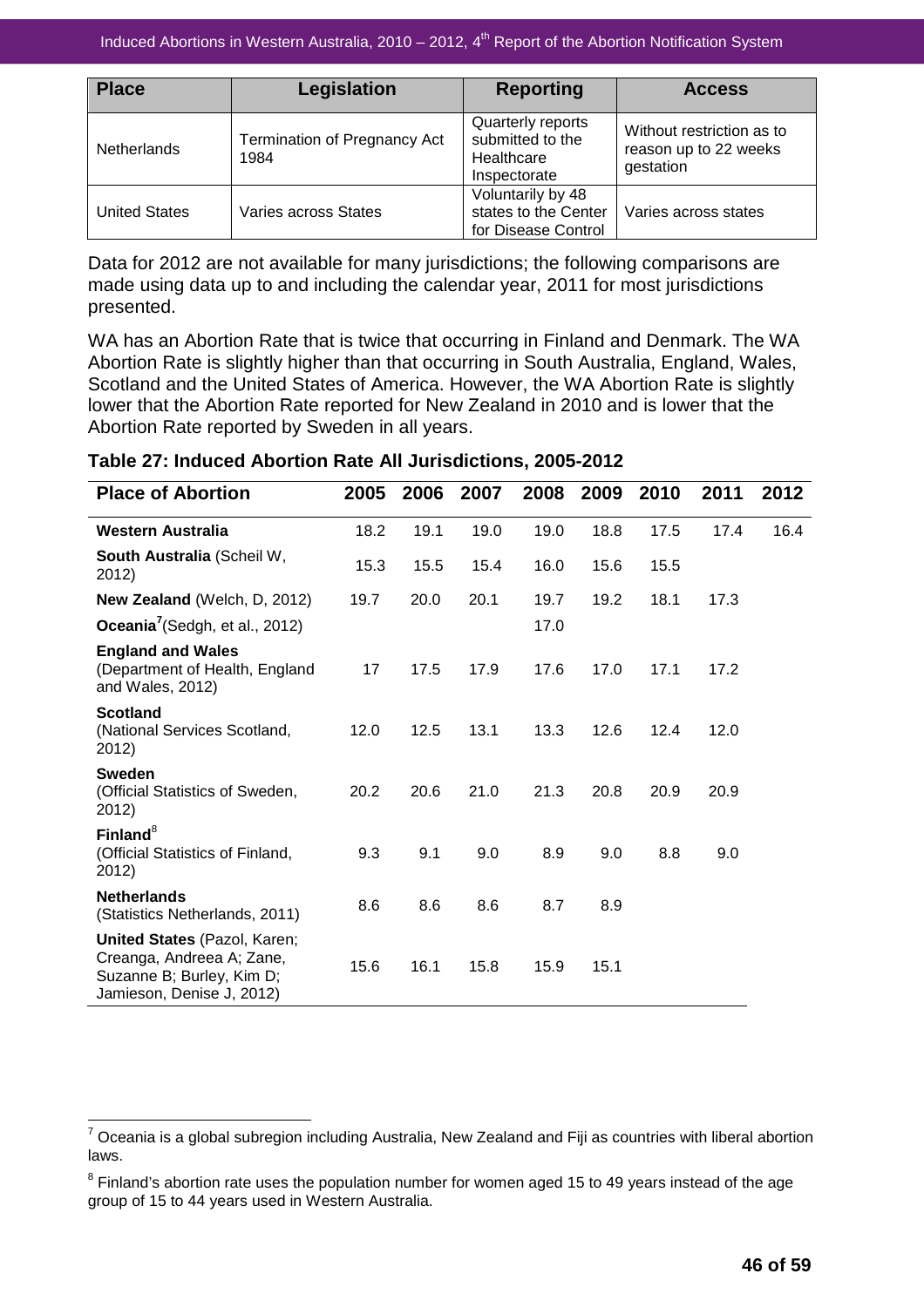| Place | Legislation | Reporting | Access |
|---|---|---|---|
| Netherlands | Termination of Pregnancy Act 1984 | Quarterly reports submitted to the Healthcare Inspectorate | Without restriction as to reason up to 22 weeks gestation |
| United States | Varies across States | Voluntarily by 48 states to the Center for Disease Control | Varies across states |

Data for 2012 are not available for many jurisdictions; the following comparisons are made using data up to and including the calendar year, 2011 for most jurisdictions presented.

WA has an Abortion Rate that is twice that occurring in Finland and Denmark. The WA Abortion Rate is slightly higher than that occurring in South Australia, England, Wales, Scotland and the United States of America. However, the WA Abortion Rate is slightly lower that the Abortion Rate reported for New Zealand in 2010 and is lower that the Abortion Rate reported by Sweden in all years.

**Table 27: Induced Abortion Rate All Jurisdictions, 2005-2012**

| Place of Abortion | 2005 | 2006 | 2007 | 2008 | 2009 | 2010 | 2011 | 2012 |
|---|---|---|---|---|---|---|---|---|
| **Western Australia** | 18.2 | 19.1 | 19.0 | 19.0 | 18.8 | 17.5 | 17.4 | 16.4 |
| **South Australia** (Scheil W, 2012) | 15.3 | 15.5 | 15.4 | 16.0 | 15.6 | 15.5 | | |
| **New Zealand** (Welch, D, 2012) | 19.7 | 20.0 | 20.1 | 19.7 | 19.2 | 18.1 | 17.3 | |
| **Oceania**[7] (Sedgh, et al., 2012) | | | | 17.0 | | | | |
| **England and Wales** (Department of Health, England and Wales, 2012) | 17 | 17.5 | 17.9 | 17.6 | 17.0 | 17.1 | 17.2 | |
| **Scotland** (National Services Scotland, 2012) | 12.0 | 12.5 | 13.1 | 13.3 | 12.6 | 12.4 | 12.0 | |
| **Sweden** (Official Statistics of Sweden, 2012) | 20.2 | 20.6 | 21.0 | 21.3 | 20.8 | 20.9 | 20.9 | |
| **Finland**[8] (Official Statistics of Finland, 2012) | 9.3 | 9.1 | 9.0 | 8.9 | 9.0 | 8.8 | 9.0 | |
| **Netherlands** (Statistics Netherlands, 2011) | 8.6 | 8.6 | 8.6 | 8.7 | 8.9 | | | |
| **United States** (Pazol, Karen; Creanga, Andreea A; Zane, Suzanne B; Burley, Kim D; Jamieson, Denise J, 2012) | 15.6 | 16.1 | 15.8 | 15.9 | 15.1 | | | |

[7] Oceania is a global subregion including Australia, New Zealand and Fiji as countries with liberal abortion laws.

[8] Finland's abortion rate uses the population number for women aged 15 to 49 years instead of the age group of 15 to 44 years used in Western Australia.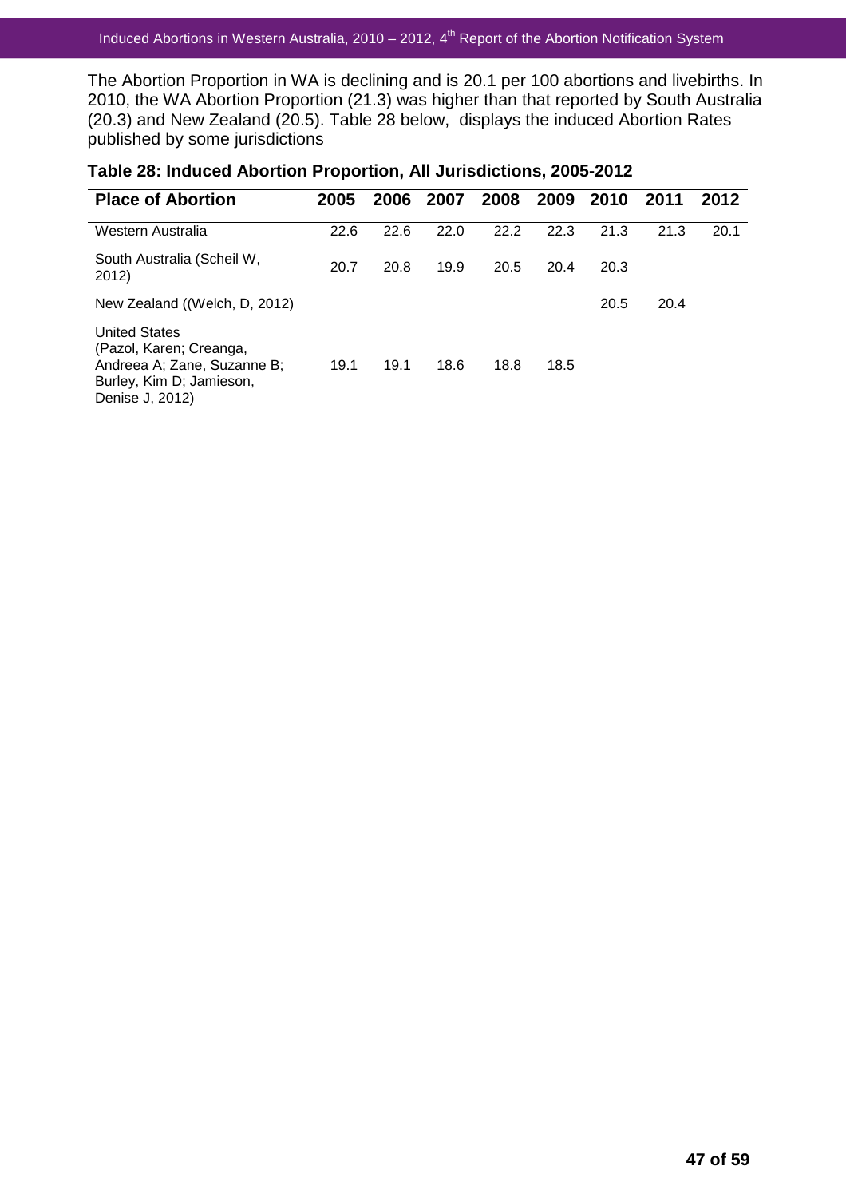The Abortion Proportion in WA is declining and is 20.1 per 100 abortions and livebirths. In 2010, the WA Abortion Proportion (21.3) was higher than that reported by South Australia (20.3) and New Zealand (20.5). Table 28 below, displays the induced Abortion Rates published by some jurisdictions

**Table 28: Induced Abortion Proportion, All Jurisdictions, 2005-2012**

| Place of Abortion | 2005 | 2006 | 2007 | 2008 | 2009 | 2010 | 2011 | 2012 |
|---|---|---|---|---|---|---|---|---|
| Western Australia | 22.6 | 22.6 | 22.0 | 22.2 | 22.3 | 21.3 | 21.3 | 20.1 |
| South Australia (Scheil W, 2012) | 20.7 | 20.8 | 19.9 | 20.5 | 20.4 | 20.3 | | |
| New Zealand ((Welch, D, 2012) | | | | | | 20.5 | 20.4 | |
| United States (Pazol, Karen; Creanga, Andreea A; Zane, Suzanne B; Burley, Kim D; Jamieson, Denise J, 2012) | 19.1 | 19.1 | 18.6 | 18.8 | 18.5 | | | |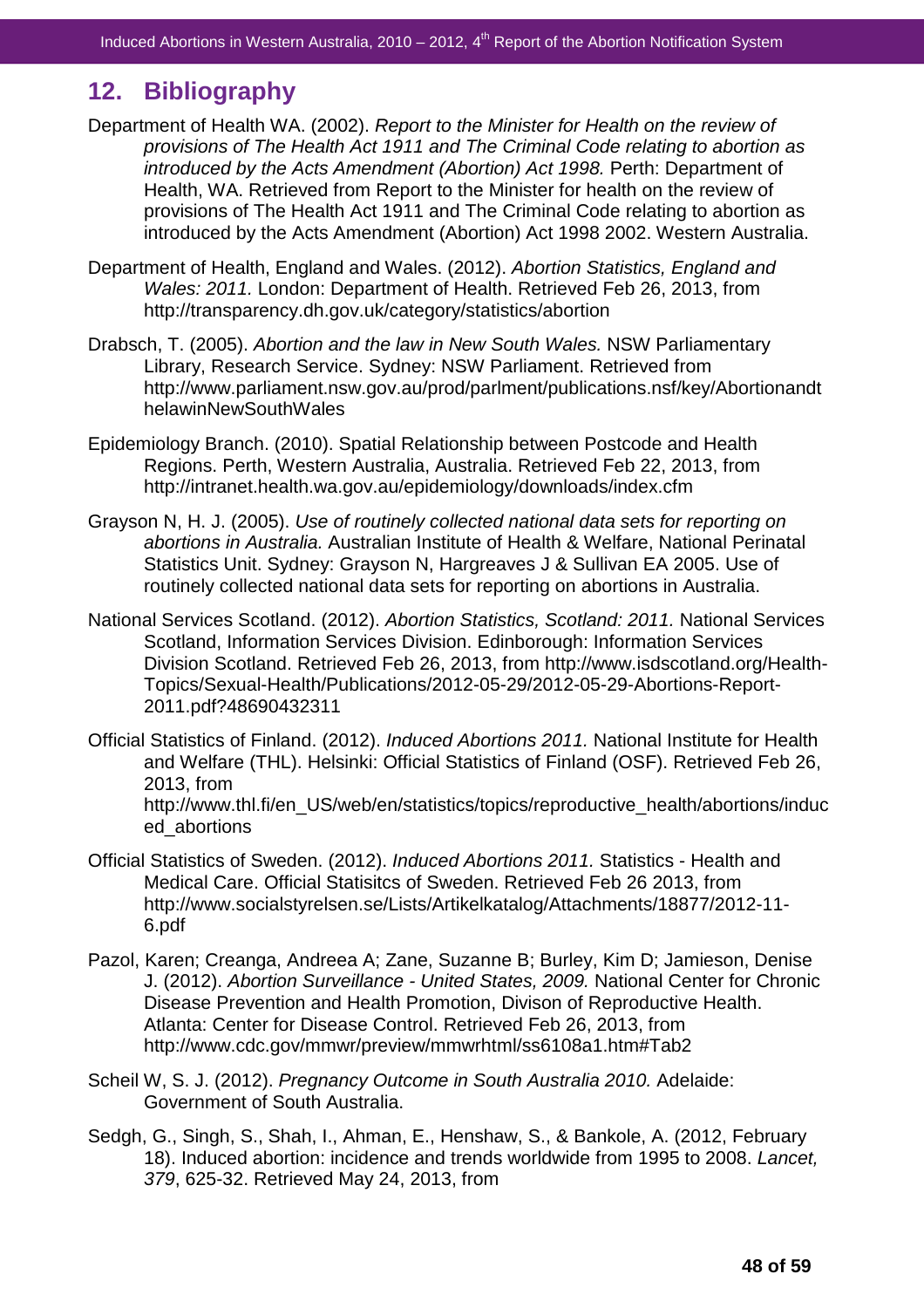## 12. Bibliography

Department of Health WA. (2002). *Report to the Minister for Health on the review of provisions of The Health Act 1911 and The Criminal Code relating to abortion as introduced by the Acts Amendment (Abortion) Act 1998.* Perth: Department of Health, WA. Retrieved from Report to the Minister for health on the review of provisions of The Health Act 1911 and The Criminal Code relating to abortion as introduced by the Acts Amendment (Abortion) Act 1998 2002. Western Australia.

Department of Health, England and Wales. (2012). *Abortion Statistics, England and Wales: 2011.* London: Department of Health. Retrieved Feb 26, 2013, from http://transparency.dh.gov.uk/category/statistics/abortion

Drabsch, T. (2005). *Abortion and the law in New South Wales.* NSW Parliamentary Library, Research Service. Sydney: NSW Parliament. Retrieved from http://www.parliament.nsw.gov.au/prod/parlment/publications.nsf/key/AbortionandthelawinNewSouthWales

Epidemiology Branch. (2010). Spatial Relationship between Postcode and Health Regions. Perth, Western Australia, Australia. Retrieved Feb 22, 2013, from http://intranet.health.wa.gov.au/epidemiology/downloads/index.cfm

Grayson N, H. J. (2005). *Use of routinely collected national data sets for reporting on abortions in Australia.* Australian Institute of Health & Welfare, National Perinatal Statistics Unit. Sydney: Grayson N, Hargreaves J & Sullivan EA 2005. Use of routinely collected national data sets for reporting on abortions in Australia.

National Services Scotland. (2012). *Abortion Statistics, Scotland: 2011.* National Services Scotland, Information Services Division. Edinborough: Information Services Division Scotland. Retrieved Feb 26, 2013, from http://www.isdscotland.org/Health-Topics/Sexual-Health/Publications/2012-05-29/2012-05-29-Abortions-Report-2011.pdf?48690432311

Official Statistics of Finland. (2012). *Induced Abortions 2011.* National Institute for Health and Welfare (THL). Helsinki: Official Statistics of Finland (OSF). Retrieved Feb 26, 2013, from http://www.thl.fi/en_US/web/en/statistics/topics/reproductive_health/abortions/induced_abortions

Official Statistics of Sweden. (2012). *Induced Abortions 2011.* Statistics - Health and Medical Care. Official Statisitcs of Sweden. Retrieved Feb 26 2013, from http://www.socialstyrelsen.se/Lists/Artikelkatalog/Attachments/18877/2012-11-6.pdf

Pazol, Karen; Creanga, Andreea A; Zane, Suzanne B; Burley, Kim D; Jamieson, Denise J. (2012). *Abortion Surveillance - United States, 2009.* National Center for Chronic Disease Prevention and Health Promotion, Divison of Reproductive Health. Atlanta: Center for Disease Control. Retrieved Feb 26, 2013, from http://www.cdc.gov/mmwr/preview/mmwrhtml/ss6108a1.htm#Tab2

Scheil W, S. J. (2012). *Pregnancy Outcome in South Australia 2010.* Adelaide: Government of South Australia.

Sedgh, G., Singh, S., Shah, I., Ahman, E., Henshaw, S., & Bankole, A. (2012, February 18). Induced abortion: incidence and trends worldwide from 1995 to 2008. *Lancet, 379*, 625-32. Retrieved May 24, 2013, from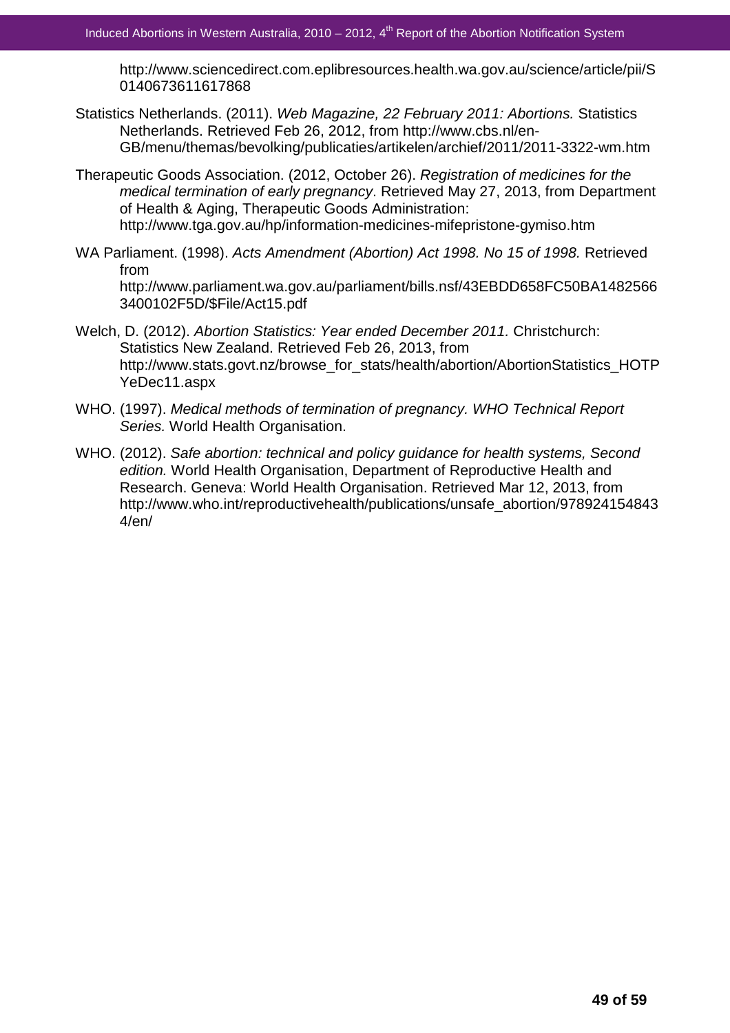http://www.sciencedirect.com.eplibresources.health.wa.gov.au/science/article/pii/S0140673611617868

Statistics Netherlands. (2011). *Web Magazine, 22 February 2011: Abortions.* Statistics Netherlands. Retrieved Feb 26, 2012, from http://www.cbs.nl/en-GB/menu/themas/bevolking/publicaties/artikelen/archief/2011/2011-3322-wm.htm

Therapeutic Goods Association. (2012, October 26). *Registration of medicines for the medical termination of early pregnancy*. Retrieved May 27, 2013, from Department of Health & Aging, Therapeutic Goods Administration: http://www.tga.gov.au/hp/information-medicines-mifepristone-gymiso.htm

WA Parliament. (1998). *Acts Amendment (Abortion) Act 1998. No 15 of 1998.* Retrieved from http://www.parliament.wa.gov.au/parliament/bills.nsf/43EBDD658FC50BA14825663400102F5D/$File/Act15.pdf

Welch, D. (2012). *Abortion Statistics: Year ended December 2011.* Christchurch: Statistics New Zealand. Retrieved Feb 26, 2013, from http://www.stats.govt.nz/browse_for_stats/health/abortion/AbortionStatistics_HOTPYeDec11.aspx

WHO. (1997). *Medical methods of termination of pregnancy. WHO Technical Report Series.* World Health Organisation.

WHO. (2012). *Safe abortion: technical and policy guidance for health systems, Second edition.* World Health Organisation, Department of Reproductive Health and Research. Geneva: World Health Organisation. Retrieved Mar 12, 2013, from http://www.who.int/reproductivehealth/publications/unsafe_abortion/9789241548434/en/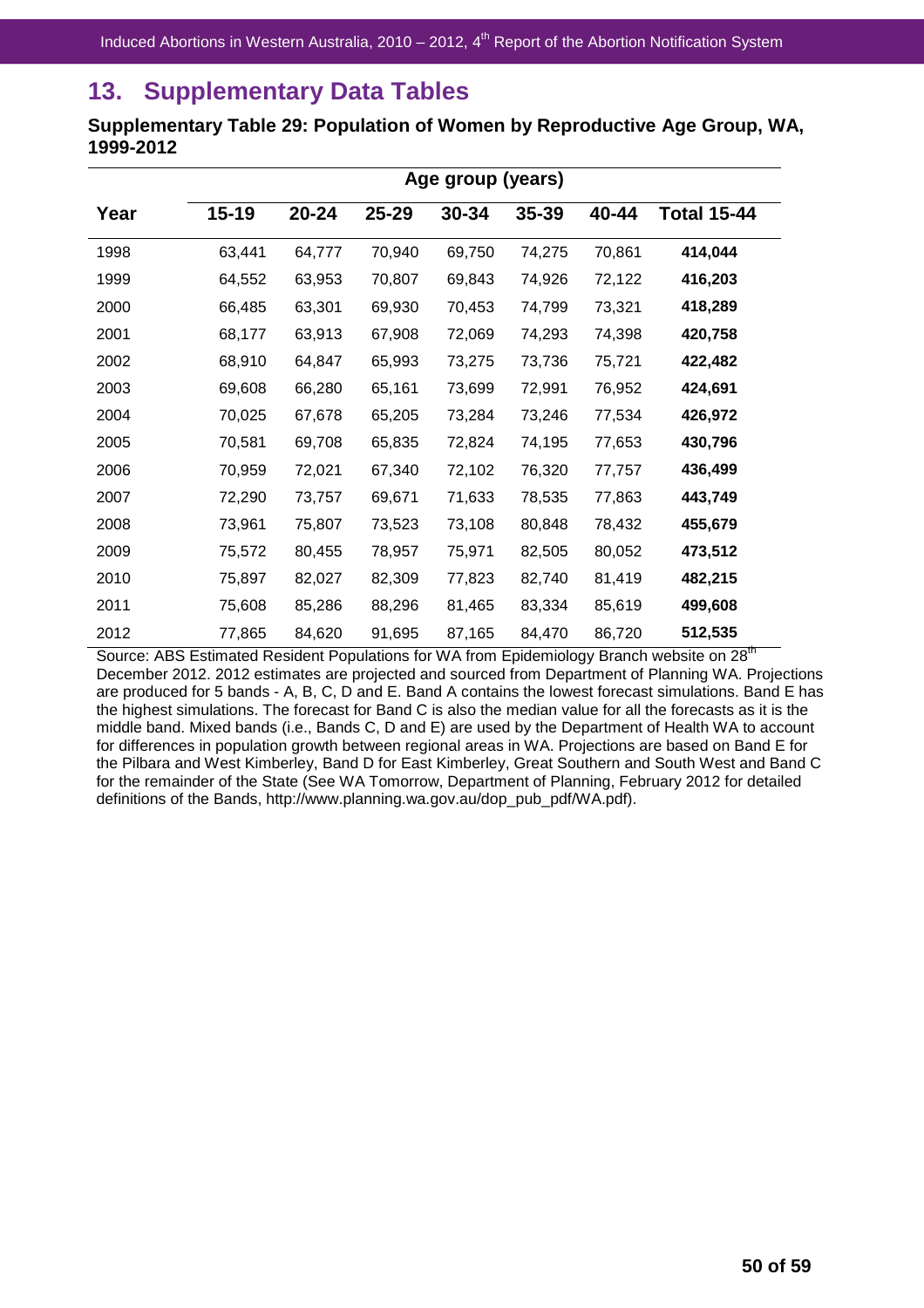## 13. Supplementary Data Tables

**Supplementary Table 29: Population of Women by Reproductive Age Group, WA, 1999-2012**

| | Age group (years) | | | | | | |
|---|---|---|---|---|---|---|---|
| **Year** | **15-19** | **20-24** | **25-29** | **30-34** | **35-39** | **40-44** | **Total 15-44** |
| 1998 | 63,441 | 64,777 | 70,940 | 69,750 | 74,275 | 70,861 | **414,044** |
| 1999 | 64,552 | 63,953 | 70,807 | 69,843 | 74,926 | 72,122 | **416,203** |
| 2000 | 66,485 | 63,301 | 69,930 | 70,453 | 74,799 | 73,321 | **418,289** |
| 2001 | 68,177 | 63,913 | 67,908 | 72,069 | 74,293 | 74,398 | **420,758** |
| 2002 | 68,910 | 64,847 | 65,993 | 73,275 | 73,736 | 75,721 | **422,482** |
| 2003 | 69,608 | 66,280 | 65,161 | 73,699 | 72,991 | 76,952 | **424,691** |
| 2004 | 70,025 | 67,678 | 65,205 | 73,284 | 73,246 | 77,534 | **426,972** |
| 2005 | 70,581 | 69,708 | 65,835 | 72,824 | 74,195 | 77,653 | **430,796** |
| 2006 | 70,959 | 72,021 | 67,340 | 72,102 | 76,320 | 77,757 | **436,499** |
| 2007 | 72,290 | 73,757 | 69,671 | 71,633 | 78,535 | 77,863 | **443,749** |
| 2008 | 73,961 | 75,807 | 73,523 | 73,108 | 80,848 | 78,432 | **455,679** |
| 2009 | 75,572 | 80,455 | 78,957 | 75,971 | 82,505 | 80,052 | **473,512** |
| 2010 | 75,897 | 82,027 | 82,309 | 77,823 | 82,740 | 81,419 | **482,215** |
| 2011 | 75,608 | 85,286 | 88,296 | 81,465 | 83,334 | 85,619 | **499,608** |
| 2012 | 77,865 | 84,620 | 91,695 | 87,165 | 84,470 | 86,720 | **512,535** |

Source: ABS Estimated Resident Populations for WA from Epidemiology Branch website on 28th December 2012. 2012 estimates are projected and sourced from Department of Planning WA. Projections are produced for 5 bands - A, B, C, D and E. Band A contains the lowest forecast simulations. Band E has the highest simulations. The forecast for Band C is also the median value for all the forecasts as it is the middle band. Mixed bands (i.e., Bands C, D and E) are used by the Department of Health WA to account for differences in population growth between regional areas in WA. Projections are based on Band E for the Pilbara and West Kimberley, Band D for East Kimberley, Great Southern and South West and Band C for the remainder of the State (See WA Tomorrow, Department of Planning, February 2012 for detailed definitions of the Bands, http://www.planning.wa.gov.au/dop_pub_pdf/WA.pdf).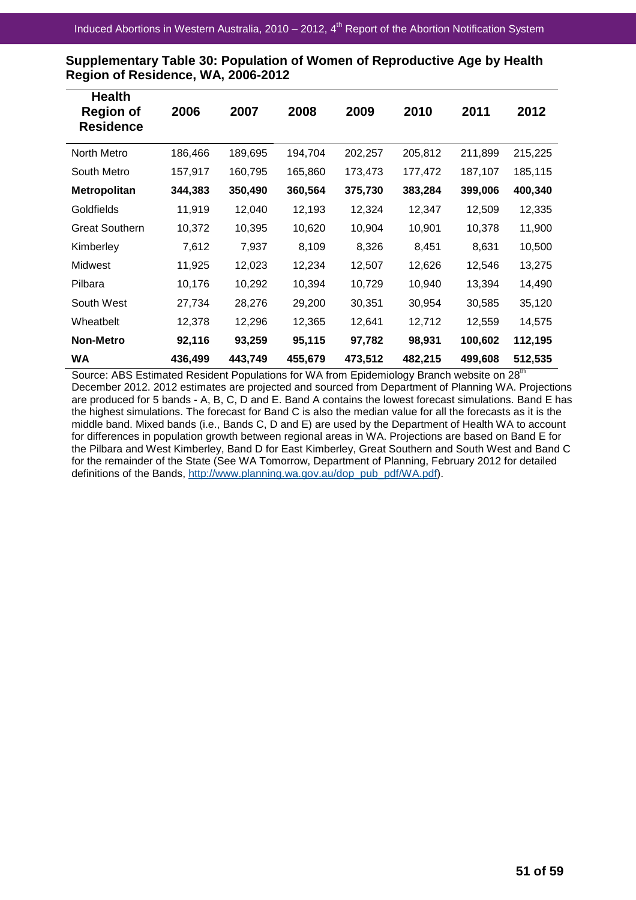**Supplementary Table 30: Population of Women of Reproductive Age by Health Region of Residence, WA, 2006-2012**

| Health Region of Residence | 2006 | 2007 | 2008 | 2009 | 2010 | 2011 | 2012 |
|---|---|---|---|---|---|---|---|
| North Metro | 186,466 | 189,695 | 194,704 | 202,257 | 205,812 | 211,899 | 215,225 |
| South Metro | 157,917 | 160,795 | 165,860 | 173,473 | 177,472 | 187,107 | 185,115 |
| **Metropolitan** | **344,383** | **350,490** | **360,564** | **375,730** | **383,284** | **399,006** | **400,340** |
| Goldfields | 11,919 | 12,040 | 12,193 | 12,324 | 12,347 | 12,509 | 12,335 |
| Great Southern | 10,372 | 10,395 | 10,620 | 10,904 | 10,901 | 10,378 | 11,900 |
| Kimberley | 7,612 | 7,937 | 8,109 | 8,326 | 8,451 | 8,631 | 10,500 |
| Midwest | 11,925 | 12,023 | 12,234 | 12,507 | 12,626 | 12,546 | 13,275 |
| Pilbara | 10,176 | 10,292 | 10,394 | 10,729 | 10,940 | 13,394 | 14,490 |
| South West | 27,734 | 28,276 | 29,200 | 30,351 | 30,954 | 30,585 | 35,120 |
| Wheatbelt | 12,378 | 12,296 | 12,365 | 12,641 | 12,712 | 12,559 | 14,575 |
| **Non-Metro** | **92,116** | **93,259** | **95,115** | **97,782** | **98,931** | **100,602** | **112,195** |
| **WA** | **436,499** | **443,749** | **455,679** | **473,512** | **482,215** | **499,608** | **512,535** |

Source: ABS Estimated Resident Populations for WA from Epidemiology Branch website on 28th December 2012. 2012 estimates are projected and sourced from Department of Planning WA. Projections are produced for 5 bands - A, B, C, D and E. Band A contains the lowest forecast simulations. Band E has the highest simulations. The forecast for Band C is also the median value for all the forecasts as it is the middle band. Mixed bands (i.e., Bands C, D and E) are used by the Department of Health WA to account for differences in population growth between regional areas in WA. Projections are based on Band E for the Pilbara and West Kimberley, Band D for East Kimberley, Great Southern and South West and Band C for the remainder of the State (See WA Tomorrow, Department of Planning, February 2012 for detailed definitions of the Bands, http://www.planning.wa.gov.au/dop_pub_pdf/WA.pdf).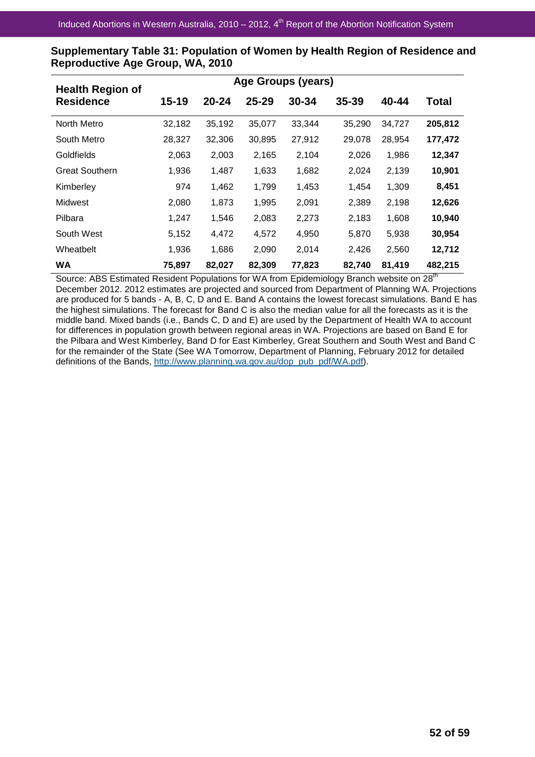**Supplementary Table 31: Population of Women by Health Region of Residence and Reproductive Age Group, WA, 2010**

| Health Region of Residence | Age Groups (years) | | | | | | |
|---|---|---|---|---|---|---|---|
| | 15-19 | 20-24 | 25-29 | 30-34 | 35-39 | 40-44 | Total |
| North Metro | 32,182 | 35,192 | 35,077 | 33,344 | 35,290 | 34,727 | **205,812** |
| South Metro | 28,327 | 32,306 | 30,895 | 27,912 | 29,078 | 28,954 | **177,472** |
| Goldfields | 2,063 | 2,003 | 2,165 | 2,104 | 2,026 | 1,986 | **12,347** |
| Great Southern | 1,936 | 1,487 | 1,633 | 1,682 | 2,024 | 2,139 | **10,901** |
| Kimberley | 974 | 1,462 | 1,799 | 1,453 | 1,454 | 1,309 | **8,451** |
| Midwest | 2,080 | 1,873 | 1,995 | 2,091 | 2,389 | 2,198 | **12,626** |
| Pilbara | 1,247 | 1,546 | 2,083 | 2,273 | 2,183 | 1,608 | **10,940** |
| South West | 5,152 | 4,472 | 4,572 | 4,950 | 5,870 | 5,938 | **30,954** |
| Wheatbelt | 1,936 | 1,686 | 2,090 | 2,014 | 2,426 | 2,560 | **12,712** |
| **WA** | **75,897** | **82,027** | **82,309** | **77,823** | **82,740** | **81,419** | **482,215** |

Source: ABS Estimated Resident Populations for WA from Epidemiology Branch website on 28th December 2012. 2012 estimates are projected and sourced from Department of Planning WA. Projections are produced for 5 bands - A, B, C, D and E. Band A contains the lowest forecast simulations. Band E has the highest simulations. The forecast for Band C is also the median value for all the forecasts as it is the middle band. Mixed bands (i.e., Bands C, D and E) are used by the Department of Health WA to account for differences in population growth between regional areas in WA. Projections are based on Band E for the Pilbara and West Kimberley, Band D for East Kimberley, Great Southern and South West and Band C for the remainder of the State (See WA Tomorrow, Department of Planning, February 2012 for detailed definitions of the Bands, http://www.planning.wa.gov.au/dop_pub_pdf/WA.pdf).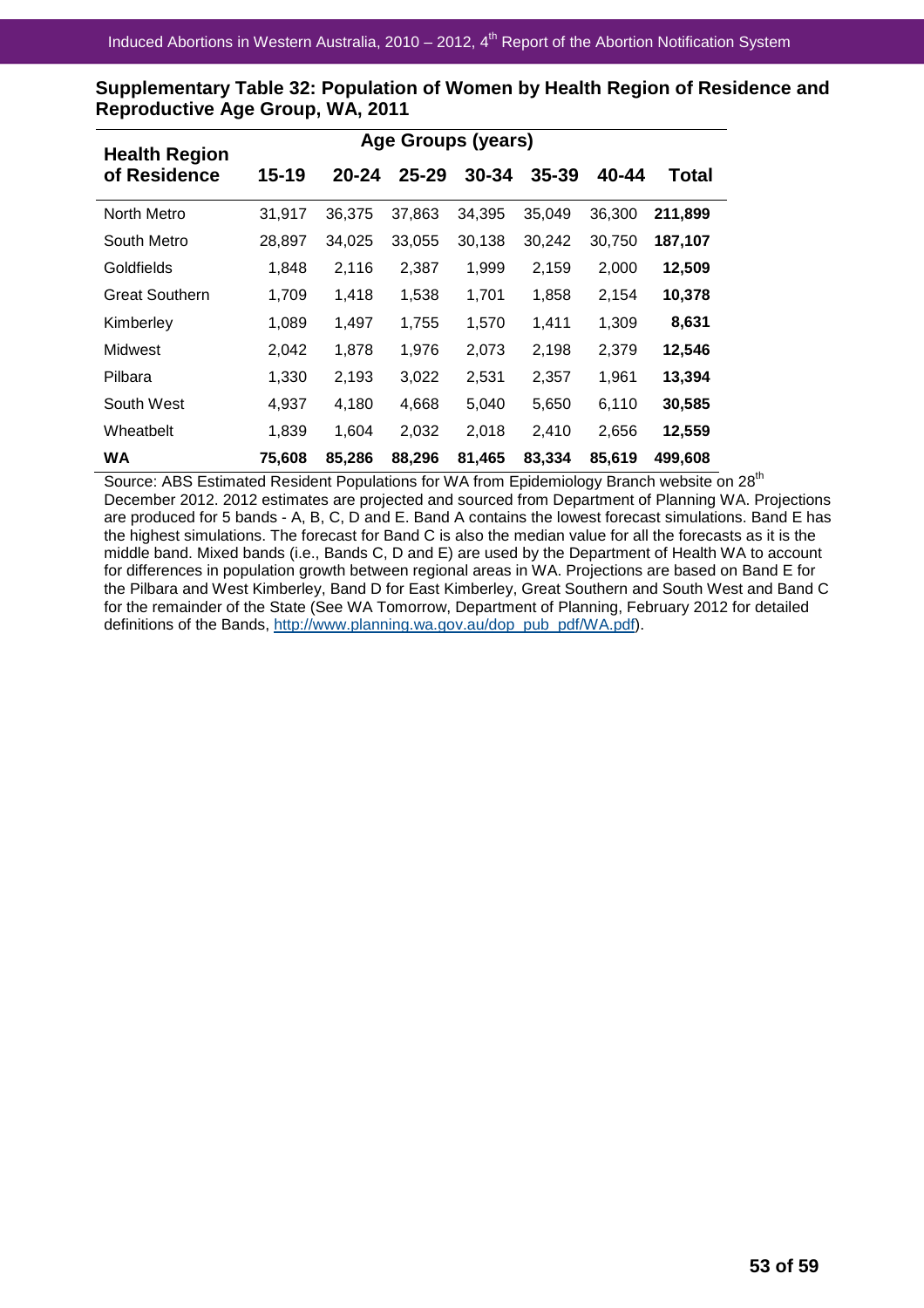**Supplementary Table 32: Population of Women by Health Region of Residence and Reproductive Age Group, WA, 2011**

| Health Region of Residence | Age Groups (years) | | | | | | |
|---|---|---|---|---|---|---|---|
| | 15-19 | 20-24 | 25-29 | 30-34 | 35-39 | 40-44 | Total |
| North Metro | 31,917 | 36,375 | 37,863 | 34,395 | 35,049 | 36,300 | **211,899** |
| South Metro | 28,897 | 34,025 | 33,055 | 30,138 | 30,242 | 30,750 | **187,107** |
| Goldfields | 1,848 | 2,116 | 2,387 | 1,999 | 2,159 | 2,000 | **12,509** |
| Great Southern | 1,709 | 1,418 | 1,538 | 1,701 | 1,858 | 2,154 | **10,378** |
| Kimberley | 1,089 | 1,497 | 1,755 | 1,570 | 1,411 | 1,309 | **8,631** |
| Midwest | 2,042 | 1,878 | 1,976 | 2,073 | 2,198 | 2,379 | **12,546** |
| Pilbara | 1,330 | 2,193 | 3,022 | 2,531 | 2,357 | 1,961 | **13,394** |
| South West | 4,937 | 4,180 | 4,668 | 5,040 | 5,650 | 6,110 | **30,585** |
| Wheatbelt | 1,839 | 1,604 | 2,032 | 2,018 | 2,410 | 2,656 | **12,559** |
| **WA** | **75,608** | **85,286** | **88,296** | **81,465** | **83,334** | **85,619** | **499,608** |

Source: ABS Estimated Resident Populations for WA from Epidemiology Branch website on 28th December 2012. 2012 estimates are projected and sourced from Department of Planning WA. Projections are produced for 5 bands - A, B, C, D and E. Band A contains the lowest forecast simulations. Band E has the highest simulations. The forecast for Band C is also the median value for all the forecasts as it is the middle band. Mixed bands (i.e., Bands C, D and E) are used by the Department of Health WA to account for differences in population growth between regional areas in WA. Projections are based on Band E for the Pilbara and West Kimberley, Band D for East Kimberley, Great Southern and South West and Band C for the remainder of the State (See WA Tomorrow, Department of Planning, February 2012 for detailed definitions of the Bands, http://www.planning.wa.gov.au/dop_pub_pdf/WA.pdf).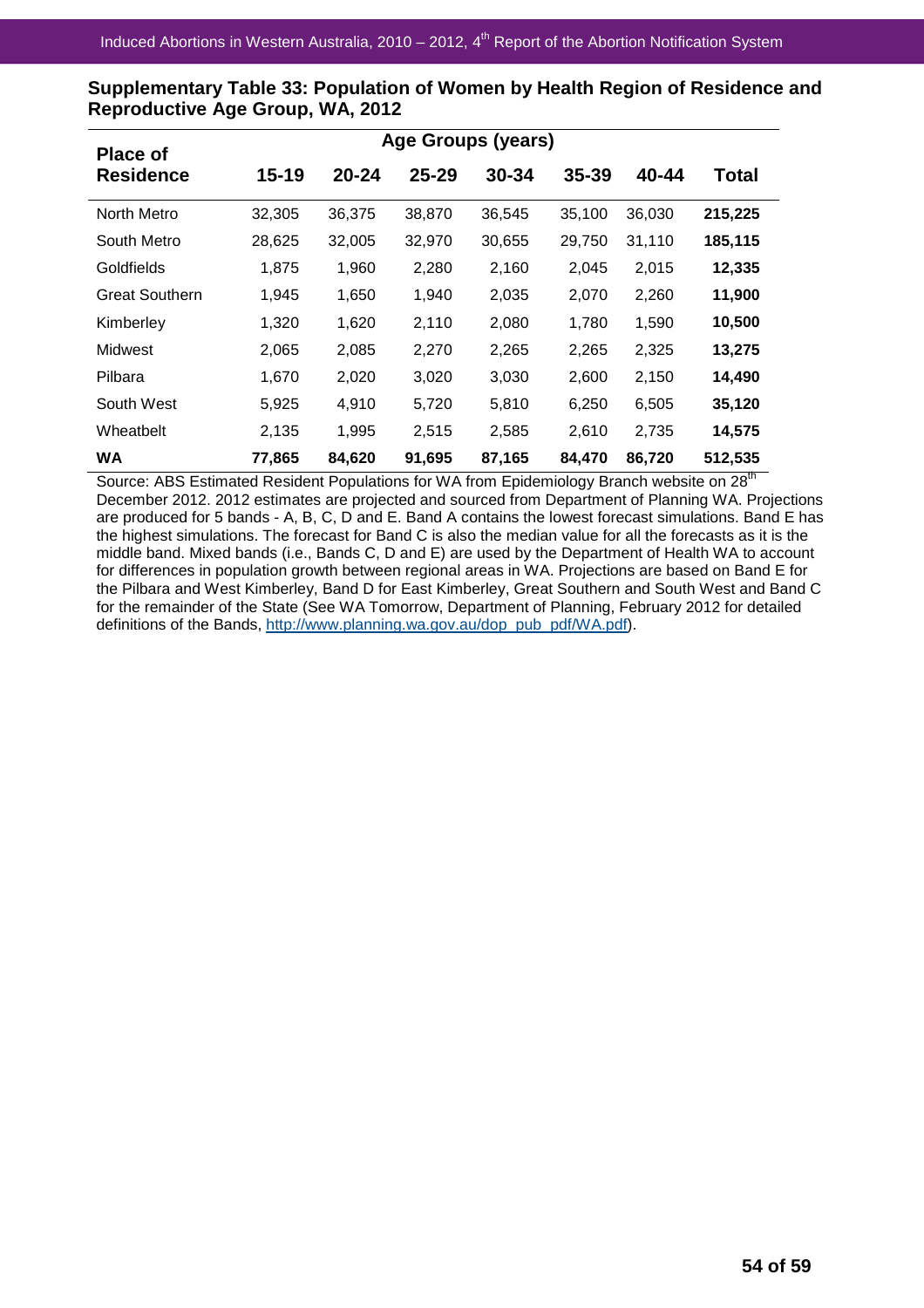**Supplementary Table 33: Population of Women by Health Region of Residence and Reproductive Age Group, WA, 2012**

| Place of Residence | Age Groups (years) | | | | | | |
|---|---|---|---|---|---|---|---|
| | 15-19 | 20-24 | 25-29 | 30-34 | 35-39 | 40-44 | Total |
| North Metro | 32,305 | 36,375 | 38,870 | 36,545 | 35,100 | 36,030 | **215,225** |
| South Metro | 28,625 | 32,005 | 32,970 | 30,655 | 29,750 | 31,110 | **185,115** |
| Goldfields | 1,875 | 1,960 | 2,280 | 2,160 | 2,045 | 2,015 | **12,335** |
| Great Southern | 1,945 | 1,650 | 1,940 | 2,035 | 2,070 | 2,260 | **11,900** |
| Kimberley | 1,320 | 1,620 | 2,110 | 2,080 | 1,780 | 1,590 | **10,500** |
| Midwest | 2,065 | 2,085 | 2,270 | 2,265 | 2,265 | 2,325 | **13,275** |
| Pilbara | 1,670 | 2,020 | 3,020 | 3,030 | 2,600 | 2,150 | **14,490** |
| South West | 5,925 | 4,910 | 5,720 | 5,810 | 6,250 | 6,505 | **35,120** |
| Wheatbelt | 2,135 | 1,995 | 2,515 | 2,585 | 2,610 | 2,735 | **14,575** |
| **WA** | **77,865** | **84,620** | **91,695** | **87,165** | **84,470** | **86,720** | **512,535** |

Source: ABS Estimated Resident Populations for WA from Epidemiology Branch website on 28th December 2012. 2012 estimates are projected and sourced from Department of Planning WA. Projections are produced for 5 bands - A, B, C, D and E. Band A contains the lowest forecast simulations. Band E has the highest simulations. The forecast for Band C is also the median value for all the forecasts as it is the middle band. Mixed bands (i.e., Bands C, D and E) are used by the Department of Health WA to account for differences in population growth between regional areas in WA. Projections are based on Band E for the Pilbara and West Kimberley, Band D for East Kimberley, Great Southern and South West and Band C for the remainder of the State (See WA Tomorrow, Department of Planning, February 2012 for detailed definitions of the Bands, http://www.planning.wa.gov.au/dop_pub_pdf/WA.pdf).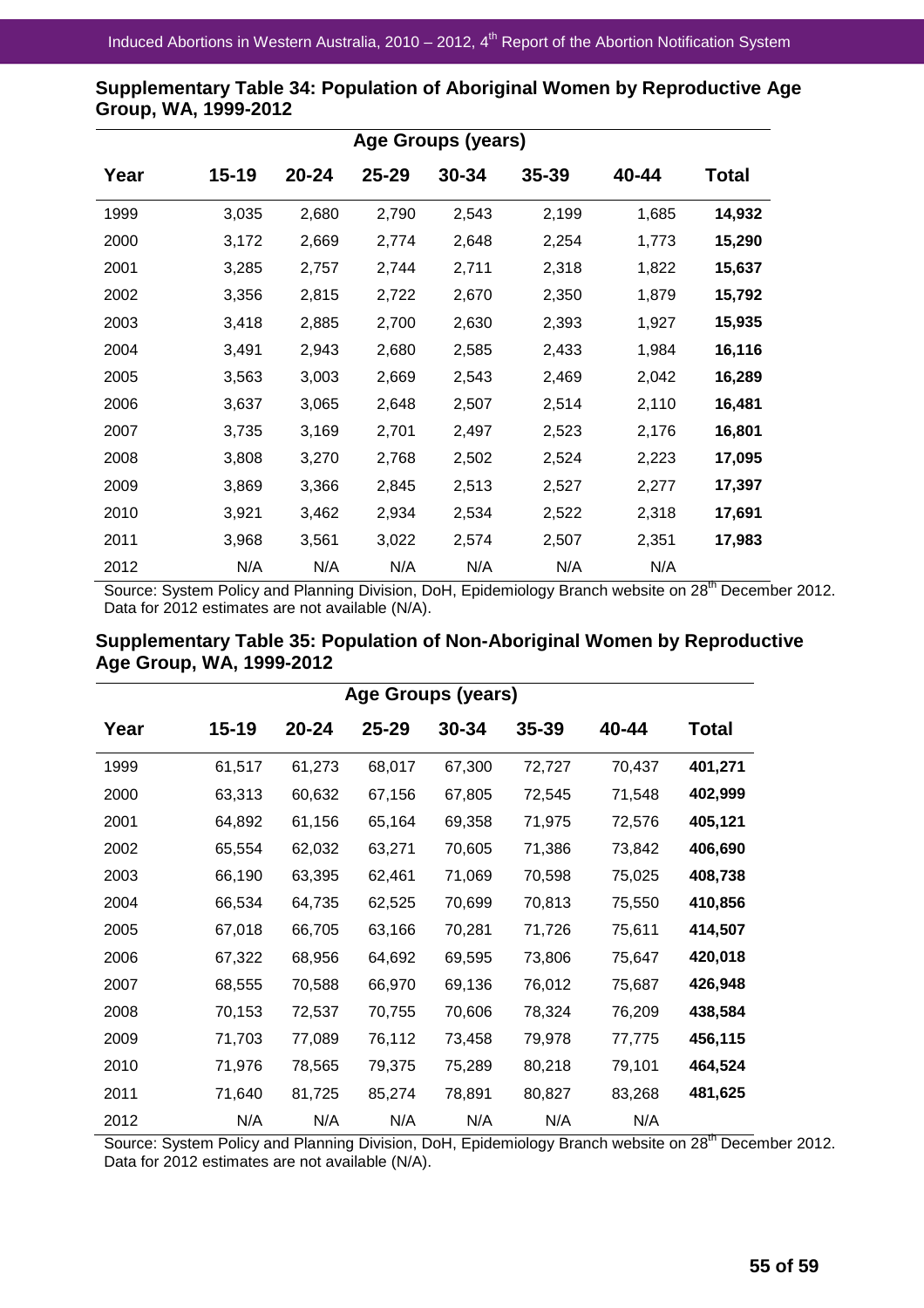**Supplementary Table 34: Population of Aboriginal Women by Reproductive Age Group, WA, 1999-2012**

| | Age Groups (years) | | | | | | |
|---|---|---|---|---|---|---|---|
| **Year** | **15-19** | **20-24** | **25-29** | **30-34** | **35-39** | **40-44** | **Total** |
| 1999 | 3,035 | 2,680 | 2,790 | 2,543 | 2,199 | 1,685 | **14,932** |
| 2000 | 3,172 | 2,669 | 2,774 | 2,648 | 2,254 | 1,773 | **15,290** |
| 2001 | 3,285 | 2,757 | 2,744 | 2,711 | 2,318 | 1,822 | **15,637** |
| 2002 | 3,356 | 2,815 | 2,722 | 2,670 | 2,350 | 1,879 | **15,792** |
| 2003 | 3,418 | 2,885 | 2,700 | 2,630 | 2,393 | 1,927 | **15,935** |
| 2004 | 3,491 | 2,943 | 2,680 | 2,585 | 2,433 | 1,984 | **16,116** |
| 2005 | 3,563 | 3,003 | 2,669 | 2,543 | 2,469 | 2,042 | **16,289** |
| 2006 | 3,637 | 3,065 | 2,648 | 2,507 | 2,514 | 2,110 | **16,481** |
| 2007 | 3,735 | 3,169 | 2,701 | 2,497 | 2,523 | 2,176 | **16,801** |
| 2008 | 3,808 | 3,270 | 2,768 | 2,502 | 2,524 | 2,223 | **17,095** |
| 2009 | 3,869 | 3,366 | 2,845 | 2,513 | 2,527 | 2,277 | **17,397** |
| 2010 | 3,921 | 3,462 | 2,934 | 2,534 | 2,522 | 2,318 | **17,691** |
| 2011 | 3,968 | 3,561 | 3,022 | 2,574 | 2,507 | 2,351 | **17,983** |
| 2012 | N/A | N/A | N/A | N/A | N/A | N/A | |

Source: System Policy and Planning Division, DoH, Epidemiology Branch website on 28th December 2012. Data for 2012 estimates are not available (N/A).

**Supplementary Table 35: Population of Non-Aboriginal Women by Reproductive Age Group, WA, 1999-2012**

| | Age Groups (years) | | | | | | |
|---|---|---|---|---|---|---|---|
| **Year** | **15-19** | **20-24** | **25-29** | **30-34** | **35-39** | **40-44** | **Total** |
| 1999 | 61,517 | 61,273 | 68,017 | 67,300 | 72,727 | 70,437 | **401,271** |
| 2000 | 63,313 | 60,632 | 67,156 | 67,805 | 72,545 | 71,548 | **402,999** |
| 2001 | 64,892 | 61,156 | 65,164 | 69,358 | 71,975 | 72,576 | **405,121** |
| 2002 | 65,554 | 62,032 | 63,271 | 70,605 | 71,386 | 73,842 | **406,690** |
| 2003 | 66,190 | 63,395 | 62,461 | 71,069 | 70,598 | 75,025 | **408,738** |
| 2004 | 66,534 | 64,735 | 62,525 | 70,699 | 70,813 | 75,550 | **410,856** |
| 2005 | 67,018 | 66,705 | 63,166 | 70,281 | 71,726 | 75,611 | **414,507** |
| 2006 | 67,322 | 68,956 | 64,692 | 69,595 | 73,806 | 75,647 | **420,018** |
| 2007 | 68,555 | 70,588 | 66,970 | 69,136 | 76,012 | 75,687 | **426,948** |
| 2008 | 70,153 | 72,537 | 70,755 | 70,606 | 78,324 | 76,209 | **438,584** |
| 2009 | 71,703 | 77,089 | 76,112 | 73,458 | 79,978 | 77,775 | **456,115** |
| 2010 | 71,976 | 78,565 | 79,375 | 75,289 | 80,218 | 79,101 | **464,524** |
| 2011 | 71,640 | 81,725 | 85,274 | 78,891 | 80,827 | 83,268 | **481,625** |
| 2012 | N/A | N/A | N/A | N/A | N/A | N/A | |

Source: System Policy and Planning Division, DoH, Epidemiology Branch website on 28th December 2012. Data for 2012 estimates are not available (N/A).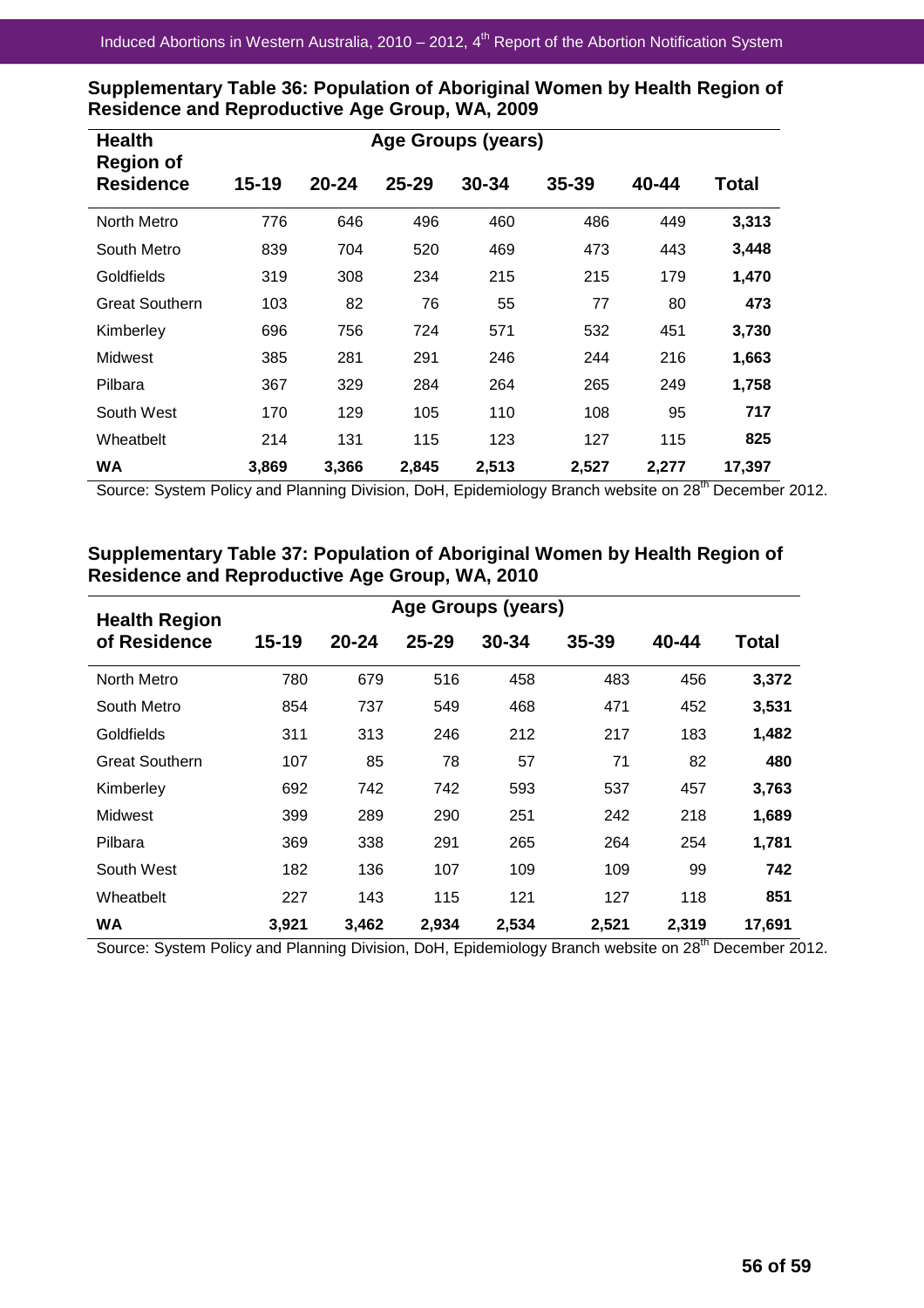**Supplementary Table 36: Population of Aboriginal Women by Health Region of Residence and Reproductive Age Group, WA, 2009**

| Health Region of Residence | Age Groups (years) | | | | | | |
|---|---|---|---|---|---|---|---|
| | 15-19 | 20-24 | 25-29 | 30-34 | 35-39 | 40-44 | Total |
| North Metro | 776 | 646 | 496 | 460 | 486 | 449 | **3,313** |
| South Metro | 839 | 704 | 520 | 469 | 473 | 443 | **3,448** |
| Goldfields | 319 | 308 | 234 | 215 | 215 | 179 | **1,470** |
| Great Southern | 103 | 82 | 76 | 55 | 77 | 80 | **473** |
| Kimberley | 696 | 756 | 724 | 571 | 532 | 451 | **3,730** |
| Midwest | 385 | 281 | 291 | 246 | 244 | 216 | **1,663** |
| Pilbara | 367 | 329 | 284 | 264 | 265 | 249 | **1,758** |
| South West | 170 | 129 | 105 | 110 | 108 | 95 | **717** |
| Wheatbelt | 214 | 131 | 115 | 123 | 127 | 115 | **825** |
| **WA** | **3,869** | **3,366** | **2,845** | **2,513** | **2,527** | **2,277** | **17,397** |

Source: System Policy and Planning Division, DoH, Epidemiology Branch website on 28th December 2012.

**Supplementary Table 37: Population of Aboriginal Women by Health Region of Residence and Reproductive Age Group, WA, 2010**

| Health Region of Residence | Age Groups (years) | | | | | | |
|---|---|---|---|---|---|---|---|
| | 15-19 | 20-24 | 25-29 | 30-34 | 35-39 | 40-44 | Total |
| North Metro | 780 | 679 | 516 | 458 | 483 | 456 | **3,372** |
| South Metro | 854 | 737 | 549 | 468 | 471 | 452 | **3,531** |
| Goldfields | 311 | 313 | 246 | 212 | 217 | 183 | **1,482** |
| Great Southern | 107 | 85 | 78 | 57 | 71 | 82 | **480** |
| Kimberley | 692 | 742 | 742 | 593 | 537 | 457 | **3,763** |
| Midwest | 399 | 289 | 290 | 251 | 242 | 218 | **1,689** |
| Pilbara | 369 | 338 | 291 | 265 | 264 | 254 | **1,781** |
| South West | 182 | 136 | 107 | 109 | 109 | 99 | **742** |
| Wheatbelt | 227 | 143 | 115 | 121 | 127 | 118 | **851** |
| **WA** | **3,921** | **3,462** | **2,934** | **2,534** | **2,521** | **2,319** | **17,691** |

Source: System Policy and Planning Division, DoH, Epidemiology Branch website on 28th December 2012.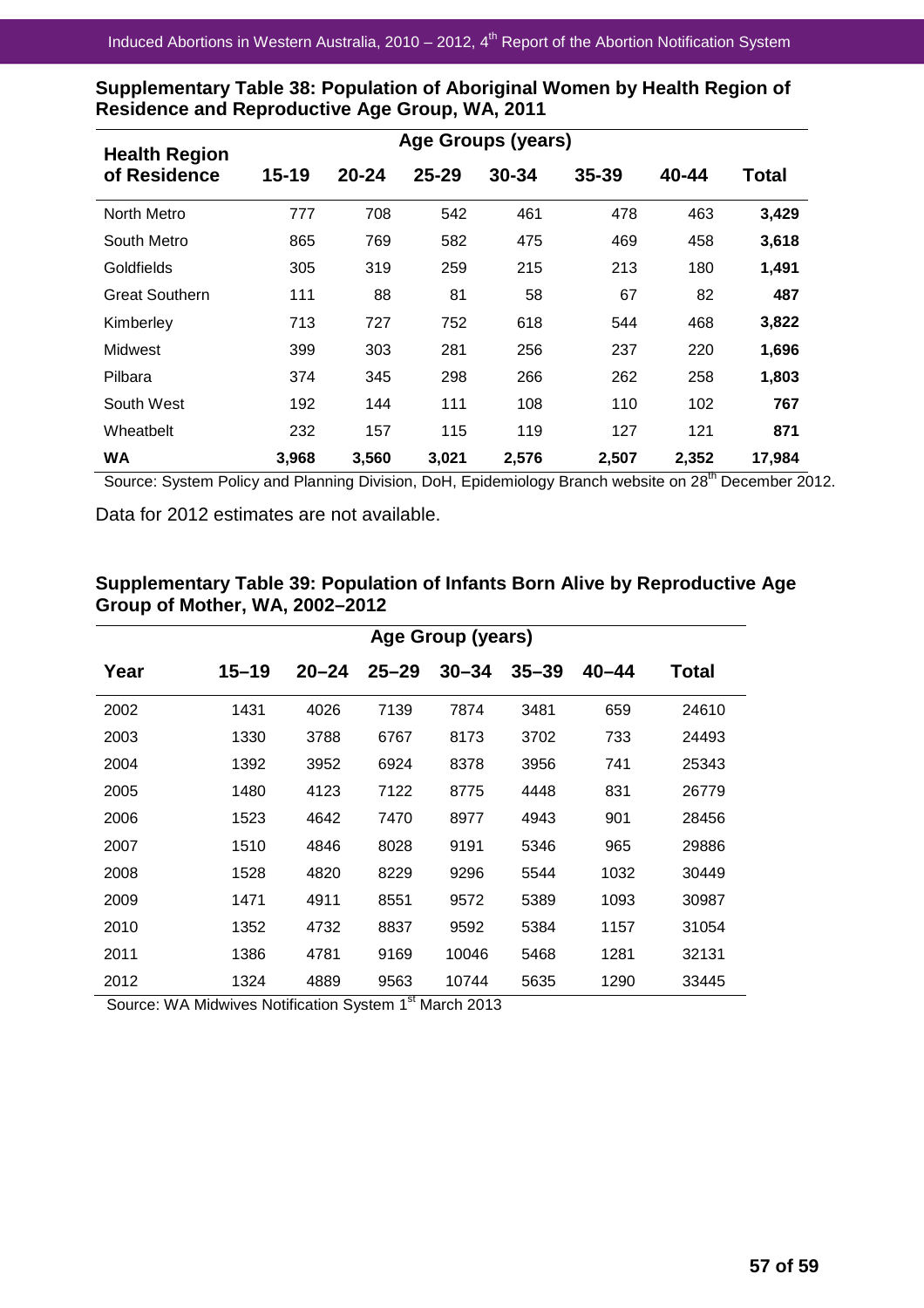**Supplementary Table 38: Population of Aboriginal Women by Health Region of Residence and Reproductive Age Group, WA, 2011**

| Health Region of Residence | Age Groups (years) | | | | | | |
|---|---|---|---|---|---|---|---|
| | 15-19 | 20-24 | 25-29 | 30-34 | 35-39 | 40-44 | Total |
| North Metro | 777 | 708 | 542 | 461 | 478 | 463 | **3,429** |
| South Metro | 865 | 769 | 582 | 475 | 469 | 458 | **3,618** |
| Goldfields | 305 | 319 | 259 | 215 | 213 | 180 | **1,491** |
| Great Southern | 111 | 88 | 81 | 58 | 67 | 82 | **487** |
| Kimberley | 713 | 727 | 752 | 618 | 544 | 468 | **3,822** |
| Midwest | 399 | 303 | 281 | 256 | 237 | 220 | **1,696** |
| Pilbara | 374 | 345 | 298 | 266 | 262 | 258 | **1,803** |
| South West | 192 | 144 | 111 | 108 | 110 | 102 | **767** |
| Wheatbelt | 232 | 157 | 115 | 119 | 127 | 121 | **871** |
| **WA** | **3,968** | **3,560** | **3,021** | **2,576** | **2,507** | **2,352** | **17,984** |

Source: System Policy and Planning Division, DoH, Epidemiology Branch website on 28th December 2012.

Data for 2012 estimates are not available.

**Supplementary Table 39: Population of Infants Born Alive by Reproductive Age Group of Mother, WA, 2002–2012**

| Year | Age Group (years) | | | | | | |
|---|---|---|---|---|---|---|---|
| | 15–19 | 20–24 | 25–29 | 30–34 | 35–39 | 40–44 | Total |
| 2002 | 1431 | 4026 | 7139 | 7874 | 3481 | 659 | 24610 |
| 2003 | 1330 | 3788 | 6767 | 8173 | 3702 | 733 | 24493 |
| 2004 | 1392 | 3952 | 6924 | 8378 | 3956 | 741 | 25343 |
| 2005 | 1480 | 4123 | 7122 | 8775 | 4448 | 831 | 26779 |
| 2006 | 1523 | 4642 | 7470 | 8977 | 4943 | 901 | 28456 |
| 2007 | 1510 | 4846 | 8028 | 9191 | 5346 | 965 | 29886 |
| 2008 | 1528 | 4820 | 8229 | 9296 | 5544 | 1032 | 30449 |
| 2009 | 1471 | 4911 | 8551 | 9572 | 5389 | 1093 | 30987 |
| 2010 | 1352 | 4732 | 8837 | 9592 | 5384 | 1157 | 31054 |
| 2011 | 1386 | 4781 | 9169 | 10046 | 5468 | 1281 | 32131 |
| 2012 | 1324 | 4889 | 9563 | 10744 | 5635 | 1290 | 33445 |

Source: WA Midwives Notification System 1st March 2013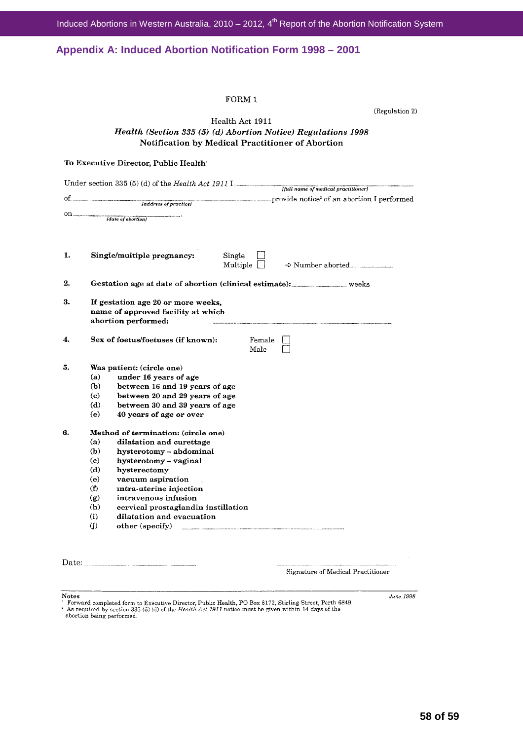## Appendix A: Induced Abortion Notification Form 1998 – 2001

FORM 1

(Regulation 2)

Health Act 1911

***Health (Section 335 (5) (d) Abortion Notice) Regulations 1998***

**Notification by Medical Practitioner of Abortion**

**To Executive Director, Public Health**[1]

Under section 335 (5) (d) of the *Health Act 1911* I.................................................... *[full name of medical practitioner]*

of.................................................... *[address of practice]* ....provide notice[2] of an abortion I performed

on.................................... *[date of abortion]*.

**1. Single/multiple pregnancy:** Single ☐ Multiple ☐ ⇨ Number aborted...................

**2. Gestation age at date of abortion (clinical estimate):**.................... weeks

**3. If gestation age 20 or more weeks, name of approved facility at which abortion performed:** ....................................................

**4. Sex of foetus/foetuses (if known):** Female ☐ Male ☐

**5. Was patient: (circle one)**

- (a) **under 16 years of age**
- (b) **between 16 and 19 years of age**
- (c) **between 20 and 29 years of age**
- (d) **between 30 and 39 years of age**
- (e) **40 years of age or over**

**6. Method of termination: (circle one)**

- (a) **dilatation and curettage**
- (b) **hysterotomy – abdominal**
- (c) **hysterotomy – vaginal**
- (d) **hysterectomy**
- (e) **vacuum aspiration**
- (f) **intra-uterine injection**
- (g) **intravenous infusion**
- (h) **cervical prostaglandin instillation**
- (i) **dilatation and evacuation**
- (j) other (specify) ....................................................

Date: ....................................

....................................................
Signature of Medical Practitioner

**Notes** *June 1998*

[1] Forward completed form to Executive Director, Public Health, PO Box 8172, Stirling Street, Perth 6849.

[2] As required by section 335 (5) (d) of the *Health Act 1911* notice must be given within 14 days of the abortion being performed.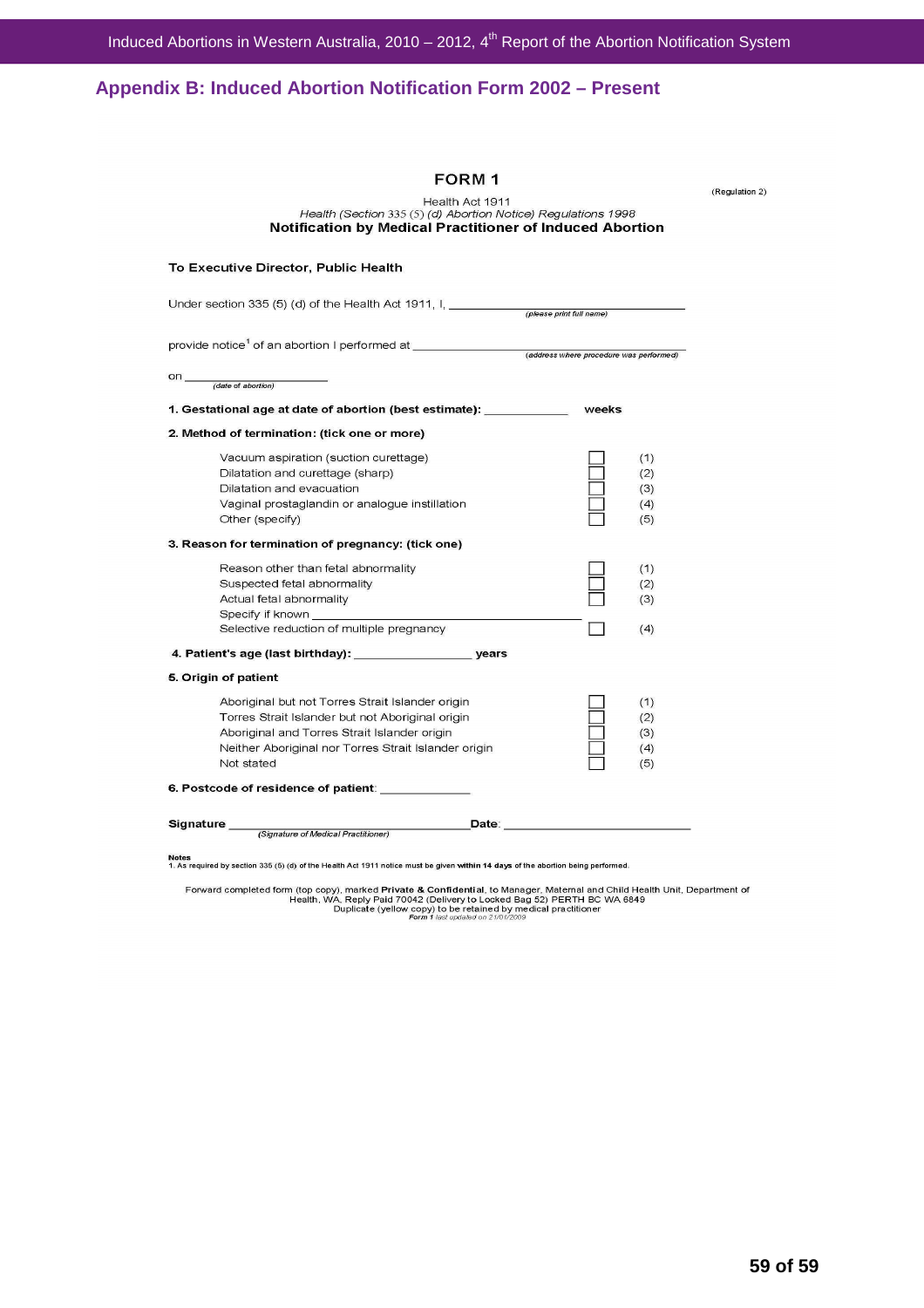## Appendix B: Induced Abortion Notification Form 2002 – Present

(Regulation 2)

**FORM 1**

Health Act 1911

*Health (Section 335 (5) (d) Abortion Notice) Regulations 1998*

**Notification by Medical Practitioner of Induced Abortion**

**To Executive Director, Public Health**

Under section 335 (5) (d) of the Health Act 1911, I, ______________________________
*(please print full name)*

provide notice[1] of an abortion I performed at ______________________________
*(address where procedure was performed)*

on ____________________
*(date of abortion)*

**1. Gestational age at date of abortion (best estimate):** ____________ **weeks**

**2. Method of termination: (tick one or more)**

| | | |
|---|---|---|
| Vacuum aspiration (suction curettage) | ☐ | (1) |
| Dilatation and curettage (sharp) | ☐ | (2) |
| Dilatation and evacuation | ☐ | (3) |
| Vaginal prostaglandin or analogue instillation | ☐ | (4) |
| Other (specify) | ☐ | (5) |

**3. Reason for termination of pregnancy: (tick one)**

| | | |
|---|---|---|
| Reason other than fetal abnormality | ☐ | (1) |
| Suspected fetal abnormality | ☐ | (2) |
| Actual fetal abnormality | ☐ | (3) |
| Specify if known ______________________________ | | |
| Selective reduction of multiple pregnancy | ☐ | (4) |

**4. Patient's age (last birthday):** ________________ **years**

**5. Origin of patient**

| | | |
|---|---|---|
| Aboriginal but not Torres Strait Islander origin | ☐ | (1) |
| Torres Strait Islander but not Aboriginal origin | ☐ | (2) |
| Aboriginal and Torres Strait Islander origin | ☐ | (3) |
| Neither Aboriginal nor Torres Strait Islander origin | ☐ | (4) |
| Not stated | ☐ | (5) |

**6. Postcode of residence of patient**: ____________

**Signature** ______________________________ **Date**: ______________________
*(Signature of Medical Practitioner)*

**Notes**
1. As required by section 335 (5) (d) of the Health Act 1911 notice must be given **within 14 days** of the abortion being performed.

Forward completed form (top copy), marked **Private & Confidential**, to Manager, Maternal and Child Health Unit, Department of Health, WA. Reply Paid 70042 (Delivery to Locked Bag 52) PERTH BC WA 6849
Duplicate (yellow copy) to be retained by medical practitioner
***Form 1*** *last updated on 21/01/2009*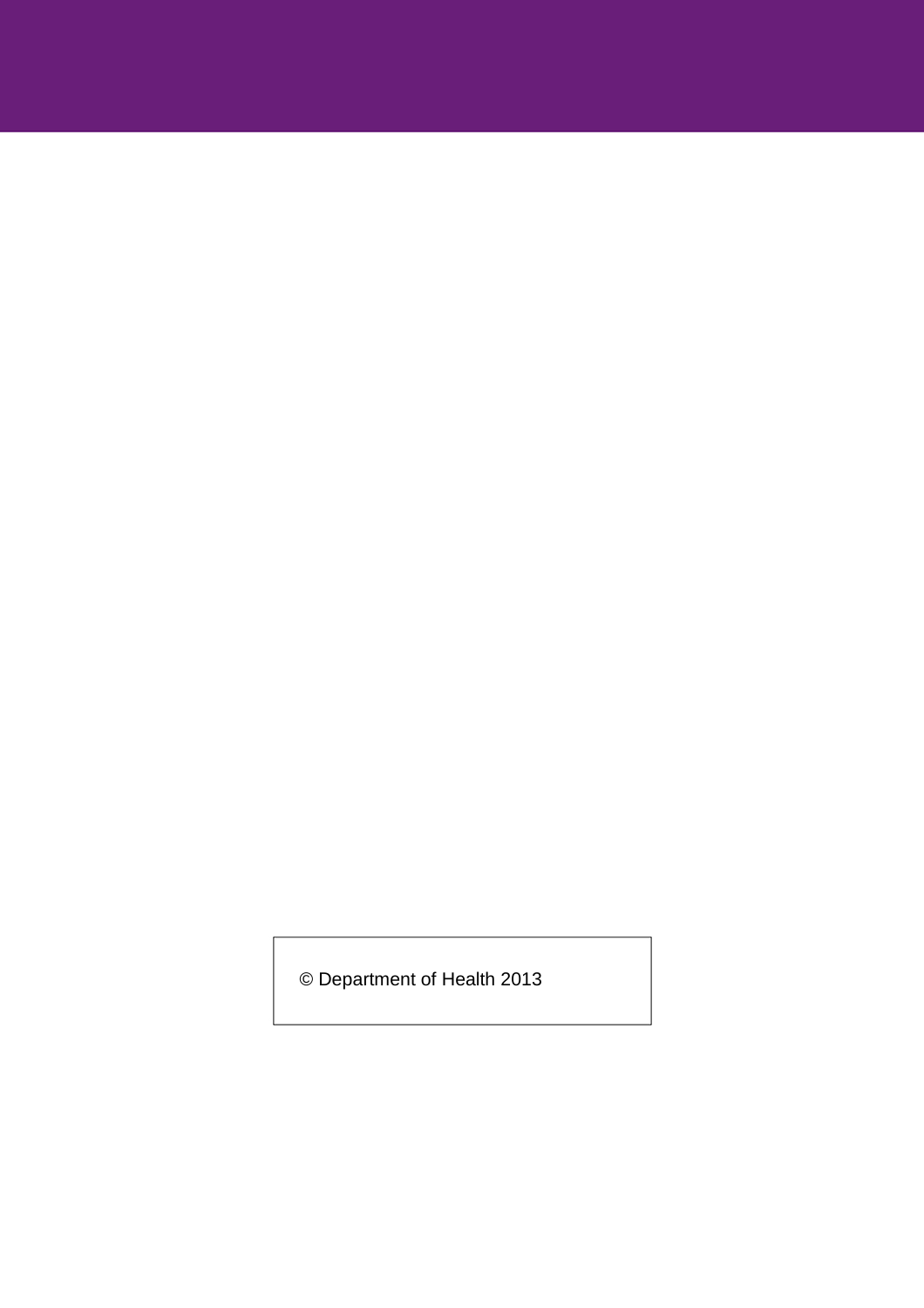© Department of Health 2013